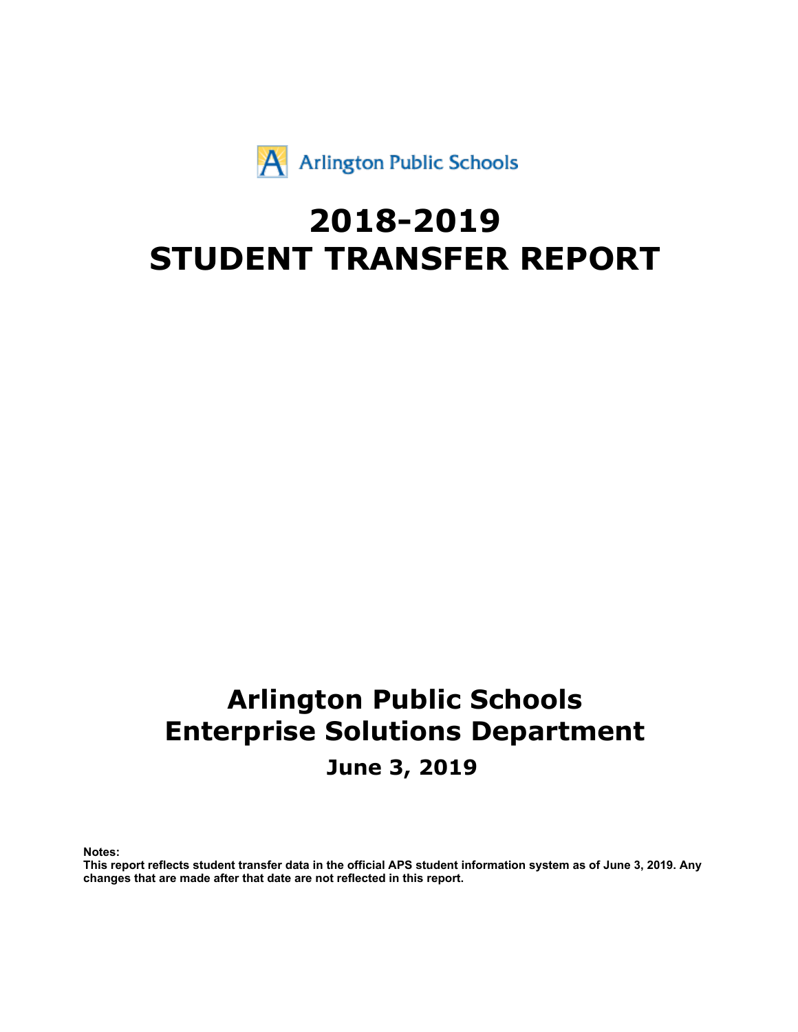Arlington Public Schools

# 2018-2019
# STUDENT TRANSFER REPORT

## Arlington Public Schools
## Enterprise Solutions Department

### June 3, 2019

**Notes:**
**This report reflects student transfer data in the official APS student information system as of June 3, 2019. Any changes that are made after that date are not reflected in this report.**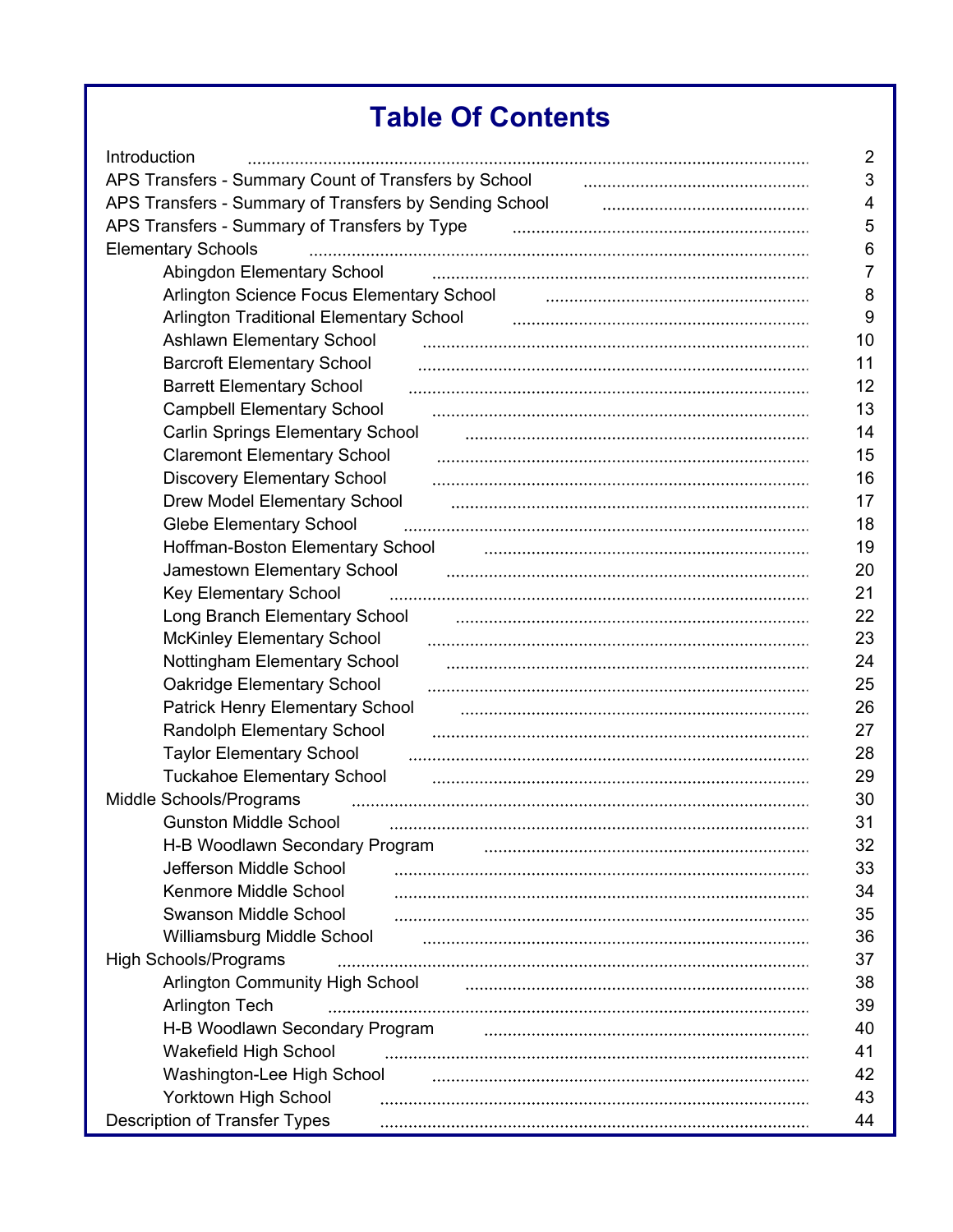# Table Of Contents

| | |
|---|---|
| Introduction | 2 |
| APS Transfers - Summary Count of Transfers by School | 3 |
| APS Transfers - Summary of Transfers by Sending School | 4 |
| APS Transfers - Summary of Transfers by Type | 5 |
| Elementary Schools | 6 |
| Abingdon Elementary School | 7 |
| Arlington Science Focus Elementary School | 8 |
| Arlington Traditional Elementary School | 9 |
| Ashlawn Elementary School | 10 |
| Barcroft Elementary School | 11 |
| Barrett Elementary School | 12 |
| Campbell Elementary School | 13 |
| Carlin Springs Elementary School | 14 |
| Claremont Elementary School | 15 |
| Discovery Elementary School | 16 |
| Drew Model Elementary School | 17 |
| Glebe Elementary School | 18 |
| Hoffman-Boston Elementary School | 19 |
| Jamestown Elementary School | 20 |
| Key Elementary School | 21 |
| Long Branch Elementary School | 22 |
| McKinley Elementary School | 23 |
| Nottingham Elementary School | 24 |
| Oakridge Elementary School | 25 |
| Patrick Henry Elementary School | 26 |
| Randolph Elementary School | 27 |
| Taylor Elementary School | 28 |
| Tuckahoe Elementary School | 29 |
| Middle Schools/Programs | 30 |
| Gunston Middle School | 31 |
| H-B Woodlawn Secondary Program | 32 |
| Jefferson Middle School | 33 |
| Kenmore Middle School | 34 |
| Swanson Middle School | 35 |
| Williamsburg Middle School | 36 |
| High Schools/Programs | 37 |
| Arlington Community High School | 38 |
| Arlington Tech | 39 |
| H-B Woodlawn Secondary Program | 40 |
| Wakefield High School | 41 |
| Washington-Lee High School | 42 |
| Yorktown High School | 43 |
| Description of Transfer Types | 44 |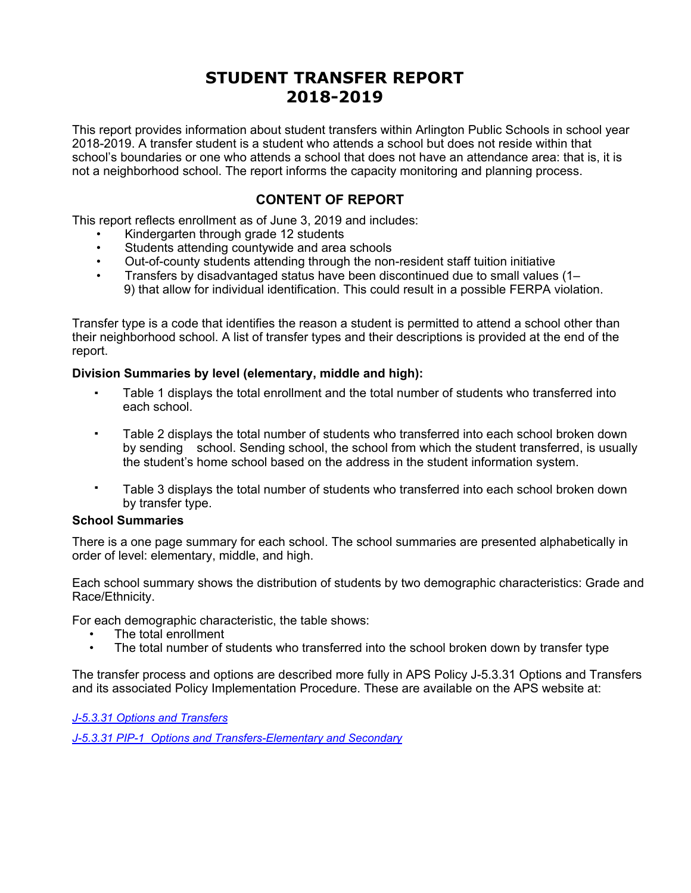# STUDENT TRANSFER REPORT 2018-2019

This report provides information about student transfers within Arlington Public Schools in school year 2018-2019. A transfer student is a student who attends a school but does not reside within that school's boundaries or one who attends a school that does not have an attendance area: that is, it is not a neighborhood school. The report informs the capacity monitoring and planning process.

## CONTENT OF REPORT

This report reflects enrollment as of June 3, 2019 and includes:

- Kindergarten through grade 12 students
- Students attending countywide and area schools
- Out-of-county students attending through the non-resident staff tuition initiative
- Transfers by disadvantaged status have been discontinued due to small values (1–9) that allow for individual identification. This could result in a possible FERPA violation.

Transfer type is a code that identifies the reason a student is permitted to attend a school other than their neighborhood school. A list of transfer types and their descriptions is provided at the end of the report.

**Division Summaries by level (elementary, middle and high):**

- Table 1 displays the total enrollment and the total number of students who transferred into each school.
- Table 2 displays the total number of students who transferred into each school broken down by sending school. Sending school, the school from which the student transferred, is usually the student's home school based on the address in the student information system.
- Table 3 displays the total number of students who transferred into each school broken down by transfer type.

**School Summaries**

There is a one page summary for each school. The school summaries are presented alphabetically in order of level: elementary, middle, and high.

Each school summary shows the distribution of students by two demographic characteristics: Grade and Race/Ethnicity.

For each demographic characteristic, the table shows:

- The total enrollment
- The total number of students who transferred into the school broken down by transfer type

The transfer process and options are described more fully in APS Policy J-5.3.31 Options and Transfers and its associated Policy Implementation Procedure. These are available on the APS website at:

*J-5.3.31 Options and Transfers*

*J-5.3.31 PIP-1 Options and Transfers-Elementary and Secondary*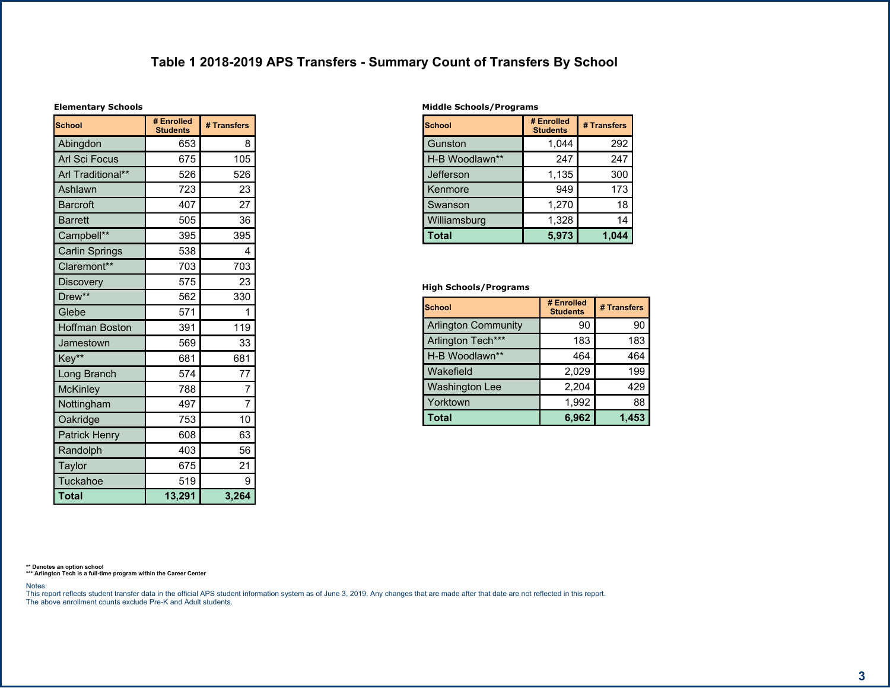# Table 1 2018-2019 APS Transfers - Summary Count of Transfers By School

**Elementary Schools**

| School | # Enrolled Students | # Transfers |
|---|---|---|
| Abingdon | 653 | 8 |
| Arl Sci Focus | 675 | 105 |
| Arl Traditional** | 526 | 526 |
| Ashlawn | 723 | 23 |
| Barcroft | 407 | 27 |
| Barrett | 505 | 36 |
| Campbell** | 395 | 395 |
| Carlin Springs | 538 | 4 |
| Claremont** | 703 | 703 |
| Discovery | 575 | 23 |
| Drew** | 562 | 330 |
| Glebe | 571 | 1 |
| Hoffman Boston | 391 | 119 |
| Jamestown | 569 | 33 |
| Key** | 681 | 681 |
| Long Branch | 574 | 77 |
| McKinley | 788 | 7 |
| Nottingham | 497 | 7 |
| Oakridge | 753 | 10 |
| Patrick Henry | 608 | 63 |
| Randolph | 403 | 56 |
| Taylor | 675 | 21 |
| Tuckahoe | 519 | 9 |
| **Total** | **13,291** | **3,264** |

**Middle Schools/Programs**

| School | # Enrolled Students | # Transfers |
|---|---|---|
| Gunston | 1,044 | 292 |
| H-B Woodlawn** | 247 | 247 |
| Jefferson | 1,135 | 300 |
| Kenmore | 949 | 173 |
| Swanson | 1,270 | 18 |
| Williamsburg | 1,328 | 14 |
| **Total** | **5,973** | **1,044** |

**High Schools/Programs**

| School | # Enrolled Students | # Transfers |
|---|---|---|
| Arlington Community | 90 | 90 |
| Arlington Tech*** | 183 | 183 |
| H-B Woodlawn** | 464 | 464 |
| Wakefield | 2,029 | 199 |
| Washington Lee | 2,204 | 429 |
| Yorktown | 1,992 | 88 |
| **Total** | **6,962** | **1,453** |

** Denotes an option school
*** Arlington Tech is a full-time program within the Career Center

Notes:
This report reflects student transfer data in the official APS student information system as of June 3, 2019. Any changes that are made after that date are not reflected in this report.
The above enrollment counts exclude Pre-K and Adult students.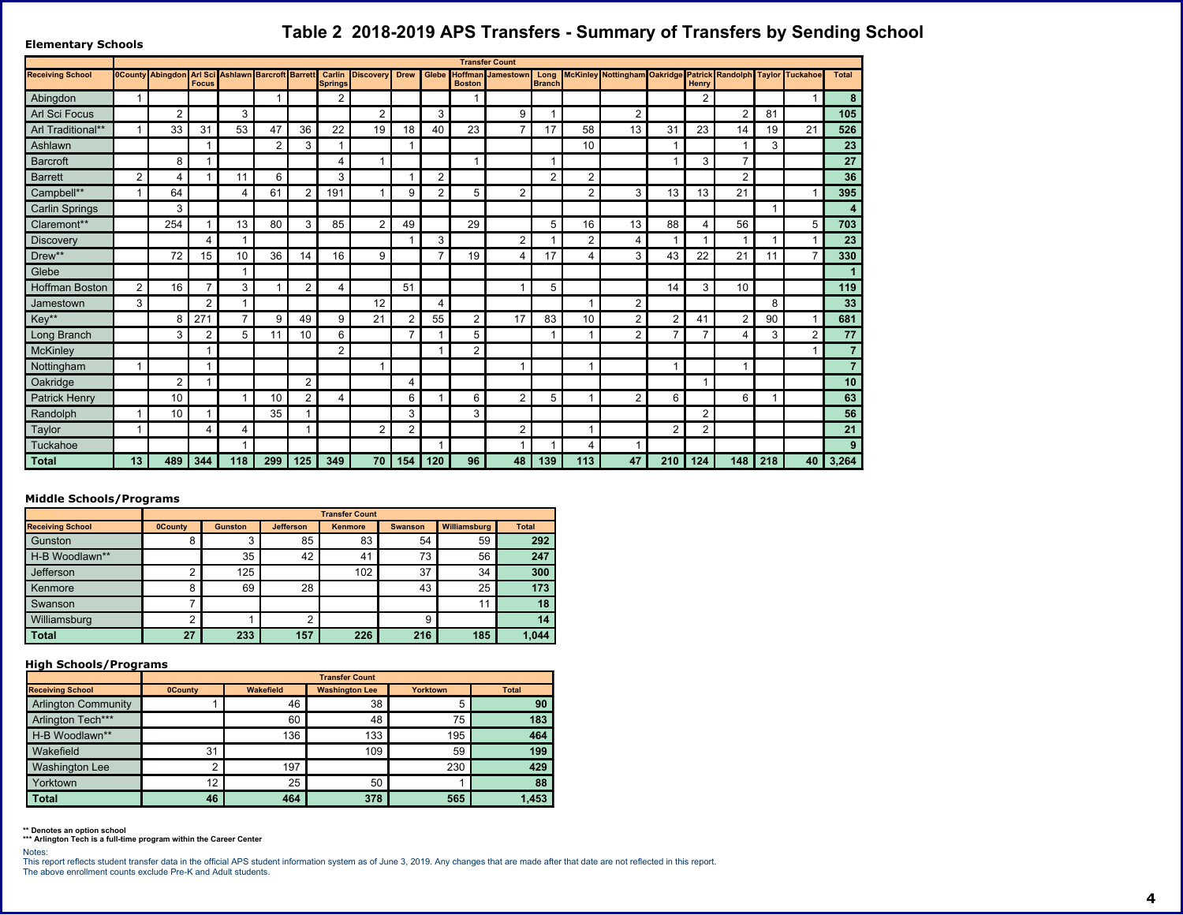# Table 2 2018-2019 APS Transfers - Summary of Transfers by Sending School

### Elementary Schools

| | Transfer Count | | | | | | | | | | | | | | | | | | | | |
|---|---|---|---|---|---|---|---|---|---|---|---|---|---|---|---|---|---|---|---|---|---|
| **Receiving School** | **0County** | **Abingdon** | **Arl Sci Focus** | **Ashlawn** | **Barcroft** | **Barrett** | **Carlin Springs** | **Discovery** | **Drew** | **Glebe** | **Hoffman Boston** | **Jamestown** | **Long Branch** | **McKinley** | **Nottingham** | **Oakridge** | **Patrick Henry** | **Randolph** | **Taylor** | **Tuckahoe** | **Total** |
| Abingdon | 1 | | | | 1 | | 2 | | | | 1 | | | | | | 2 | | | 1 | **8** |
| Arl Sci Focus | | 2 | | 3 | | | | 2 | | 3 | | 9 | 1 | | 2 | | | 2 | 81 | | **105** |
| Arl Traditional** | 1 | 33 | 31 | 53 | 47 | 36 | 22 | 19 | 18 | 40 | 23 | 7 | 17 | 58 | 13 | 31 | 23 | 14 | 19 | 21 | **526** |
| Ashlawn | | | 1 | | 2 | 3 | 1 | | 1 | | | | | 10 | | 1 | | 1 | 3 | | **23** |
| Barcroft | | 8 | 1 | | | | 4 | 1 | | | 1 | | 1 | | | 1 | 3 | 7 | | | **27** |
| Barrett | 2 | 4 | 1 | 11 | 6 | | 3 | | 1 | 2 | | | 2 | 2 | | | | 2 | | | **36** |
| Campbell** | 1 | 64 | | 4 | 61 | 2 | 191 | 1 | 9 | 2 | 5 | 2 | | 2 | 3 | 13 | 13 | 21 | | 1 | **395** |
| Carlin Springs | | 3 | | | | | | | | | | | | | | | | | 1 | | **4** |
| Claremont** | | 254 | 1 | 13 | 80 | 3 | 85 | 2 | 49 | | 29 | | 5 | 16 | 13 | 88 | 4 | 56 | | 5 | **703** |
| Discovery | | | 4 | 1 | | | | | 1 | 3 | | 2 | 1 | 2 | 4 | 1 | 1 | 1 | 1 | 1 | **23** |
| Drew** | | 72 | 15 | 10 | 36 | 14 | 16 | 9 | | 7 | 19 | 4 | 17 | 4 | 3 | 43 | 22 | 21 | 11 | 7 | **330** |
| Glebe | | | | 1 | | | | | | | | | | | | | | | | | **1** |
| Hoffman Boston | 2 | 16 | 7 | 3 | 1 | 2 | 4 | | 51 | | | 1 | 5 | | | 14 | 3 | 10 | | | **119** |
| Jamestown | 3 | | 2 | 1 | | | | 12 | | 4 | | | | 1 | 2 | | | | 8 | | **33** |
| Key** | | 8 | 271 | 7 | 9 | 49 | 9 | 21 | 2 | 55 | 2 | 17 | 83 | 10 | 2 | 2 | 41 | 2 | 90 | 1 | **681** |
| Long Branch | | 3 | 2 | 5 | 11 | 10 | 6 | | 7 | 1 | 5 | | 1 | 1 | 2 | 7 | 7 | 4 | 3 | 2 | **77** |
| McKinley | | | 1 | | | | 2 | | | 1 | 2 | | | | | | | | | 1 | **7** |
| Nottingham | 1 | | 1 | | | | | 1 | | | | 1 | | 1 | | 1 | | 1 | | | **7** |
| Oakridge | | 2 | 1 | | | 2 | | | 4 | | | | | | | | 1 | | | | **10** |
| Patrick Henry | | 10 | | 1 | 10 | 2 | 4 | | 6 | 1 | 6 | 2 | 5 | 1 | 2 | 6 | | 6 | 1 | | **63** |
| Randolph | 1 | 10 | 1 | | 35 | 1 | | | 3 | | 3 | | | | | | 2 | | | | **56** |
| Taylor | 1 | | 4 | 4 | | 1 | | 2 | 2 | | | 2 | | 1 | | 2 | 2 | | | | **21** |
| Tuckahoe | | | | 1 | | | | | | 1 | | 1 | 1 | 4 | 1 | | | | | | **9** |
| **Total** | **13** | **489** | **344** | **118** | **299** | **125** | **349** | **70** | **154** | **120** | **96** | **48** | **139** | **113** | **47** | **210** | **124** | **148** | **218** | **40** | **3,264** |

### Middle Schools/Programs

| | Transfer Count | | | | | | |
|---|---|---|---|---|---|---|---|
| **Receiving School** | **0County** | **Gunston** | **Jefferson** | **Kenmore** | **Swanson** | **Williamsburg** | **Total** |
| Gunston | 8 | 3 | 85 | 83 | 54 | 59 | **292** |
| H-B Woodlawn** | | 35 | 42 | 41 | 73 | 56 | **247** |
| Jefferson | 2 | 125 | | 102 | 37 | 34 | **300** |
| Kenmore | 8 | 69 | 28 | | 43 | 25 | **173** |
| Swanson | 7 | | | | | 11 | **18** |
| Williamsburg | 2 | 1 | 2 | | 9 | | **14** |
| **Total** | **27** | **233** | **157** | **226** | **216** | **185** | **1,044** |

### High Schools/Programs

| | Transfer Count | | | | |
|---|---|---|---|---|---|
| **Receiving School** | **0County** | **Wakefield** | **Washington Lee** | **Yorktown** | **Total** |
| Arlington Community | 1 | 46 | 38 | 5 | **90** |
| Arlington Tech*** | | 60 | 48 | 75 | **183** |
| H-B Woodlawn** | | 136 | 133 | 195 | **464** |
| Wakefield | 31 | | 109 | 59 | **199** |
| Washington Lee | 2 | 197 | | 230 | **429** |
| Yorktown | 12 | 25 | 50 | 1 | **88** |
| **Total** | **46** | **464** | **378** | **565** | **1,453** |

**** Denotes an option school**
****\* Arlington Tech is a full-time program within the Career Center**

Notes:
This report reflects student transfer data in the official APS student information system as of June 3, 2019. Any changes that are made after that date are not reflected in this report.
The above enrollment counts exclude Pre-K and Adult students.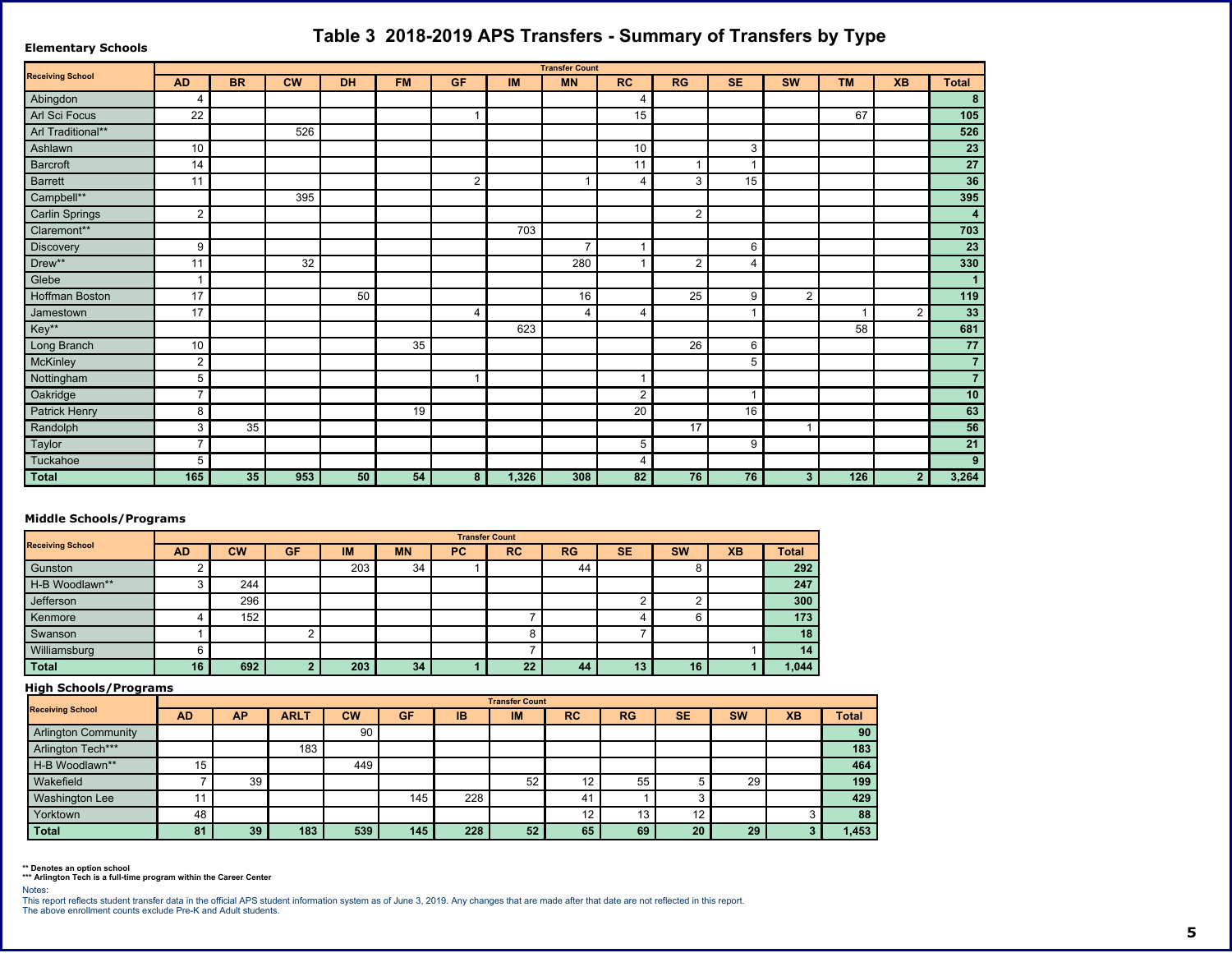# Table 3 2018-2019 APS Transfers - Summary of Transfers by Type

**Elementary Schools**

| Receiving School | Transfer Count | | | | | | | | | | | | | | |
|---|---|---|---|---|---|---|---|---|---|---|---|---|---|---|---|
| | AD | BR | CW | DH | FM | GF | IM | MN | RC | RG | SE | SW | TM | XB | Total |
| Abingdon | 4 | | | | | | | | 4 | | | | | | 8 |
| Arl Sci Focus | 22 | | | | | 1 | | | 15 | | | | 67 | | 105 |
| Arl Traditional** | | | 526 | | | | | | | | | | | | 526 |
| Ashlawn | 10 | | | | | | | | 10 | | 3 | | | | 23 |
| Barcroft | 14 | | | | | | | | 11 | 1 | 1 | | | | 27 |
| Barrett | 11 | | | | | 2 | | 1 | 4 | 3 | 15 | | | | 36 |
| Campbell** | | | 395 | | | | | | | | | | | | 395 |
| Carlin Springs | 2 | | | | | | | | | 2 | | | | | 4 |
| Claremont** | | | | | | | 703 | | | | | | | | 703 |
| Discovery | 9 | | | | | | | 7 | 1 | | 6 | | | | 23 |
| Drew** | 11 | | 32 | | | | | 280 | 1 | 2 | 4 | | | | 330 |
| Glebe | 1 | | | | | | | | | | | | | | 1 |
| Hoffman Boston | 17 | | | 50 | | | | 16 | | 25 | 9 | 2 | | | 119 |
| Jamestown | 17 | | | | | 4 | | 4 | 4 | | 1 | | 1 | 2 | 33 |
| Key** | | | | | | | 623 | | | | | | 58 | | 681 |
| Long Branch | 10 | | | | 35 | | | | | 26 | 6 | | | | 77 |
| McKinley | 2 | | | | | | | | | | 5 | | | | 7 |
| Nottingham | 5 | | | | | 1 | | | 1 | | | | | | 7 |
| Oakridge | 7 | | | | | | | | 2 | | 1 | | | | 10 |
| Patrick Henry | 8 | | | | 19 | | | | 20 | | 16 | | | | 63 |
| Randolph | 3 | 35 | | | | | | | | 17 | | 1 | | | 56 |
| Taylor | 7 | | | | | | | | 5 | | 9 | | | | 21 |
| Tuckahoe | 5 | | | | | | | | 4 | | | | | | 9 |
| **Total** | **165** | **35** | **953** | **50** | **54** | **8** | **1,326** | **308** | **82** | **76** | **76** | **3** | **126** | **2** | **3,264** |

**Middle Schools/Programs**

| Receiving School | Transfer Count | | | | | | | | | | | |
|---|---|---|---|---|---|---|---|---|---|---|---|---|
| | AD | CW | GF | IM | MN | PC | RC | RG | SE | SW | XB | Total |
| Gunston | 2 | | | 203 | 34 | 1 | | 44 | | 8 | | 292 |
| H-B Woodlawn** | 3 | 244 | | | | | | | | | | 247 |
| Jefferson | | 296 | | | | | | | 2 | 2 | | 300 |
| Kenmore | 4 | 152 | | | | | 7 | | 4 | 6 | | 173 |
| Swanson | 1 | | 2 | | | | 8 | | 7 | | | 18 |
| Williamsburg | 6 | | | | | | 7 | | | | 1 | 14 |
| **Total** | **16** | **692** | **2** | **203** | **34** | **1** | **22** | **44** | **13** | **16** | **1** | **1,044** |

**High Schools/Programs**

| Receiving School | Transfer Count | | | | | | | | | | | | |
|---|---|---|---|---|---|---|---|---|---|---|---|---|---|
| | AD | AP | ARLT | CW | GF | IB | IM | RC | RG | SE | SW | XB | Total |
| Arlington Community | | | | 90 | | | | | | | | | 90 |
| Arlington Tech*** | | | 183 | | | | | | | | | | 183 |
| H-B Woodlawn** | 15 | | | 449 | | | | | | | | | 464 |
| Wakefield | 7 | 39 | | | | | 52 | 12 | 55 | 5 | 29 | | 199 |
| Washington Lee | 11 | | | | 145 | 228 | | 41 | 1 | 3 | | | 429 |
| Yorktown | 48 | | | | | | | 12 | 13 | 12 | | 3 | 88 |
| **Total** | **81** | **39** | **183** | **539** | **145** | **228** | **52** | **65** | **69** | **20** | **29** | **3** | **1,453** |

** Denotes an option school
*** Arlington Tech is a full-time program within the Career Center

Notes:
This report reflects student transfer data in the official APS student information system as of June 3, 2019. Any changes that are made after that date are not reflected in this report.
The above enrollment counts exclude Pre-K and Adult students.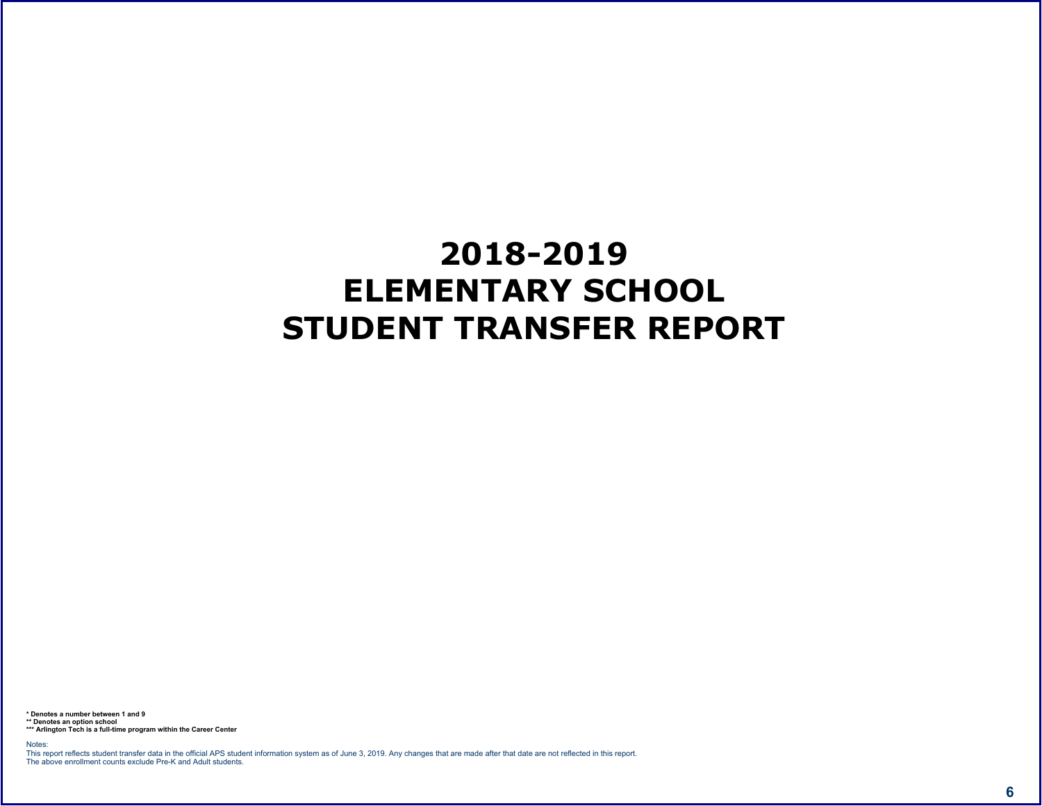# 2018-2019
# ELEMENTARY SCHOOL
# STUDENT TRANSFER REPORT

**\* Denotes a number between 1 and 9**
**\*\* Denotes an option school**
**\*\*\* Arlington Tech is a full-time program within the Career Center**

Notes:
This report reflects student transfer data in the official APS student information system as of June 3, 2019. Any changes that are made after that date are not reflected in this report.
The above enrollment counts exclude Pre-K and Adult students.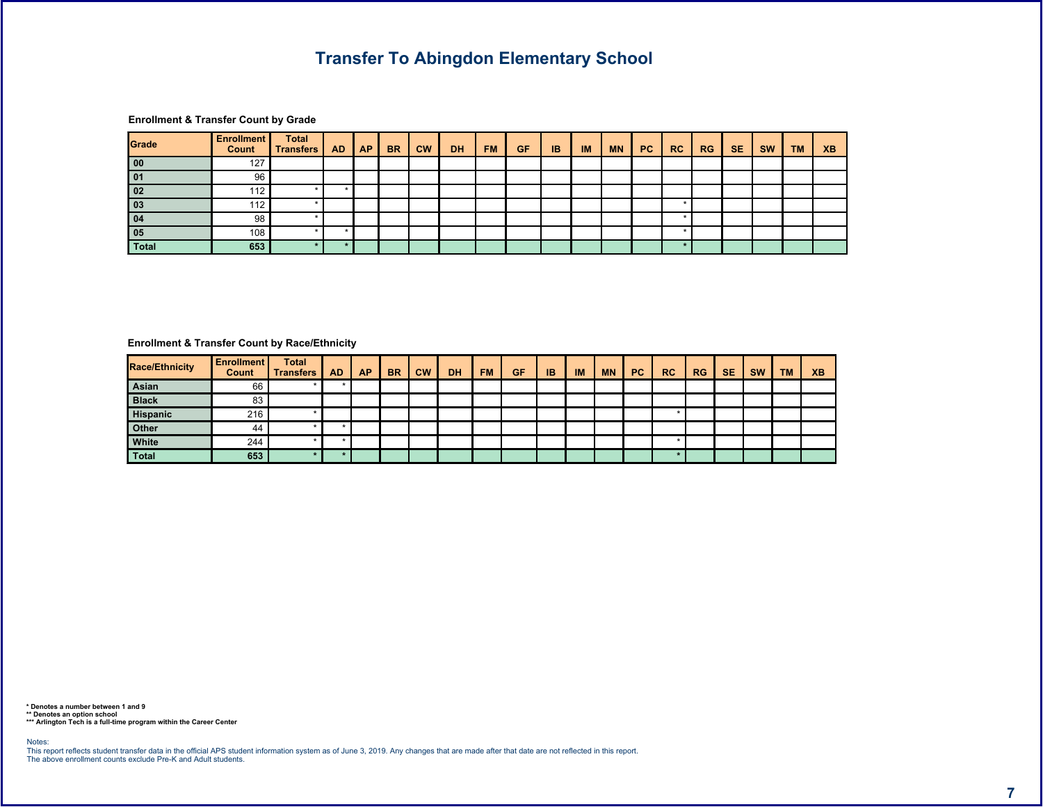# Transfer To Abingdon Elementary School

**Enrollment & Transfer Count by Grade**

| Grade | Enrollment Count | Total Transfers | AD | AP | BR | CW | DH | FM | GF | IB | IM | MN | PC | RC | RG | SE | SW | TM | XB |
|---|---|---|---|---|---|---|---|---|---|---|---|---|---|---|---|---|---|---|---|
| 00 | 127 | | | | | | | | | | | | | | | | | | |
| 01 | 96 | | | | | | | | | | | | | | | | | | |
| 02 | 112 | * | * | | | | | | | | | | | | | | | | |
| 03 | 112 | * | | | | | | | | | | | | * | | | | | |
| 04 | 98 | * | | | | | | | | | | | | * | | | | | |
| 05 | 108 | * | * | | | | | | | | | | | * | | | | | |
| **Total** | **653** | * | * | | | | | | | | | | | * | | | | | |

**Enrollment & Transfer Count by Race/Ethnicity**

| Race/Ethnicity | Enrollment Count | Total Transfers | AD | AP | BR | CW | DH | FM | GF | IB | IM | MN | PC | RC | RG | SE | SW | TM | XB |
|---|---|---|---|---|---|---|---|---|---|---|---|---|---|---|---|---|---|---|---|
| Asian | 66 | * | * | | | | | | | | | | | | | | | | |
| Black | 83 | | | | | | | | | | | | | | | | | | |
| Hispanic | 216 | * | | | | | | | | | | | | * | | | | | |
| Other | 44 | * | * | | | | | | | | | | | | | | | | |
| White | 244 | * | * | | | | | | | | | | | * | | | | | |
| **Total** | **653** | * | * | | | | | | | | | | | * | | | | | |

**\* Denotes a number between 1 and 9**
**\*\* Denotes an option school**
**\*\*\* Arlington Tech is a full-time program within the Career Center**

Notes:
This report reflects student transfer data in the official APS student information system as of June 3, 2019. Any changes that are made after that date are not reflected in this report.
The above enrollment counts exclude Pre-K and Adult students.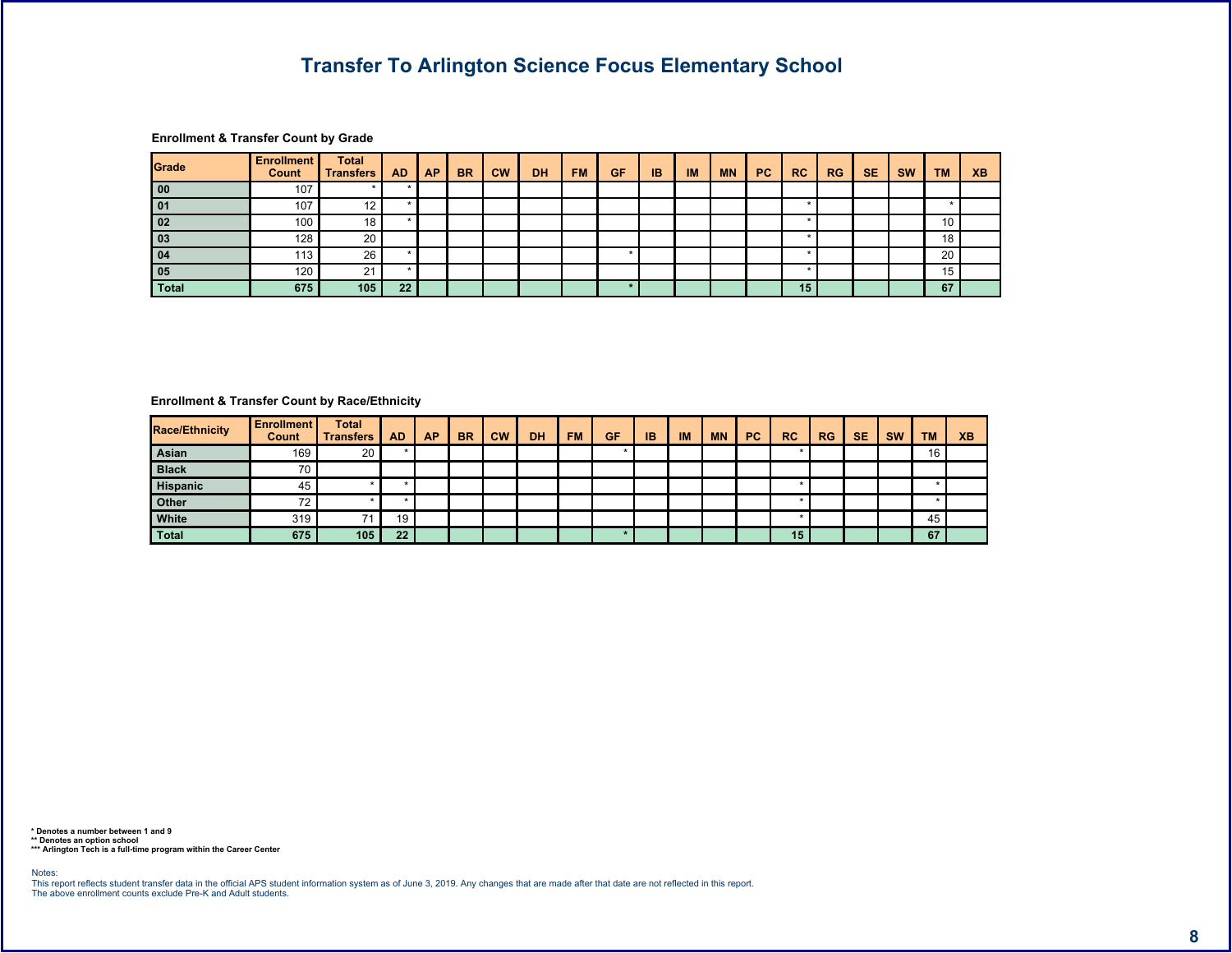# Transfer To Arlington Science Focus Elementary School

**Enrollment & Transfer Count by Grade**

| Grade | Enrollment Count | Total Transfers | AD | AP | BR | CW | DH | FM | GF | IB | IM | MN | PC | RC | RG | SE | SW | TM | XB |
|---|---|---|---|---|---|---|---|---|---|---|---|---|---|---|---|---|---|---|---|
| 00 | 107 | * | * | | | | | | | | | | | | | | | | |
| 01 | 107 | 12 | * | | | | | | | | | | | * | | | | * | |
| 02 | 100 | 18 | * | | | | | | | | | | | * | | | | 10 | |
| 03 | 128 | 20 | | | | | | | | | | | | * | | | | 18 | |
| 04 | 113 | 26 | * | | | | | | * | | | | | * | | | | 20 | |
| 05 | 120 | 21 | * | | | | | | | | | | | * | | | | 15 | |
| Total | 675 | 105 | 22 | | | | | | * | | | | | 15 | | | | 67 | |

**Enrollment & Transfer Count by Race/Ethnicity**

| Race/Ethnicity | Enrollment Count | Total Transfers | AD | AP | BR | CW | DH | FM | GF | IB | IM | MN | PC | RC | RG | SE | SW | TM | XB |
|---|---|---|---|---|---|---|---|---|---|---|---|---|---|---|---|---|---|---|---|
| Asian | 169 | 20 | * | | | | | | * | | | | | * | | | | 16 | |
| Black | 70 | | | | | | | | | | | | | | | | | | |
| Hispanic | 45 | * | * | | | | | | | | | | | * | | | | * | |
| Other | 72 | * | * | | | | | | | | | | | * | | | | * | |
| White | 319 | 71 | 19 | | | | | | | | | | | * | | | | 45 | |
| Total | 675 | 105 | 22 | | | | | | * | | | | | 15 | | | | 67 | |

**\* Denotes a number between 1 and 9**
**\*\* Denotes an option school**
**\*\*\* Arlington Tech is a full-time program within the Career Center**

Notes:
This report reflects student transfer data in the official APS student information system as of June 3, 2019. Any changes that are made after that date are not reflected in this report.
The above enrollment counts exclude Pre-K and Adult students.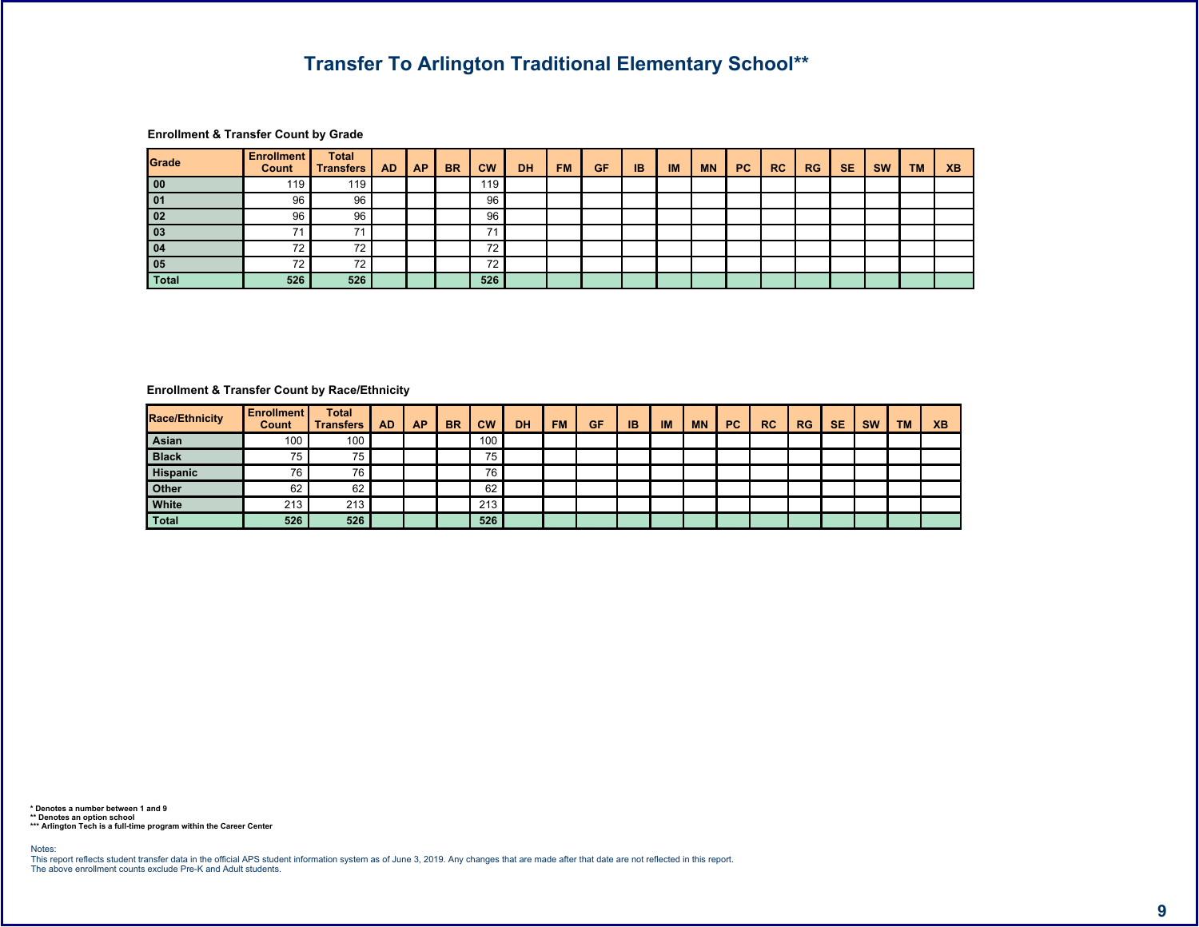# Transfer To Arlington Traditional Elementary School**

**Enrollment & Transfer Count by Grade**

| Grade | Enrollment Count | Total Transfers | AD | AP | BR | CW | DH | FM | GF | IB | IM | MN | PC | RC | RG | SE | SW | TM | XB |
|---|---|---|---|---|---|---|---|---|---|---|---|---|---|---|---|---|---|---|---|
| 00 | 119 | 119 | | | | 119 | | | | | | | | | | | | | |
| 01 | 96 | 96 | | | | 96 | | | | | | | | | | | | | |
| 02 | 96 | 96 | | | | 96 | | | | | | | | | | | | | |
| 03 | 71 | 71 | | | | 71 | | | | | | | | | | | | | |
| 04 | 72 | 72 | | | | 72 | | | | | | | | | | | | | |
| 05 | 72 | 72 | | | | 72 | | | | | | | | | | | | | |
| Total | 526 | 526 | | | | 526 | | | | | | | | | | | | | |

**Enrollment & Transfer Count by Race/Ethnicity**

| Race/Ethnicity | Enrollment Count | Total Transfers | AD | AP | BR | CW | DH | FM | GF | IB | IM | MN | PC | RC | RG | SE | SW | TM | XB |
|---|---|---|---|---|---|---|---|---|---|---|---|---|---|---|---|---|---|---|---|
| Asian | 100 | 100 | | | | 100 | | | | | | | | | | | | | |
| Black | 75 | 75 | | | | 75 | | | | | | | | | | | | | |
| Hispanic | 76 | 76 | | | | 76 | | | | | | | | | | | | | |
| Other | 62 | 62 | | | | 62 | | | | | | | | | | | | | |
| White | 213 | 213 | | | | 213 | | | | | | | | | | | | | |
| Total | 526 | 526 | | | | 526 | | | | | | | | | | | | | |

**\* Denotes a number between 1 and 9**
**\*\* Denotes an option school**
**\*\*\* Arlington Tech is a full-time program within the Career Center**

Notes:
This report reflects student transfer data in the official APS student information system as of June 3, 2019. Any changes that are made after that date are not reflected in this report.
The above enrollment counts exclude Pre-K and Adult students.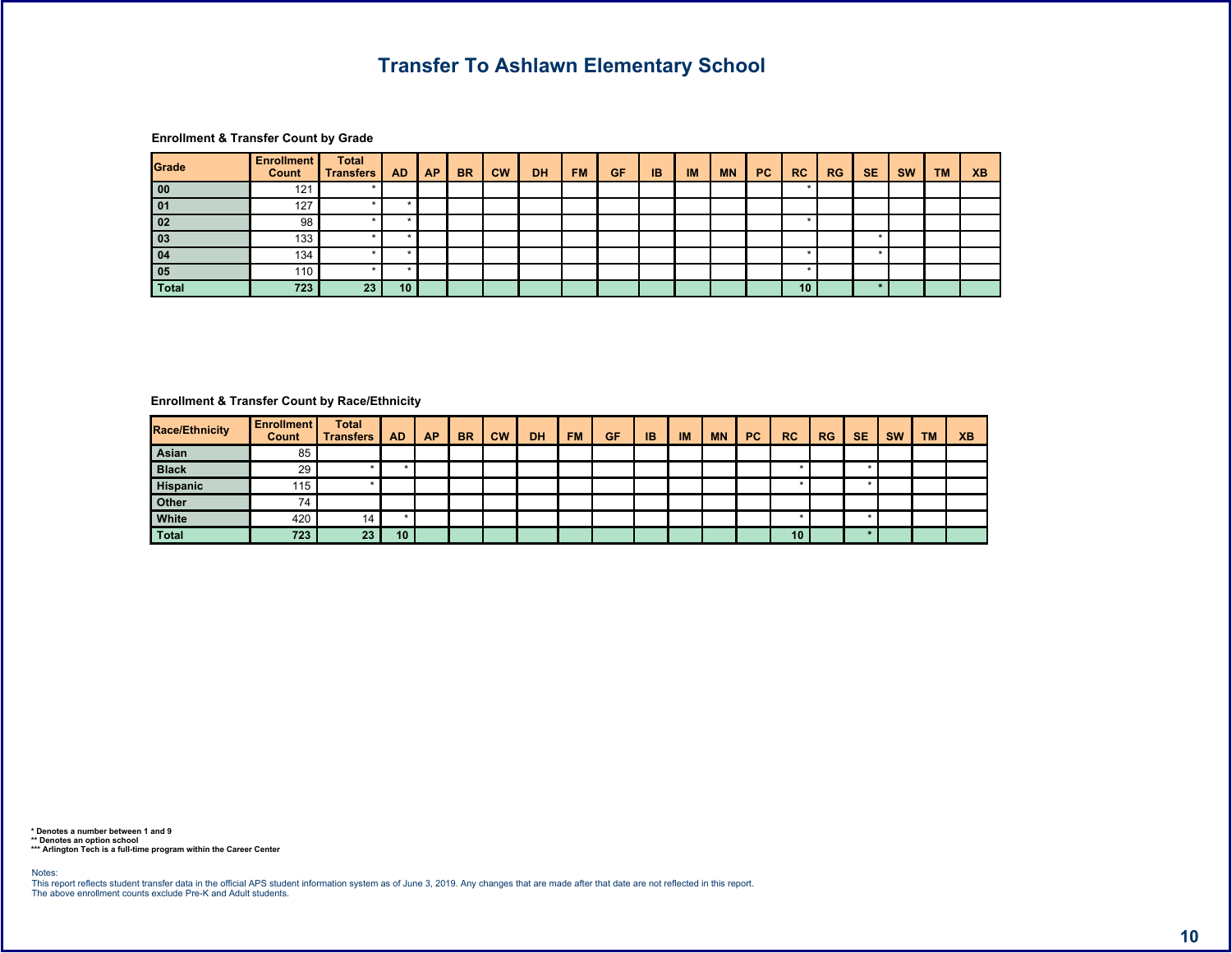# Transfer To Ashlawn Elementary School

### Enrollment & Transfer Count by Grade

| Grade | Enrollment Count | Total Transfers | AD | AP | BR | CW | DH | FM | GF | IB | IM | MN | PC | RC | RG | SE | SW | TM | XB |
|---|---|---|---|---|---|---|---|---|---|---|---|---|---|---|---|---|---|---|---|
| 00 | 121 | * | | | | | | | | | | | | * | | | | | |
| 01 | 127 | * | * | | | | | | | | | | | | | | | | |
| 02 | 98 | * | * | | | | | | | | | | | * | | | | | |
| 03 | 133 | * | * | | | | | | | | | | | | | * | | | |
| 04 | 134 | * | * | | | | | | | | | | | * | | * | | | |
| 05 | 110 | * | * | | | | | | | | | | | * | | | | | |
| Total | 723 | 23 | 10 | | | | | | | | | | | 10 | | * | | | |

### Enrollment & Transfer Count by Race/Ethnicity

| Race/Ethnicity | Enrollment Count | Total Transfers | AD | AP | BR | CW | DH | FM | GF | IB | IM | MN | PC | RC | RG | SE | SW | TM | XB |
|---|---|---|---|---|---|---|---|---|---|---|---|---|---|---|---|---|---|---|---|
| Asian | 85 | | | | | | | | | | | | | | | | | | |
| Black | 29 | * | * | | | | | | | | | | | * | | * | | | |
| Hispanic | 115 | * | | | | | | | | | | | | * | | * | | | |
| Other | 74 | | | | | | | | | | | | | | | | | | |
| White | 420 | 14 | * | | | | | | | | | | | * | | * | | | |
| Total | 723 | 23 | 10 | | | | | | | | | | | 10 | | * | | | |

**\* Denotes a number between 1 and 9**
**\*\* Denotes an option school**
**\*\*\* Arlington Tech is a full-time program within the Career Center**

Notes:
This report reflects student transfer data in the official APS student information system as of June 3, 2019. Any changes that are made after that date are not reflected in this report.
The above enrollment counts exclude Pre-K and Adult students.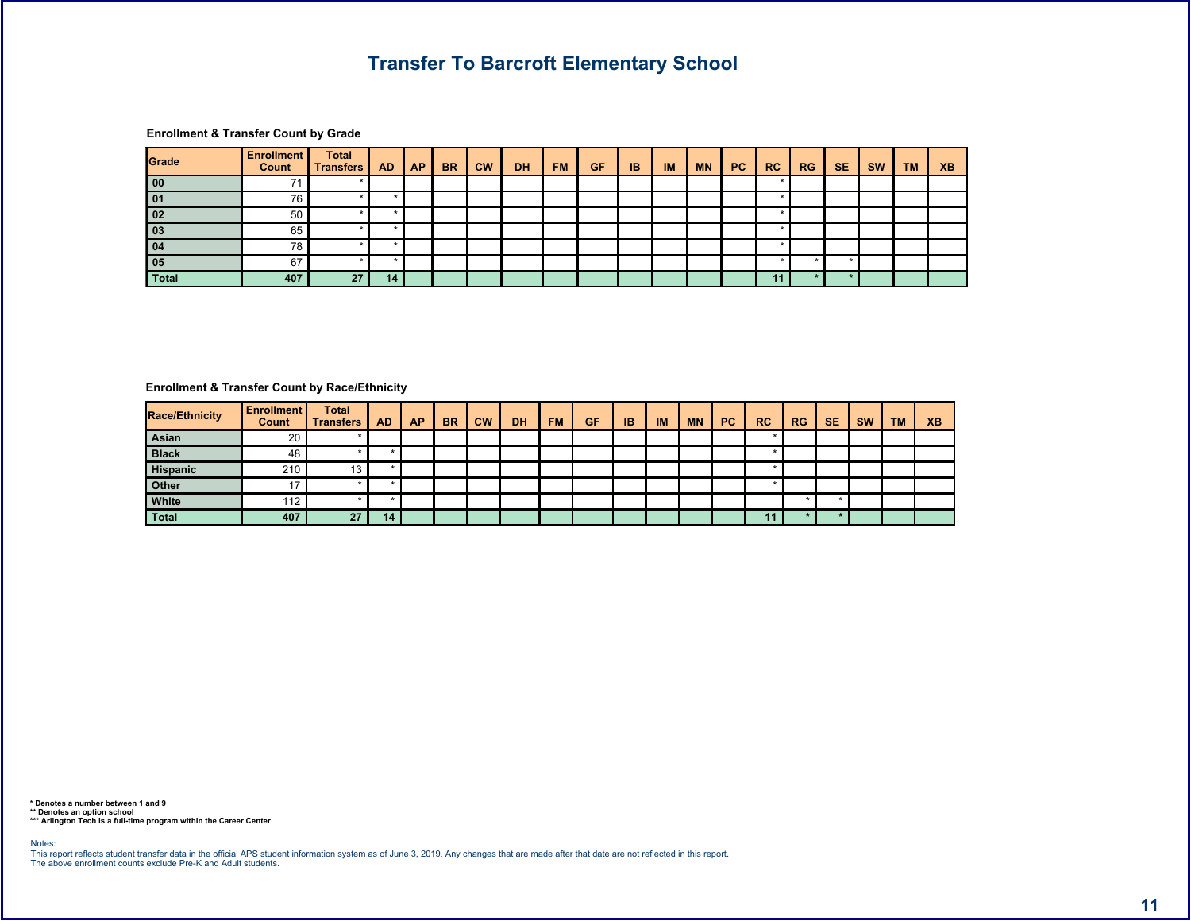# Transfer To Barcroft Elementary School

### Enrollment & Transfer Count by Grade

| Grade | Enrollment Count | Total Transfers | AD | AP | BR | CW | DH | FM | GF | IB | IM | MN | PC | RC | RG | SE | SW | TM | XB |
|---|---|---|---|---|---|---|---|---|---|---|---|---|---|---|---|---|---|---|---|
| 00 | 71 | * | | | | | | | | | | | | * | | | | | |
| 01 | 76 | * | * | | | | | | | | | | | * | | | | | |
| 02 | 50 | * | * | | | | | | | | | | | * | | | | | |
| 03 | 65 | * | * | | | | | | | | | | | * | | | | | |
| 04 | 78 | * | * | | | | | | | | | | | * | | | | | |
| 05 | 67 | * | * | | | | | | | | | | | * | * | * | | | |
| Total | 407 | 27 | 14 | | | | | | | | | | | 11 | * | * | | | |

### Enrollment & Transfer Count by Race/Ethnicity

| Race/Ethnicity | Enrollment Count | Total Transfers | AD | AP | BR | CW | DH | FM | GF | IB | IM | MN | PC | RC | RG | SE | SW | TM | XB |
|---|---|---|---|---|---|---|---|---|---|---|---|---|---|---|---|---|---|---|---|
| Asian | 20 | * | | | | | | | | | | | | * | | | | | |
| Black | 48 | * | * | | | | | | | | | | | * | | | | | |
| Hispanic | 210 | 13 | * | | | | | | | | | | | * | | | | | |
| Other | 17 | * | * | | | | | | | | | | | * | | | | | |
| White | 112 | * | * | | | | | | | | | | | | * | * | | | |
| Total | 407 | 27 | 14 | | | | | | | | | | | 11 | * | * | | | |

**\* Denotes a number between 1 and 9**
**\*\* Denotes an option school**
**\*\*\* Arlington Tech is a full-time program within the Career Center**

Notes:
This report reflects student transfer data in the official APS student information system as of June 3, 2019. Any changes that are made after that date are not reflected in this report.
The above enrollment counts exclude Pre-K and Adult students.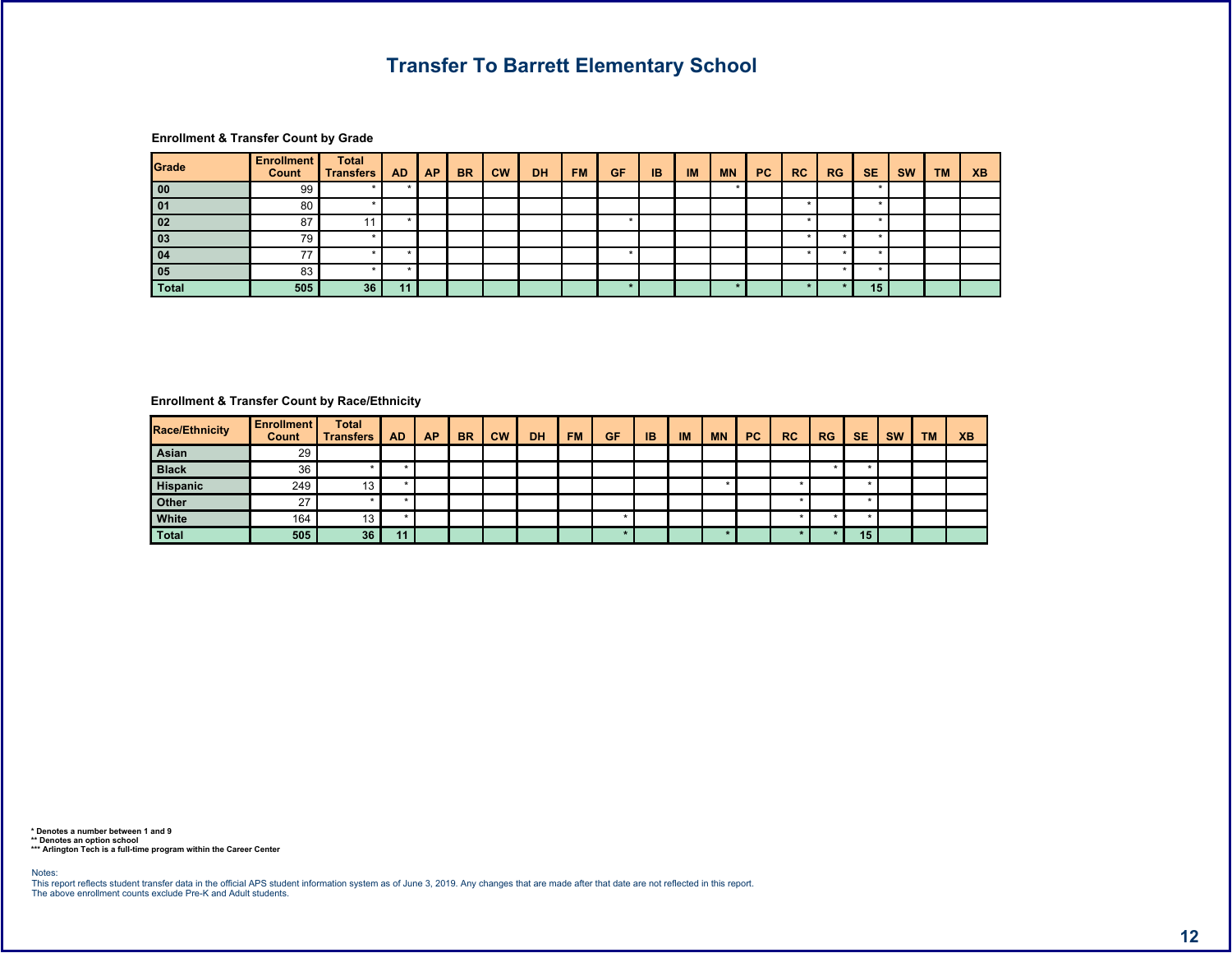# Transfer To Barrett Elementary School

### Enrollment & Transfer Count by Grade

| Grade | Enrollment Count | Total Transfers | AD | AP | BR | CW | DH | FM | GF | IB | IM | MN | PC | RC | RG | SE | SW | TM | XB |
|---|---|---|---|---|---|---|---|---|---|---|---|---|---|---|---|---|---|---|---|
| 00 | 99 | * | * | | | | | | | | | * | | | | * | | | |
| 01 | 80 | * | | | | | | | | | | | | * | | * | | | |
| 02 | 87 | 11 | * | | | | | | * | | | | | * | | * | | | |
| 03 | 79 | * | | | | | | | | | | | | * | * | * | | | |
| 04 | 77 | * | * | | | | | | * | | | | | * | * | * | | | |
| 05 | 83 | * | * | | | | | | | | | | | | * | * | | | |
| Total | 505 | 36 | 11 | | | | | | * | | | * | | * | * | 15 | | | |

### Enrollment & Transfer Count by Race/Ethnicity

| Race/Ethnicity | Enrollment Count | Total Transfers | AD | AP | BR | CW | DH | FM | GF | IB | IM | MN | PC | RC | RG | SE | SW | TM | XB |
|---|---|---|---|---|---|---|---|---|---|---|---|---|---|---|---|---|---|---|---|
| Asian | 29 | | | | | | | | | | | | | | | | | | |
| Black | 36 | * | * | | | | | | | | | | | | * | * | | | |
| Hispanic | 249 | 13 | * | | | | | | | | | * | | * | | * | | | |
| Other | 27 | * | * | | | | | | | | | | | * | | * | | | |
| White | 164 | 13 | * | | | | | | * | | | | | * | * | * | | | |
| Total | 505 | 36 | 11 | | | | | | * | | | * | | * | * | 15 | | | |

* Denotes a number between 1 and 9
** Denotes an option school
*** Arlington Tech is a full-time program within the Career Center

Notes:
This report reflects student transfer data in the official APS student information system as of June 3, 2019. Any changes that are made after that date are not reflected in this report.
The above enrollment counts exclude Pre-K and Adult students.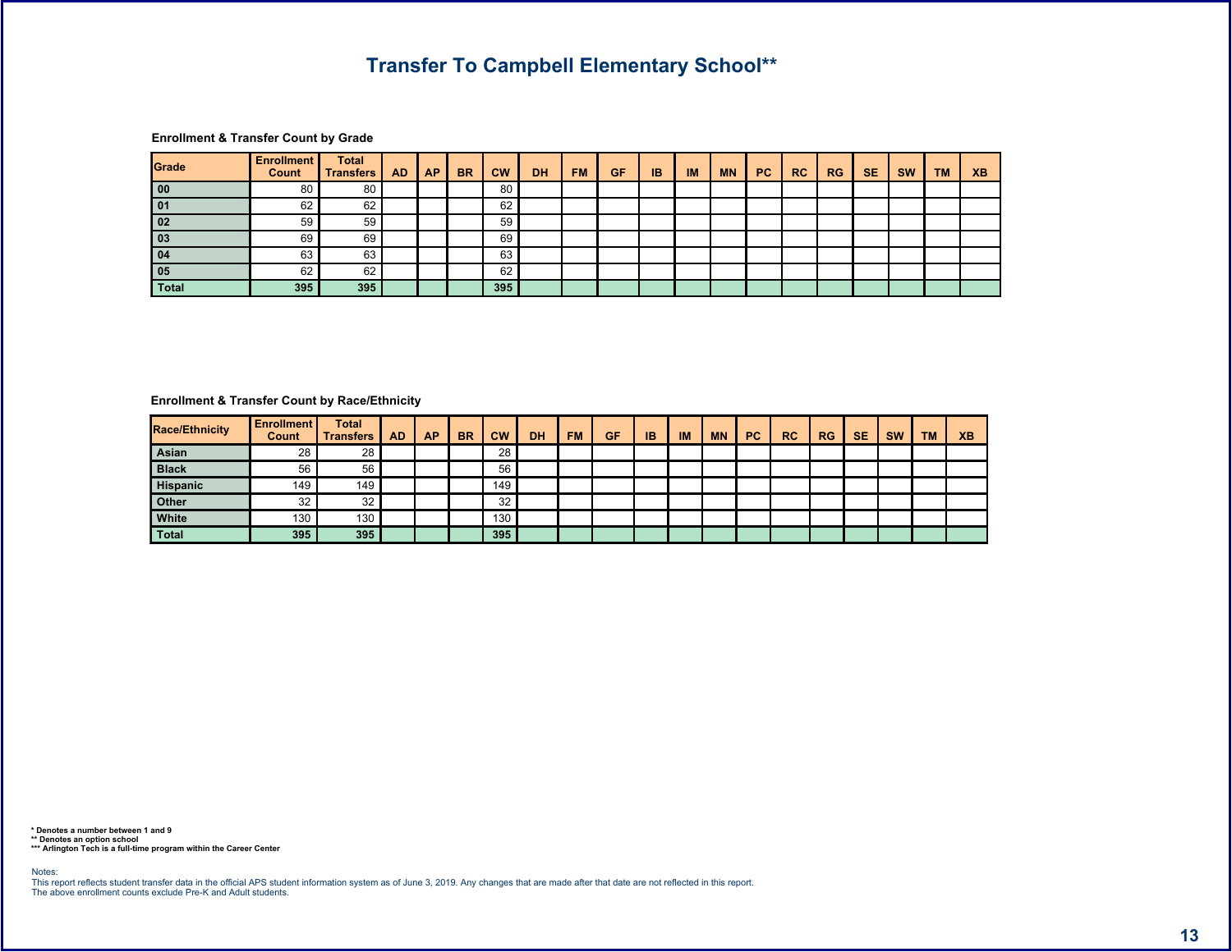# Transfer To Campbell Elementary School**

### Enrollment & Transfer Count by Grade

| Grade | Enrollment Count | Total Transfers | AD | AP | BR | CW | DH | FM | GF | IB | IM | MN | PC | RC | RG | SE | SW | TM | XB |
|---|---|---|---|---|---|---|---|---|---|---|---|---|---|---|---|---|---|---|---|
| 00 | 80 | 80 | | | | 80 | | | | | | | | | | | | | |
| 01 | 62 | 62 | | | | 62 | | | | | | | | | | | | | |
| 02 | 59 | 59 | | | | 59 | | | | | | | | | | | | | |
| 03 | 69 | 69 | | | | 69 | | | | | | | | | | | | | |
| 04 | 63 | 63 | | | | 63 | | | | | | | | | | | | | |
| 05 | 62 | 62 | | | | 62 | | | | | | | | | | | | | |
| **Total** | **395** | **395** | | | | **395** | | | | | | | | | | | | | |

### Enrollment & Transfer Count by Race/Ethnicity

| Race/Ethnicity | Enrollment Count | Total Transfers | AD | AP | BR | CW | DH | FM | GF | IB | IM | MN | PC | RC | RG | SE | SW | TM | XB |
|---|---|---|---|---|---|---|---|---|---|---|---|---|---|---|---|---|---|---|---|
| Asian | 28 | 28 | | | | 28 | | | | | | | | | | | | | |
| Black | 56 | 56 | | | | 56 | | | | | | | | | | | | | |
| Hispanic | 149 | 149 | | | | 149 | | | | | | | | | | | | | |
| Other | 32 | 32 | | | | 32 | | | | | | | | | | | | | |
| White | 130 | 130 | | | | 130 | | | | | | | | | | | | | |
| **Total** | **395** | **395** | | | | **395** | | | | | | | | | | | | | |

**\* Denotes a number between 1 and 9**
**\*\* Denotes an option school**
**\*\*\* Arlington Tech is a full-time program within the Career Center**

Notes:
This report reflects student transfer data in the official APS student information system as of June 3, 2019. Any changes that are made after that date are not reflected in this report.
The above enrollment counts exclude Pre-K and Adult students.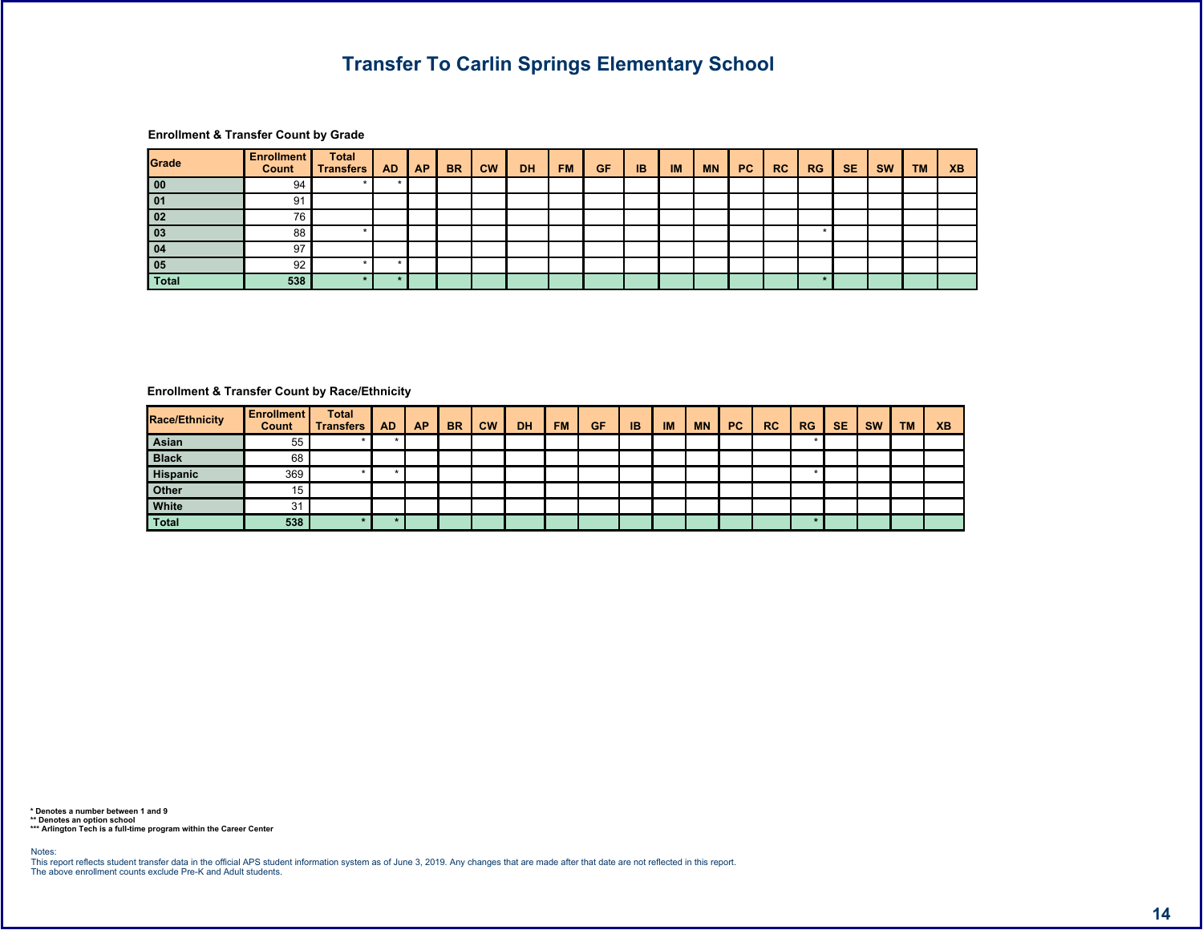# Transfer To Carlin Springs Elementary School

### Enrollment & Transfer Count by Grade

| Grade | Enrollment Count | Total Transfers | AD | AP | BR | CW | DH | FM | GF | IB | IM | MN | PC | RC | RG | SE | SW | TM | XB |
|---|---|---|---|---|---|---|---|---|---|---|---|---|---|---|---|---|---|---|---|
| 00 | 94 | * | * | | | | | | | | | | | | | | | | |
| 01 | 91 | | | | | | | | | | | | | | | | | | |
| 02 | 76 | | | | | | | | | | | | | | | | | | |
| 03 | 88 | * | | | | | | | | | | | | | * | | | | |
| 04 | 97 | | | | | | | | | | | | | | | | | | |
| 05 | 92 | * | * | | | | | | | | | | | | | | | | |
| Total | 538 | * | * | | | | | | | | | | | | * | | | | |

### Enrollment & Transfer Count by Race/Ethnicity

| Race/Ethnicity | Enrollment Count | Total Transfers | AD | AP | BR | CW | DH | FM | GF | IB | IM | MN | PC | RC | RG | SE | SW | TM | XB |
|---|---|---|---|---|---|---|---|---|---|---|---|---|---|---|---|---|---|---|---|
| Asian | 55 | * | * | | | | | | | | | | | | * | | | | |
| Black | 68 | | | | | | | | | | | | | | | | | | |
| Hispanic | 369 | * | * | | | | | | | | | | | | * | | | | |
| Other | 15 | | | | | | | | | | | | | | | | | | |
| White | 31 | | | | | | | | | | | | | | | | | | |
| Total | 538 | * | * | | | | | | | | | | | | * | | | | |

**\* Denotes a number between 1 and 9**
**\*\* Denotes an option school**
**\*\*\* Arlington Tech is a full-time program within the Career Center**

Notes:
This report reflects student transfer data in the official APS student information system as of June 3, 2019. Any changes that are made after that date are not reflected in this report.
The above enrollment counts exclude Pre-K and Adult students.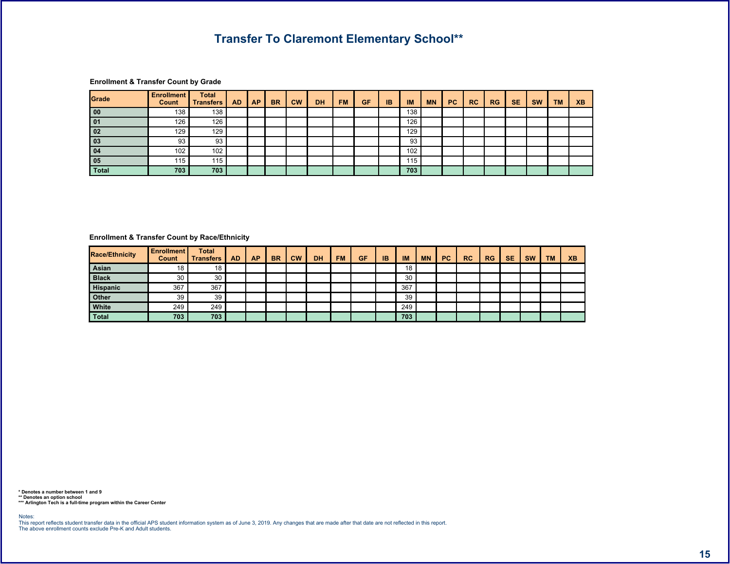# Transfer To Claremont Elementary School**

### Enrollment & Transfer Count by Grade

| Grade | Enrollment Count | Total Transfers | AD | AP | BR | CW | DH | FM | GF | IB | IM | MN | PC | RC | RG | SE | SW | TM | XB |
|---|---|---|---|---|---|---|---|---|---|---|---|---|---|---|---|---|---|---|---|
| 00 | 138 | 138 | | | | | | | | | 138 | | | | | | | | |
| 01 | 126 | 126 | | | | | | | | | 126 | | | | | | | | |
| 02 | 129 | 129 | | | | | | | | | 129 | | | | | | | | |
| 03 | 93 | 93 | | | | | | | | | 93 | | | | | | | | |
| 04 | 102 | 102 | | | | | | | | | 102 | | | | | | | | |
| 05 | 115 | 115 | | | | | | | | | 115 | | | | | | | | |
| Total | 703 | 703 | | | | | | | | | 703 | | | | | | | | |

### Enrollment & Transfer Count by Race/Ethnicity

| Race/Ethnicity | Enrollment Count | Total Transfers | AD | AP | BR | CW | DH | FM | GF | IB | IM | MN | PC | RC | RG | SE | SW | TM | XB |
|---|---|---|---|---|---|---|---|---|---|---|---|---|---|---|---|---|---|---|---|
| Asian | 18 | 18 | | | | | | | | | 18 | | | | | | | | |
| Black | 30 | 30 | | | | | | | | | 30 | | | | | | | | |
| Hispanic | 367 | 367 | | | | | | | | | 367 | | | | | | | | |
| Other | 39 | 39 | | | | | | | | | 39 | | | | | | | | |
| White | 249 | 249 | | | | | | | | | 249 | | | | | | | | |
| Total | 703 | 703 | | | | | | | | | 703 | | | | | | | | |

**\* Denotes a number between 1 and 9**
**** Denotes an option school**
***** Arlington Tech is a full-time program within the Career Center**

Notes:
This report reflects student transfer data in the official APS student information system as of June 3, 2019. Any changes that are made after that date are not reflected in this report.
The above enrollment counts exclude Pre-K and Adult students.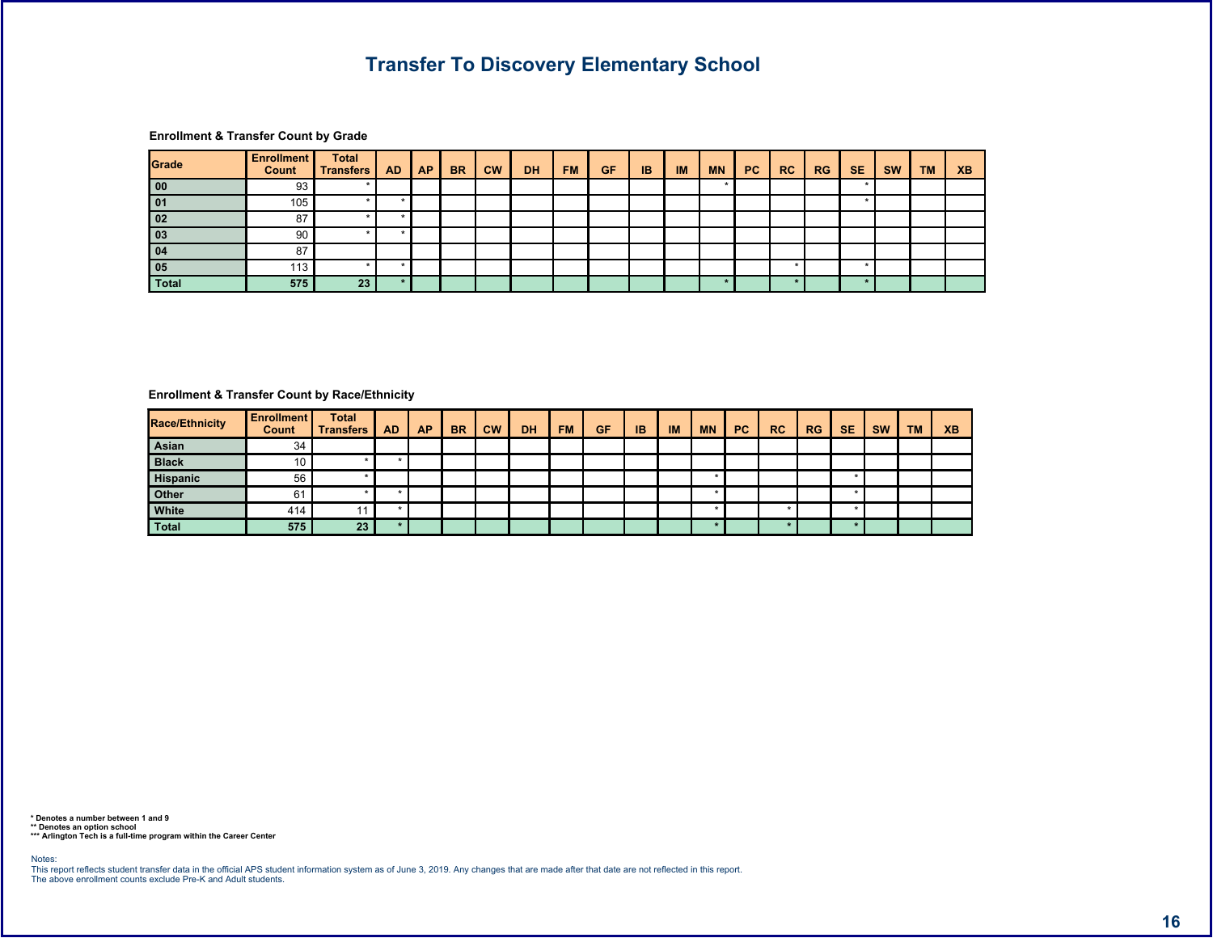# Transfer To Discovery Elementary School

### Enrollment & Transfer Count by Grade

| Grade | Enrollment Count | Total Transfers | AD | AP | BR | CW | DH | FM | GF | IB | IM | MN | PC | RC | RG | SE | SW | TM | XB |
|---|---|---|---|---|---|---|---|---|---|---|---|---|---|---|---|---|---|---|---|
| 00 | 93 | * | | | | | | | | | | * | | | | * | | | |
| 01 | 105 | * | * | | | | | | | | | | | | | * | | | |
| 02 | 87 | * | * | | | | | | | | | | | | | | | | |
| 03 | 90 | * | * | | | | | | | | | | | | | | | | |
| 04 | 87 | | | | | | | | | | | | | | | | | | |
| 05 | 113 | * | * | | | | | | | | | | | * | | * | | | |
| **Total** | **575** | **23** | **\*** | | | | | | | | | **\*** | | **\*** | | **\*** | | | |

### Enrollment & Transfer Count by Race/Ethnicity

| Race/Ethnicity | Enrollment Count | Total Transfers | AD | AP | BR | CW | DH | FM | GF | IB | IM | MN | PC | RC | RG | SE | SW | TM | XB |
|---|---|---|---|---|---|---|---|---|---|---|---|---|---|---|---|---|---|---|---|
| Asian | 34 | | | | | | | | | | | | | | | | | | |
| Black | 10 | * | * | | | | | | | | | | | | | | | | |
| Hispanic | 56 | * | | | | | | | | | | * | | | | * | | | |
| Other | 61 | * | * | | | | | | | | | * | | | | * | | | |
| White | 414 | 11 | * | | | | | | | | | * | | * | | * | | | |
| **Total** | **575** | **23** | **\*** | | | | | | | | | **\*** | | **\*** | | **\*** | | | |

**\* Denotes a number between 1 and 9**
**\*\* Denotes an option school**
**\*\*\* Arlington Tech is a full-time program within the Career Center**

Notes:
This report reflects student transfer data in the official APS student information system as of June 3, 2019. Any changes that are made after that date are not reflected in this report.
The above enrollment counts exclude Pre-K and Adult students.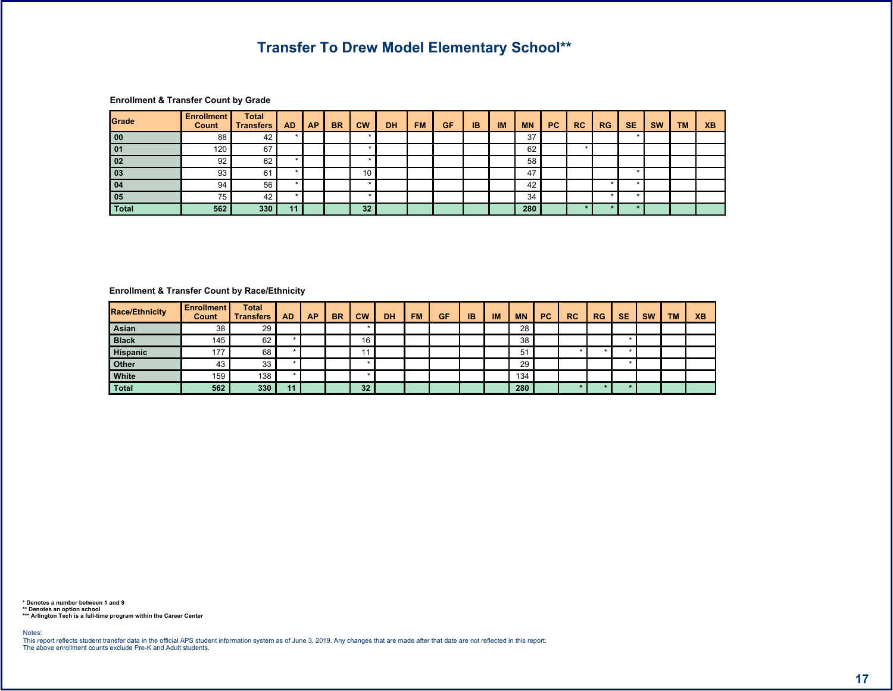# Transfer To Drew Model Elementary School**

### Enrollment & Transfer Count by Grade

| Grade | Enrollment Count | Total Transfers | AD | AP | BR | CW | DH | FM | GF | IB | IM | MN | PC | RC | RG | SE | SW | TM | XB |
|---|---|---|---|---|---|---|---|---|---|---|---|---|---|---|---|---|---|---|---|
| 00 | 88 | 42 | * | | | * | | | | | | 37 | | | | * | | | |
| 01 | 120 | 67 | | | | * | | | | | | 62 | | * | | | | | |
| 02 | 92 | 62 | * | | | * | | | | | | 58 | | | | | | | |
| 03 | 93 | 61 | * | | | 10 | | | | | | 47 | | | | * | | | |
| 04 | 94 | 56 | * | | | * | | | | | | 42 | | | * | * | | | |
| 05 | 75 | 42 | * | | | * | | | | | | 34 | | | * | * | | | |
| **Total** | **562** | **330** | **11** | | | **32** | | | | | | **280** | | ***** | ***** | ***** | | | |

### Enrollment & Transfer Count by Race/Ethnicity

| Race/Ethnicity | Enrollment Count | Total Transfers | AD | AP | BR | CW | DH | FM | GF | IB | IM | MN | PC | RC | RG | SE | SW | TM | XB |
|---|---|---|---|---|---|---|---|---|---|---|---|---|---|---|---|---|---|---|---|
| Asian | 38 | 29 | | | | * | | | | | | 28 | | | | | | | |
| Black | 145 | 62 | * | | | 16 | | | | | | 38 | | | | * | | | |
| Hispanic | 177 | 68 | * | | | 11 | | | | | | 51 | | * | * | * | | | |
| Other | 43 | 33 | * | | | * | | | | | | 29 | | | | * | | | |
| White | 159 | 138 | * | | | * | | | | | | 134 | | | | | | | |
| **Total** | **562** | **330** | **11** | | | **32** | | | | | | **280** | | ***** | ***** | ***** | | | |

**\* Denotes a number between 1 and 9**
**\*\* Denotes an option school**
**\*\*\* Arlington Tech is a full-time program within the Career Center**

Notes:
This report reflects student transfer data in the official APS student information system as of June 3, 2019. Any changes that are made after that date are not reflected in this report.
The above enrollment counts exclude Pre-K and Adult students.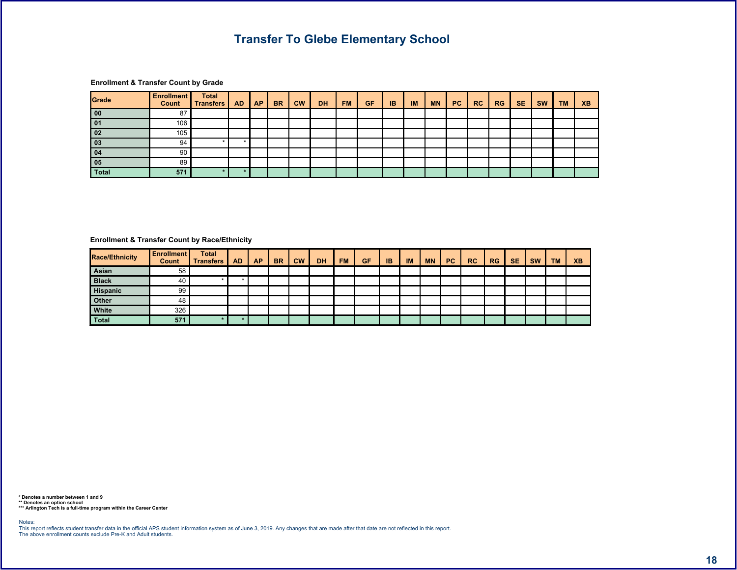# Transfer To Glebe Elementary School

### Enrollment & Transfer Count by Grade

| Grade | Enrollment Count | Total Transfers | AD | AP | BR | CW | DH | FM | GF | IB | IM | MN | PC | RC | RG | SE | SW | TM | XB |
|---|---|---|---|---|---|---|---|---|---|---|---|---|---|---|---|---|---|---|---|
| 00 | 87 | | | | | | | | | | | | | | | | | | |
| 01 | 106 | | | | | | | | | | | | | | | | | | |
| 02 | 105 | | | | | | | | | | | | | | | | | | |
| 03 | 94 | * | * | | | | | | | | | | | | | | | | |
| 04 | 90 | | | | | | | | | | | | | | | | | | |
| 05 | 89 | | | | | | | | | | | | | | | | | | |
| **Total** | **571** | **\*** | **\*** | | | | | | | | | | | | | | | | |

### Enrollment & Transfer Count by Race/Ethnicity

| Race/Ethnicity | Enrollment Count | Total Transfers | AD | AP | BR | CW | DH | FM | GF | IB | IM | MN | PC | RC | RG | SE | SW | TM | XB |
|---|---|---|---|---|---|---|---|---|---|---|---|---|---|---|---|---|---|---|---|
| Asian | 58 | | | | | | | | | | | | | | | | | | |
| Black | 40 | * | * | | | | | | | | | | | | | | | | |
| Hispanic | 99 | | | | | | | | | | | | | | | | | | |
| Other | 48 | | | | | | | | | | | | | | | | | | |
| White | 326 | | | | | | | | | | | | | | | | | | |
| **Total** | **571** | **\*** | **\*** | | | | | | | | | | | | | | | | |

**\* Denotes a number between 1 and 9**
**\*\* Denotes an option school**
**\*\*\* Arlington Tech is a full-time program within the Career Center**

Notes:
This report reflects student transfer data in the official APS student information system as of June 3, 2019. Any changes that are made after that date are not reflected in this report.
The above enrollment counts exclude Pre-K and Adult students.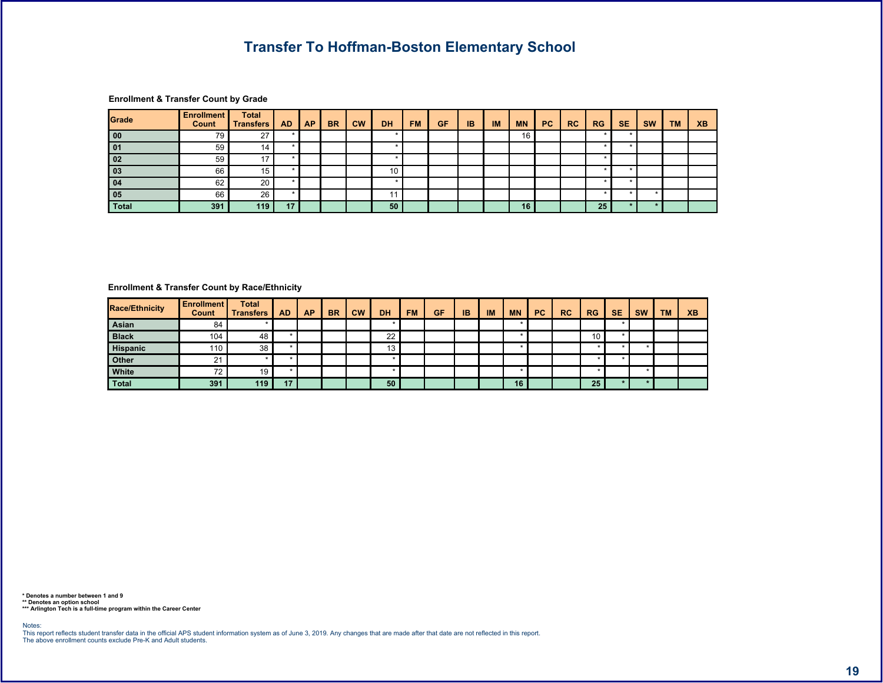# Transfer To Hoffman-Boston Elementary School

### Enrollment & Transfer Count by Grade

| Grade | Enrollment Count | Total Transfers | AD | AP | BR | CW | DH | FM | GF | IB | IM | MN | PC | RC | RG | SE | SW | TM | XB |
|---|---|---|---|---|---|---|---|---|---|---|---|---|---|---|---|---|---|---|---|
| 00 | 79 | 27 | * | | | | * | | | | | 16 | | | * | * | | | |
| 01 | 59 | 14 | * | | | | * | | | | | | | | * | * | | | |
| 02 | 59 | 17 | * | | | | * | | | | | | | | * | | | | |
| 03 | 66 | 15 | * | | | | 10 | | | | | | | | * | * | | | |
| 04 | 62 | 20 | * | | | | * | | | | | | | | * | * | | | |
| 05 | 66 | 26 | * | | | | 11 | | | | | | | | * | * | * | | |
| Total | 391 | 119 | 17 | | | | 50 | | | | | 16 | | | 25 | * | * | | |

### Enrollment & Transfer Count by Race/Ethnicity

| Race/Ethnicity | Enrollment Count | Total Transfers | AD | AP | BR | CW | DH | FM | GF | IB | IM | MN | PC | RC | RG | SE | SW | TM | XB |
|---|---|---|---|---|---|---|---|---|---|---|---|---|---|---|---|---|---|---|---|
| Asian | 84 | * | | | | | * | | | | | * | | | | * | | | |
| Black | 104 | 48 | * | | | | 22 | | | | | * | | | 10 | * | | | |
| Hispanic | 110 | 38 | * | | | | 13 | | | | | * | | | * | * | * | | |
| Other | 21 | * | * | | | | * | | | | | | | | * | * | | | |
| White | 72 | 19 | * | | | | * | | | | | * | | | * | | * | | |
| Total | 391 | 119 | 17 | | | | 50 | | | | | 16 | | | 25 | * | * | | |

**\* Denotes a number between 1 and 9**
**\*\* Denotes an option school**
**\*\*\* Arlington Tech is a full-time program within the Career Center**

Notes:
This report reflects student transfer data in the official APS student information system as of June 3, 2019. Any changes that are made after that date are not reflected in this report.
The above enrollment counts exclude Pre-K and Adult students.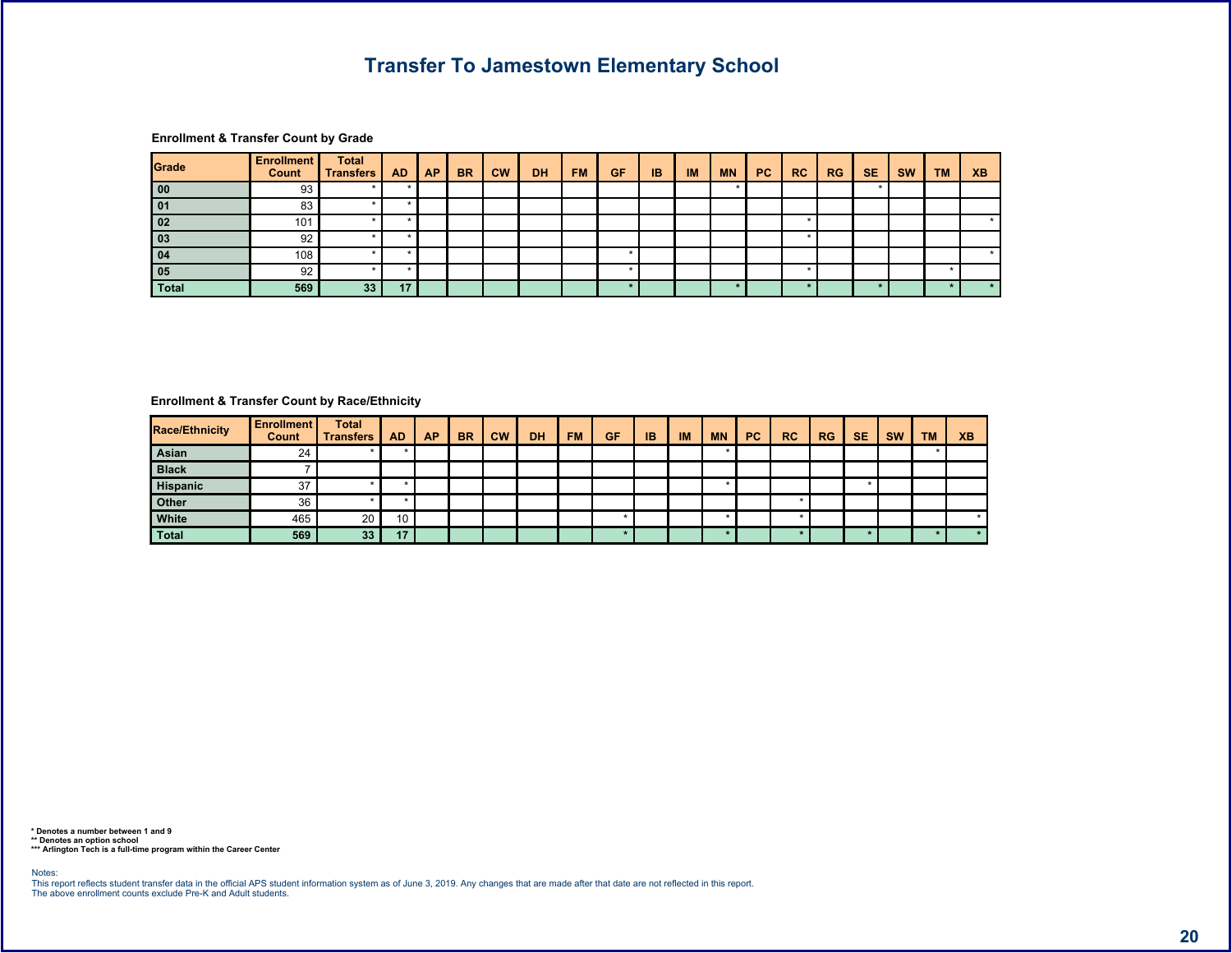# Transfer To Jamestown Elementary School

### Enrollment & Transfer Count by Grade

| Grade | Enrollment Count | Total Transfers | AD | AP | BR | CW | DH | FM | GF | IB | IM | MN | PC | RC | RG | SE | SW | TM | XB |
|---|---|---|---|---|---|---|---|---|---|---|---|---|---|---|---|---|---|---|---|
| 00 | 93 | * | * | | | | | | | | | * | | | | * | | | |
| 01 | 83 | * | * | | | | | | | | | | | | | | | | |
| 02 | 101 | * | * | | | | | | | | | | | * | | | | | * |
| 03 | 92 | * | * | | | | | | | | | | | * | | | | | |
| 04 | 108 | * | * | | | | | | * | | | | | | | | | | * |
| 05 | 92 | * | * | | | | | | * | | | | | * | | | | * | |
| **Total** | **569** | **33** | **17** | | | | | | **\*** | | | **\*** | | **\*** | | **\*** | | **\*** | **\*** |

### Enrollment & Transfer Count by Race/Ethnicity

| Race/Ethnicity | Enrollment Count | Total Transfers | AD | AP | BR | CW | DH | FM | GF | IB | IM | MN | PC | RC | RG | SE | SW | TM | XB |
|---|---|---|---|---|---|---|---|---|---|---|---|---|---|---|---|---|---|---|---|
| Asian | 24 | * | * | | | | | | | | | * | | | | | | * | |
| Black | 7 | | | | | | | | | | | | | | | | | | |
| Hispanic | 37 | * | * | | | | | | | | | * | | | | * | | | |
| Other | 36 | * | * | | | | | | | | | | | * | | | | | |
| White | 465 | 20 | 10 | | | | | | * | | | * | | * | | | | | * |
| **Total** | **569** | **33** | **17** | | | | | | **\*** | | | **\*** | | **\*** | | **\*** | | **\*** | **\*** |

**\* Denotes a number between 1 and 9**
**\*\* Denotes an option school**
**\*\*\* Arlington Tech is a full-time program within the Career Center**

Notes:
This report reflects student transfer data in the official APS student information system as of June 3, 2019. Any changes that are made after that date are not reflected in this report.
The above enrollment counts exclude Pre-K and Adult students.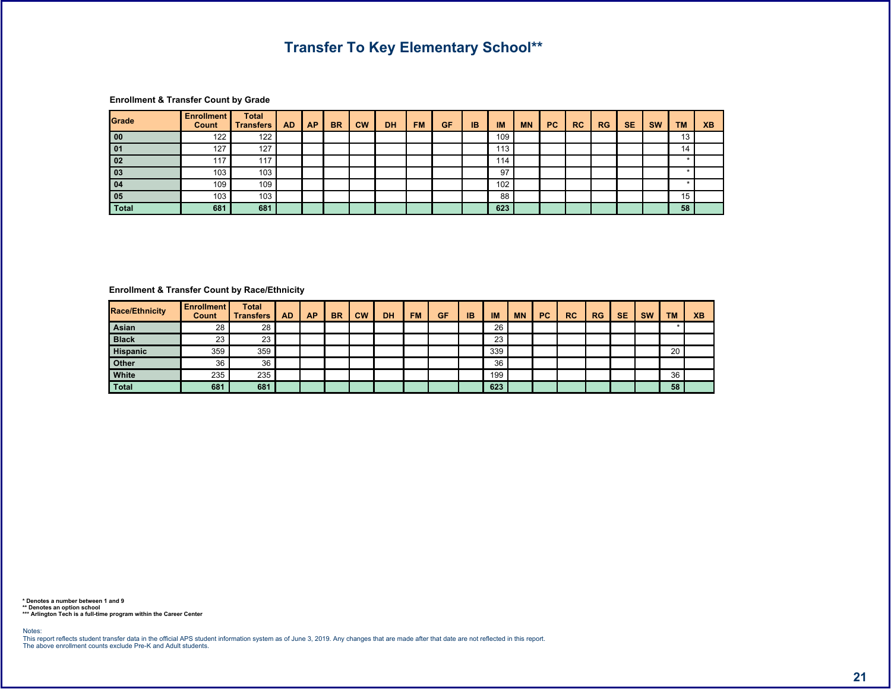# Transfer To Key Elementary School**

### Enrollment & Transfer Count by Grade

| Grade | Enrollment Count | Total Transfers | AD | AP | BR | CW | DH | FM | GF | IB | IM | MN | PC | RC | RG | SE | SW | TM | XB |
|---|---|---|---|---|---|---|---|---|---|---|---|---|---|---|---|---|---|---|---|
| 00 | 122 | 122 | | | | | | | | | 109 | | | | | | | 13 | |
| 01 | 127 | 127 | | | | | | | | | 113 | | | | | | | 14 | |
| 02 | 117 | 117 | | | | | | | | | 114 | | | | | | | * | |
| 03 | 103 | 103 | | | | | | | | | 97 | | | | | | | * | |
| 04 | 109 | 109 | | | | | | | | | 102 | | | | | | | * | |
| 05 | 103 | 103 | | | | | | | | | 88 | | | | | | | 15 | |
| **Total** | **681** | **681** | | | | | | | | | **623** | | | | | | | **58** | |

### Enrollment & Transfer Count by Race/Ethnicity

| Race/Ethnicity | Enrollment Count | Total Transfers | AD | AP | BR | CW | DH | FM | GF | IB | IM | MN | PC | RC | RG | SE | SW | TM | XB |
|---|---|---|---|---|---|---|---|---|---|---|---|---|---|---|---|---|---|---|---|
| Asian | 28 | 28 | | | | | | | | | 26 | | | | | | | * | |
| Black | 23 | 23 | | | | | | | | | 23 | | | | | | | | |
| Hispanic | 359 | 359 | | | | | | | | | 339 | | | | | | | 20 | |
| Other | 36 | 36 | | | | | | | | | 36 | | | | | | | | |
| White | 235 | 235 | | | | | | | | | 199 | | | | | | | 36 | |
| **Total** | **681** | **681** | | | | | | | | | **623** | | | | | | | **58** | |

**\* Denotes a number between 1 and 9**
**\*\* Denotes an option school**
**\*\*\* Arlington Tech is a full-time program within the Career Center**

Notes:
This report reflects student transfer data in the official APS student information system as of June 3, 2019. Any changes that are made after that date are not reflected in this report.
The above enrollment counts exclude Pre-K and Adult students.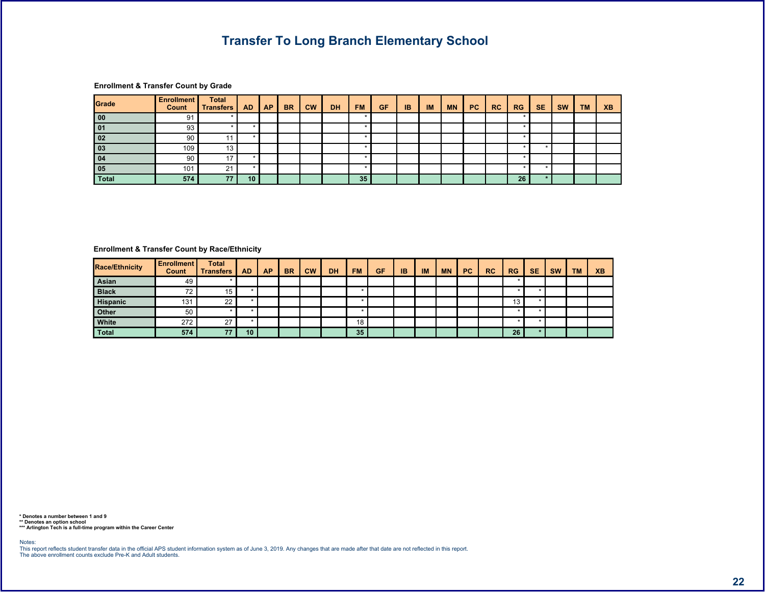# Transfer To Long Branch Elementary School

**Enrollment & Transfer Count by Grade**

| Grade | Enrollment Count | Total Transfers | AD | AP | BR | CW | DH | FM | GF | IB | IM | MN | PC | RC | RG | SE | SW | TM | XB |
|---|---|---|---|---|---|---|---|---|---|---|---|---|---|---|---|---|---|---|---|
| 00 | 91 | * | | | | | | * | | | | | | | * | | | | |
| 01 | 93 | * | * | | | | | * | | | | | | | * | | | | |
| 02 | 90 | 11 | * | | | | | * | | | | | | | * | | | | |
| 03 | 109 | 13 | | | | | | * | | | | | | | * | * | | | |
| 04 | 90 | 17 | * | | | | | * | | | | | | | * | | | | |
| 05 | 101 | 21 | * | | | | | * | | | | | | | * | * | | | |
| Total | 574 | 77 | 10 | | | | | 35 | | | | | | | 26 | * | | | |

**Enrollment & Transfer Count by Race/Ethnicity**

| Race/Ethnicity | Enrollment Count | Total Transfers | AD | AP | BR | CW | DH | FM | GF | IB | IM | MN | PC | RC | RG | SE | SW | TM | XB |
|---|---|---|---|---|---|---|---|---|---|---|---|---|---|---|---|---|---|---|---|
| Asian | 49 | * | | | | | | | | | | | | | * | | | | |
| Black | 72 | 15 | * | | | | | * | | | | | | | * | * | | | |
| Hispanic | 131 | 22 | * | | | | | * | | | | | | | 13 | * | | | |
| Other | 50 | * | * | | | | | * | | | | | | | * | * | | | |
| White | 272 | 27 | * | | | | | 18 | | | | | | | * | * | | | |
| Total | 574 | 77 | 10 | | | | | 35 | | | | | | | 26 | * | | | |

**\* Denotes a number between 1 and 9**
**\*\* Denotes an option school**
**\*\*\* Arlington Tech is a full-time program within the Career Center**

Notes:
This report reflects student transfer data in the official APS student information system as of June 3, 2019. Any changes that are made after that date are not reflected in this report.
The above enrollment counts exclude Pre-K and Adult students.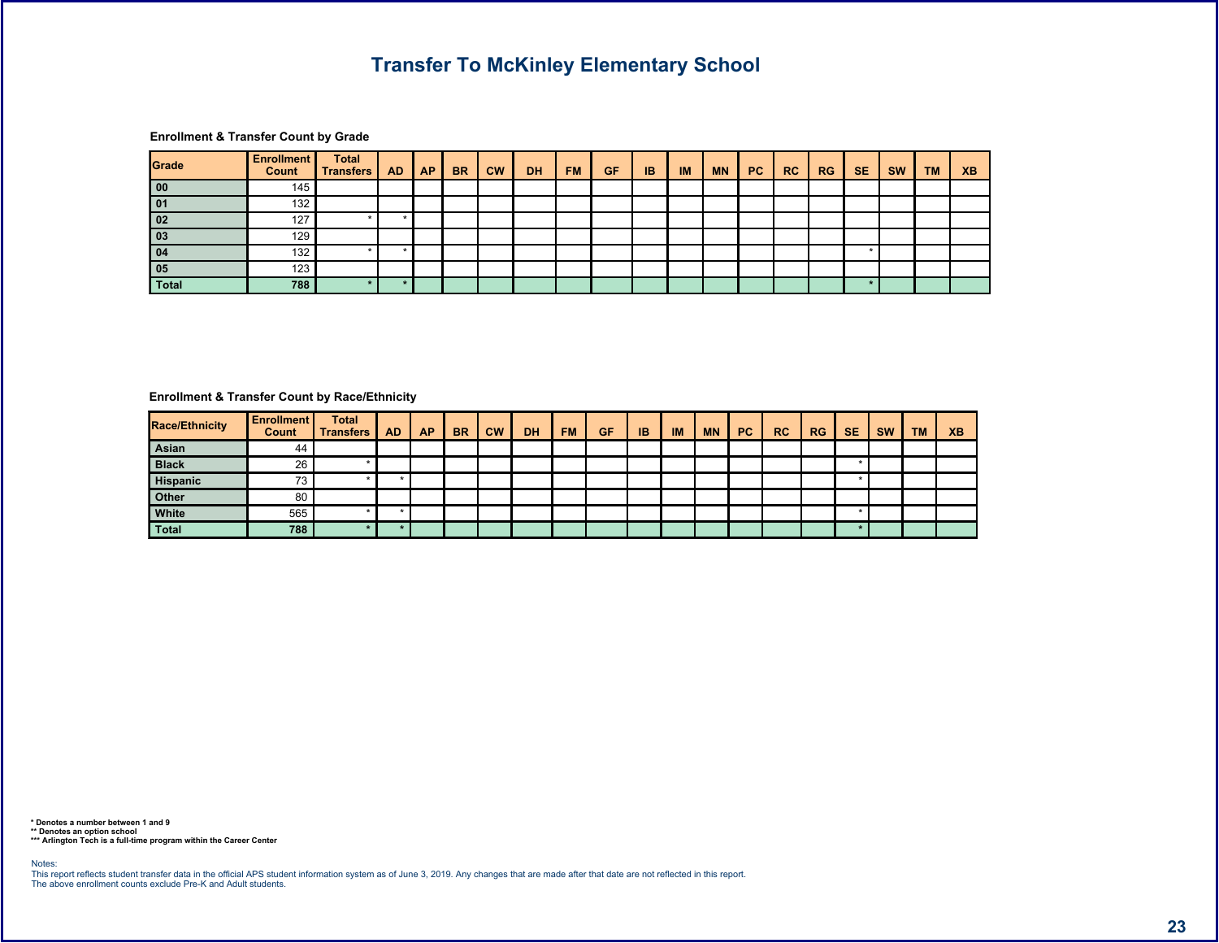# Transfer To McKinley Elementary School

### Enrollment & Transfer Count by Grade

| Grade | Enrollment Count | Total Transfers | AD | AP | BR | CW | DH | FM | GF | IB | IM | MN | PC | RC | RG | SE | SW | TM | XB |
|---|---|---|---|---|---|---|---|---|---|---|---|---|---|---|---|---|---|---|---|
| 00 | 145 | | | | | | | | | | | | | | | | | | |
| 01 | 132 | | | | | | | | | | | | | | | | | | |
| 02 | 127 | * | * | | | | | | | | | | | | | | | | |
| 03 | 129 | | | | | | | | | | | | | | | | | | |
| 04 | 132 | * | * | | | | | | | | | | | | | * | | | |
| 05 | 123 | | | | | | | | | | | | | | | | | | |
| Total | 788 | * | * | | | | | | | | | | | | | * | | | |

### Enrollment & Transfer Count by Race/Ethnicity

| Race/Ethnicity | Enrollment Count | Total Transfers | AD | AP | BR | CW | DH | FM | GF | IB | IM | MN | PC | RC | RG | SE | SW | TM | XB |
|---|---|---|---|---|---|---|---|---|---|---|---|---|---|---|---|---|---|---|---|
| Asian | 44 | | | | | | | | | | | | | | | | | | |
| Black | 26 | * | | | | | | | | | | | | | | * | | | |
| Hispanic | 73 | * | * | | | | | | | | | | | | | * | | | |
| Other | 80 | | | | | | | | | | | | | | | | | | |
| White | 565 | * | * | | | | | | | | | | | | | * | | | |
| Total | 788 | * | * | | | | | | | | | | | | | * | | | |

**\* Denotes a number between 1 and 9**
**\*\* Denotes an option school**
**\*\*\* Arlington Tech is a full-time program within the Career Center**

Notes:
This report reflects student transfer data in the official APS student information system as of June 3, 2019. Any changes that are made after that date are not reflected in this report.
The above enrollment counts exclude Pre-K and Adult students.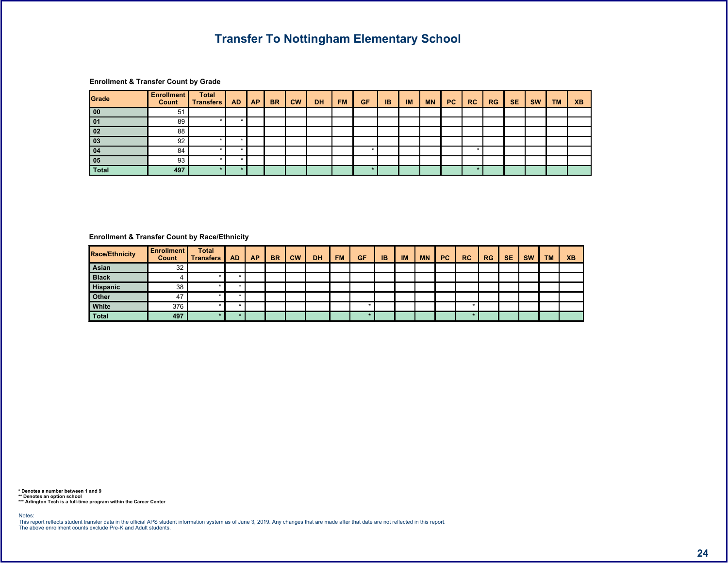# Transfer To Nottingham Elementary School

### Enrollment & Transfer Count by Grade

| Grade | Enrollment Count | Total Transfers | AD | AP | BR | CW | DH | FM | GF | IB | IM | MN | PC | RC | RG | SE | SW | TM | XB |
|---|---|---|---|---|---|---|---|---|---|---|---|---|---|---|---|---|---|---|---|
| 00 | 51 | | | | | | | | | | | | | | | | | | |
| 01 | 89 | * | * | | | | | | | | | | | | | | | | |
| 02 | 88 | | | | | | | | | | | | | | | | | | |
| 03 | 92 | * | * | | | | | | | | | | | | | | | | |
| 04 | 84 | * | * | | | | | | * | | | | | * | | | | | |
| 05 | 93 | * | * | | | | | | | | | | | | | | | | |
| Total | 497 | * | * | | | | | | * | | | | | * | | | | | |

### Enrollment & Transfer Count by Race/Ethnicity

| Race/Ethnicity | Enrollment Count | Total Transfers | AD | AP | BR | CW | DH | FM | GF | IB | IM | MN | PC | RC | RG | SE | SW | TM | XB |
|---|---|---|---|---|---|---|---|---|---|---|---|---|---|---|---|---|---|---|---|
| Asian | 32 | | | | | | | | | | | | | | | | | | |
| Black | 4 | * | * | | | | | | | | | | | | | | | | |
| Hispanic | 38 | * | * | | | | | | | | | | | | | | | | |
| Other | 47 | * | * | | | | | | | | | | | | | | | | |
| White | 376 | * | * | | | | | | * | | | | | * | | | | | |
| Total | 497 | * | * | | | | | | * | | | | | * | | | | | |

**\* Denotes a number between 1 and 9**
**\*\* Denotes an option school**
**\*\*\* Arlington Tech is a full-time program within the Career Center**

Notes:
This report reflects student transfer data in the official APS student information system as of June 3, 2019. Any changes that are made after that date are not reflected in this report.
The above enrollment counts exclude Pre-K and Adult students.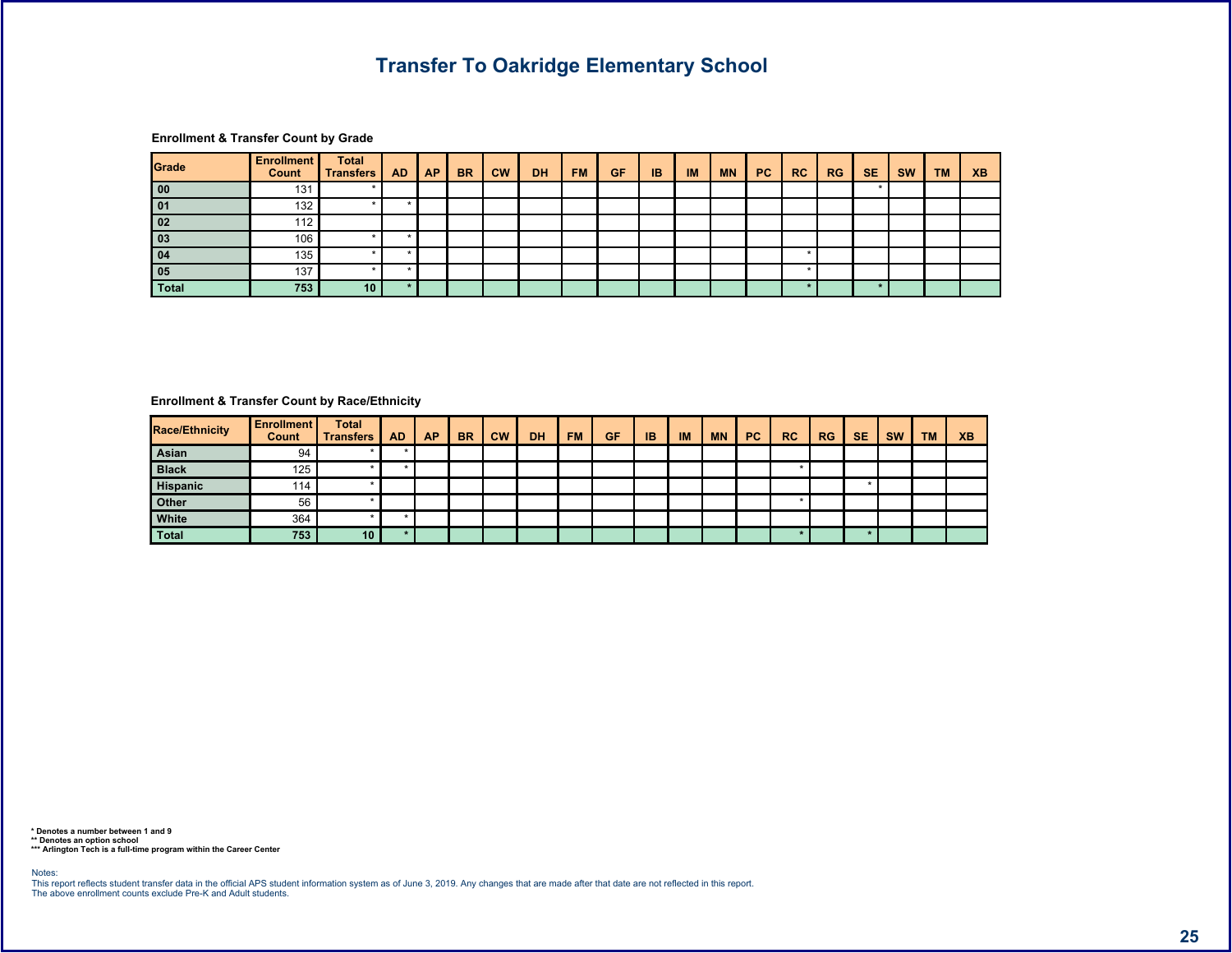# Transfer To Oakridge Elementary School

### Enrollment & Transfer Count by Grade

| Grade | Enrollment Count | Total Transfers | AD | AP | BR | CW | DH | FM | GF | IB | IM | MN | PC | RC | RG | SE | SW | TM | XB |
|---|---|---|---|---|---|---|---|---|---|---|---|---|---|---|---|---|---|---|---|
| 00 | 131 | * | | | | | | | | | | | | | | * | | | |
| 01 | 132 | * | * | | | | | | | | | | | | | | | | |
| 02 | 112 | | | | | | | | | | | | | | | | | | |
| 03 | 106 | * | * | | | | | | | | | | | | | | | | |
| 04 | 135 | * | * | | | | | | | | | | | * | | | | | |
| 05 | 137 | * | * | | | | | | | | | | | * | | | | | |
| Total | 753 | 10 | * | | | | | | | | | | | * | | * | | | |

### Enrollment & Transfer Count by Race/Ethnicity

| Race/Ethnicity | Enrollment Count | Total Transfers | AD | AP | BR | CW | DH | FM | GF | IB | IM | MN | PC | RC | RG | SE | SW | TM | XB |
|---|---|---|---|---|---|---|---|---|---|---|---|---|---|---|---|---|---|---|---|
| Asian | 94 | * | * | | | | | | | | | | | | | | | | |
| Black | 125 | * | * | | | | | | | | | | | * | | | | | |
| Hispanic | 114 | * | | | | | | | | | | | | | | * | | | |
| Other | 56 | * | | | | | | | | | | | | * | | | | | |
| White | 364 | * | * | | | | | | | | | | | | | | | | |
| Total | 753 | 10 | * | | | | | | | | | | | * | | * | | | |

**\* Denotes a number between 1 and 9**
**\*\* Denotes an option school**
**\*\*\* Arlington Tech is a full-time program within the Career Center**

Notes:
This report reflects student transfer data in the official APS student information system as of June 3, 2019. Any changes that are made after that date are not reflected in this report.
The above enrollment counts exclude Pre-K and Adult students.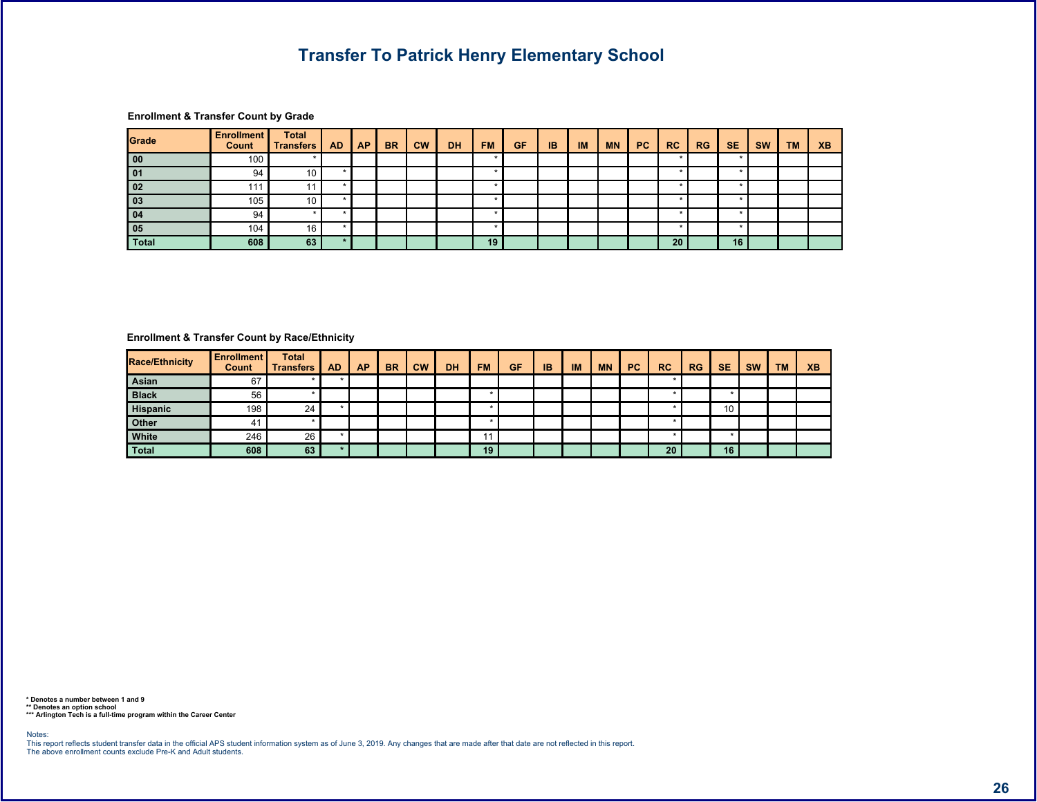# Transfer To Patrick Henry Elementary School

### Enrollment & Transfer Count by Grade

| Grade | Enrollment Count | Total Transfers | AD | AP | BR | CW | DH | FM | GF | IB | IM | MN | PC | RC | RG | SE | SW | TM | XB |
|---|---|---|---|---|---|---|---|---|---|---|---|---|---|---|---|---|---|---|---|
| 00 | 100 | * | | | | | | * | | | | | | * | | * | | | |
| 01 | 94 | 10 | * | | | | | * | | | | | | * | | * | | | |
| 02 | 111 | 11 | * | | | | | * | | | | | | * | | * | | | |
| 03 | 105 | 10 | * | | | | | * | | | | | | * | | * | | | |
| 04 | 94 | * | * | | | | | * | | | | | | * | | * | | | |
| 05 | 104 | 16 | * | | | | | * | | | | | | * | | * | | | |
| **Total** | **608** | **63** | * | | | | | **19** | | | | | | **20** | | **16** | | | |

### Enrollment & Transfer Count by Race/Ethnicity

| Race/Ethnicity | Enrollment Count | Total Transfers | AD | AP | BR | CW | DH | FM | GF | IB | IM | MN | PC | RC | RG | SE | SW | TM | XB |
|---|---|---|---|---|---|---|---|---|---|---|---|---|---|---|---|---|---|---|---|
| Asian | 67 | * | * | | | | | | | | | | | * | | | | | |
| Black | 56 | * | | | | | | * | | | | | | * | | * | | | |
| Hispanic | 198 | 24 | * | | | | | * | | | | | | * | | 10 | | | |
| Other | 41 | * | | | | | | * | | | | | | * | | | | | |
| White | 246 | 26 | * | | | | | 11 | | | | | | * | | * | | | |
| **Total** | **608** | **63** | * | | | | | **19** | | | | | | **20** | | **16** | | | |

**\* Denotes a number between 1 and 9**
**\*\* Denotes an option school**
**\*\*\* Arlington Tech is a full-time program within the Career Center**

Notes:
This report reflects student transfer data in the official APS student information system as of June 3, 2019. Any changes that are made after that date are not reflected in this report.
The above enrollment counts exclude Pre-K and Adult students.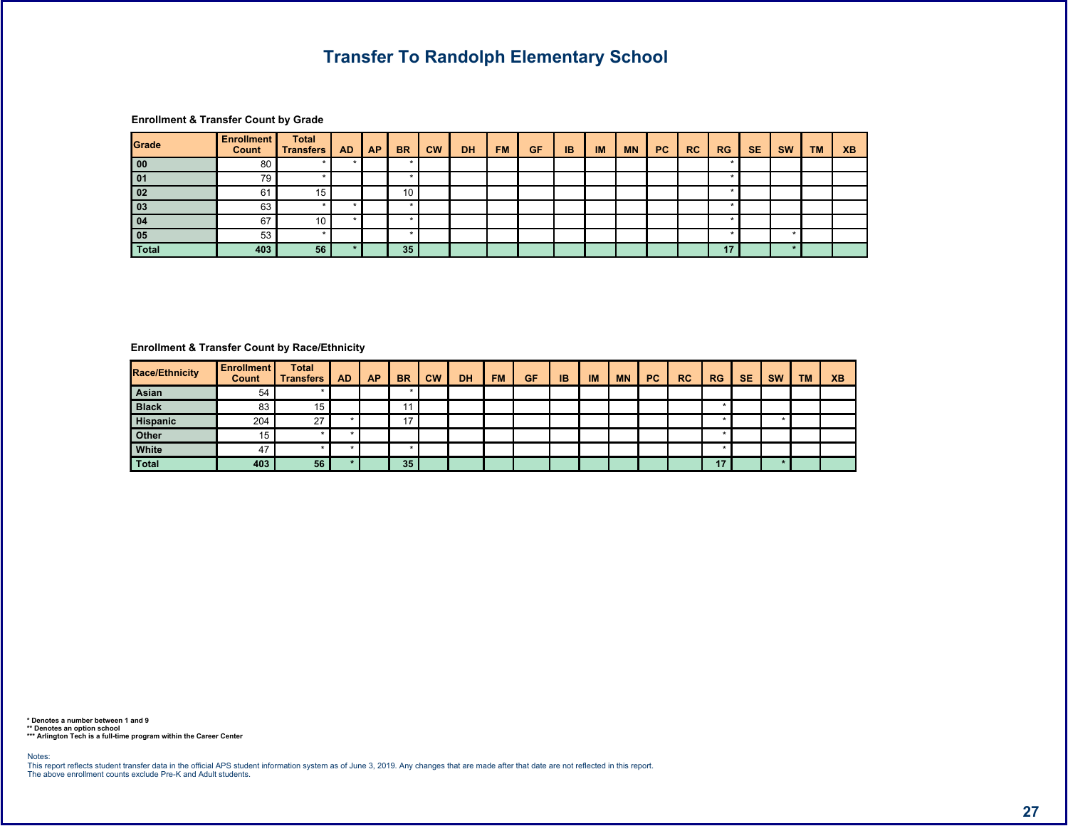# Transfer To Randolph Elementary School

### Enrollment & Transfer Count by Grade

| Grade | Enrollment Count | Total Transfers | AD | AP | BR | CW | DH | FM | GF | IB | IM | MN | PC | RC | RG | SE | SW | TM | XB |
|---|---|---|---|---|---|---|---|---|---|---|---|---|---|---|---|---|---|---|---|
| 00 | 80 | * | * | | * | | | | | | | | | | * | | | | |
| 01 | 79 | * | | | * | | | | | | | | | | * | | | | |
| 02 | 61 | 15 | | | 10 | | | | | | | | | | * | | | | |
| 03 | 63 | * | * | | * | | | | | | | | | | * | | | | |
| 04 | 67 | 10 | * | | * | | | | | | | | | | * | | | | |
| 05 | 53 | * | | | * | | | | | | | | | | * | | * | | |
| Total | 403 | 56 | * | | 35 | | | | | | | | | | 17 | | * | | |

### Enrollment & Transfer Count by Race/Ethnicity

| Race/Ethnicity | Enrollment Count | Total Transfers | AD | AP | BR | CW | DH | FM | GF | IB | IM | MN | PC | RC | RG | SE | SW | TM | XB |
|---|---|---|---|---|---|---|---|---|---|---|---|---|---|---|---|---|---|---|---|
| Asian | 54 | * | | | * | | | | | | | | | | | | | | |
| Black | 83 | 15 | | | 11 | | | | | | | | | | * | | | | |
| Hispanic | 204 | 27 | * | | 17 | | | | | | | | | | * | | * | | |
| Other | 15 | * | * | | | | | | | | | | | | * | | | | |
| White | 47 | * | * | | * | | | | | | | | | | * | | | | |
| Total | 403 | 56 | * | | 35 | | | | | | | | | | 17 | | * | | |

**\* Denotes a number between 1 and 9**
**\*\* Denotes an option school**
**\*\*\* Arlington Tech is a full-time program within the Career Center**

Notes:
This report reflects student transfer data in the official APS student information system as of June 3, 2019. Any changes that are made after that date are not reflected in this report.
The above enrollment counts exclude Pre-K and Adult students.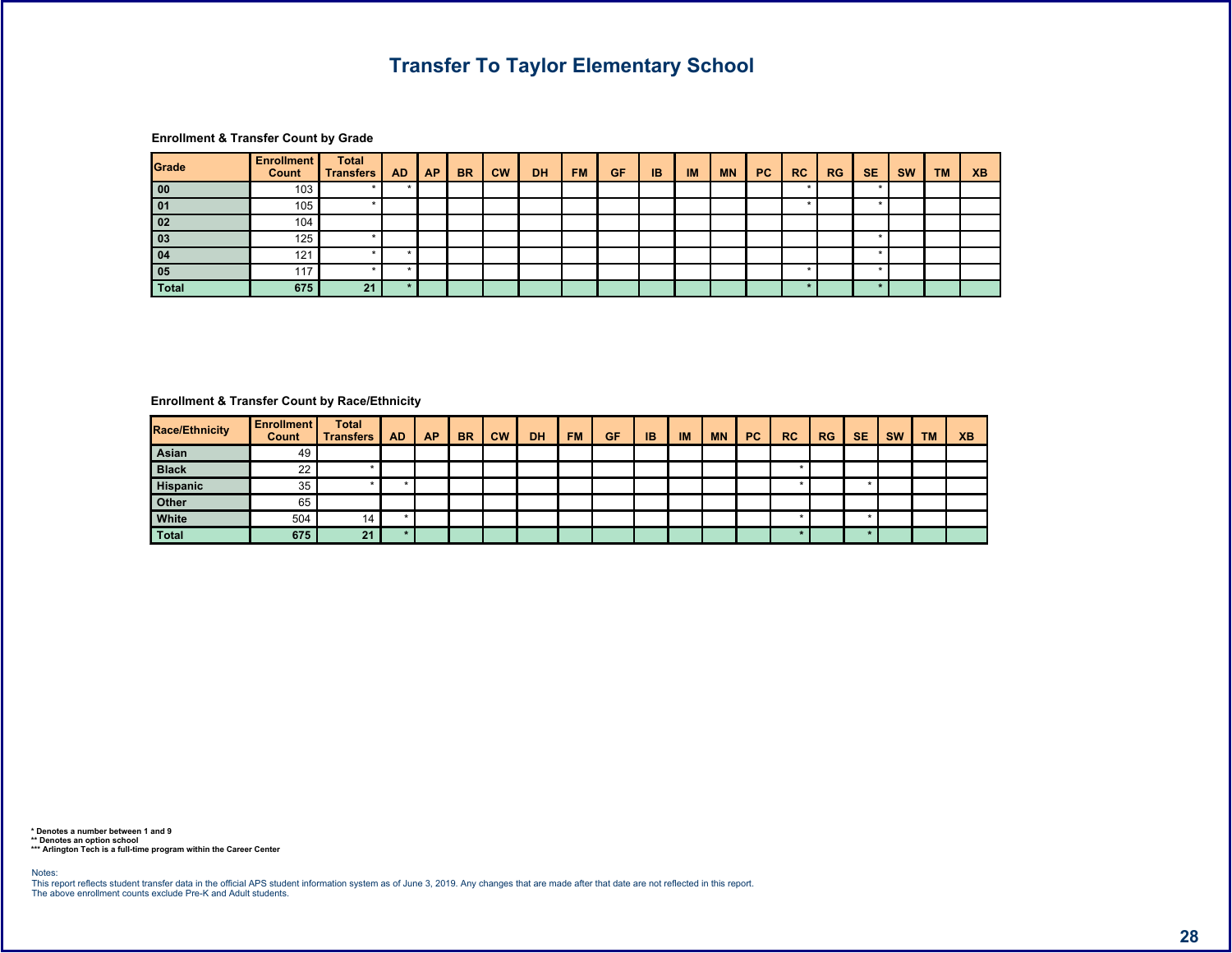# Transfer To Taylor Elementary School

### Enrollment & Transfer Count by Grade

| Grade | Enrollment Count | Total Transfers | AD | AP | BR | CW | DH | FM | GF | IB | IM | MN | PC | RC | RG | SE | SW | TM | XB |
|---|---|---|---|---|---|---|---|---|---|---|---|---|---|---|---|---|---|---|---|
| 00 | 103 | * | * | | | | | | | | | | | * | | * | | | |
| 01 | 105 | * | | | | | | | | | | | | * | | * | | | |
| 02 | 104 | | | | | | | | | | | | | | | | | | |
| 03 | 125 | * | | | | | | | | | | | | | | * | | | |
| 04 | 121 | * | * | | | | | | | | | | | | | * | | | |
| 05 | 117 | * | * | | | | | | | | | | | * | | * | | | |
| **Total** | **675** | **21** | **\*** | | | | | | | | | | | **\*** | | **\*** | | | |

### Enrollment & Transfer Count by Race/Ethnicity

| Race/Ethnicity | Enrollment Count | Total Transfers | AD | AP | BR | CW | DH | FM | GF | IB | IM | MN | PC | RC | RG | SE | SW | TM | XB |
|---|---|---|---|---|---|---|---|---|---|---|---|---|---|---|---|---|---|---|---|
| Asian | 49 | | | | | | | | | | | | | | | | | | |
| Black | 22 | * | | | | | | | | | | | | * | | | | | |
| Hispanic | 35 | * | * | | | | | | | | | | | * | | * | | | |
| Other | 65 | | | | | | | | | | | | | | | | | | |
| White | 504 | 14 | * | | | | | | | | | | | * | | * | | | |
| **Total** | **675** | **21** | **\*** | | | | | | | | | | | **\*** | | **\*** | | | |

**\* Denotes a number between 1 and 9**
**\*\* Denotes an option school**
**\*\*\* Arlington Tech is a full-time program within the Career Center**

Notes:
This report reflects student transfer data in the official APS student information system as of June 3, 2019. Any changes that are made after that date are not reflected in this report.
The above enrollment counts exclude Pre-K and Adult students.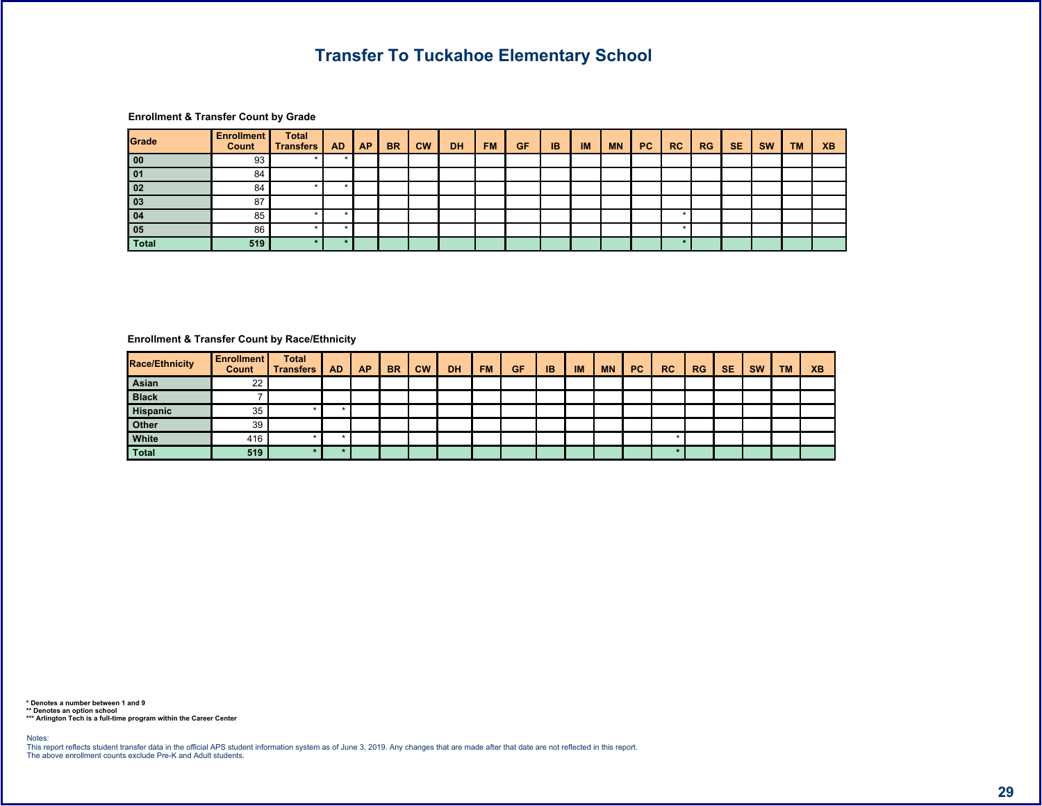# Transfer To Tuckahoe Elementary School

### Enrollment & Transfer Count by Grade

| Grade | Enrollment Count | Total Transfers | AD | AP | BR | CW | DH | FM | GF | IB | IM | MN | PC | RC | RG | SE | SW | TM | XB |
|---|---|---|---|---|---|---|---|---|---|---|---|---|---|---|---|---|---|---|---|
| 00 | 93 | * | * | | | | | | | | | | | | | | | | |
| 01 | 84 | | | | | | | | | | | | | | | | | | |
| 02 | 84 | * | * | | | | | | | | | | | | | | | | |
| 03 | 87 | | | | | | | | | | | | | | | | | | |
| 04 | 85 | * | * | | | | | | | | | | | * | | | | | |
| 05 | 86 | * | * | | | | | | | | | | | * | | | | | |
| Total | 519 | * | * | | | | | | | | | | | * | | | | | |

### Enrollment & Transfer Count by Race/Ethnicity

| Race/Ethnicity | Enrollment Count | Total Transfers | AD | AP | BR | CW | DH | FM | GF | IB | IM | MN | PC | RC | RG | SE | SW | TM | XB |
|---|---|---|---|---|---|---|---|---|---|---|---|---|---|---|---|---|---|---|---|
| Asian | 22 | | | | | | | | | | | | | | | | | | |
| Black | 7 | | | | | | | | | | | | | | | | | | |
| Hispanic | 35 | * | * | | | | | | | | | | | | | | | | |
| Other | 39 | | | | | | | | | | | | | | | | | | |
| White | 416 | * | * | | | | | | | | | | | * | | | | | |
| Total | 519 | * | * | | | | | | | | | | | * | | | | | |

**\* Denotes a number between 1 and 9**
**\*\* Denotes an option school**
**\*\*\* Arlington Tech is a full-time program within the Career Center**

Notes:
This report reflects student transfer data in the official APS student information system as of June 3, 2019. Any changes that are made after that date are not reflected in this report.
The above enrollment counts exclude Pre-K and Adult students.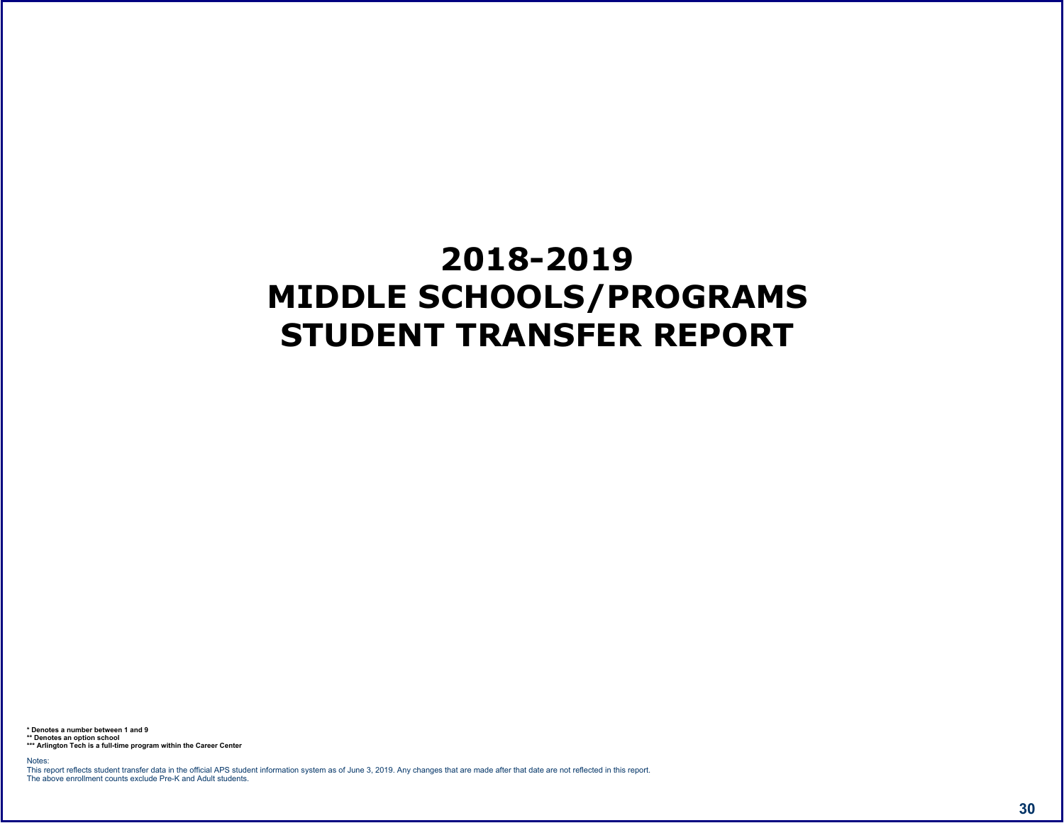# 2018-2019
# MIDDLE SCHOOLS/PROGRAMS
# STUDENT TRANSFER REPORT

**\* Denotes a number between 1 and 9**
**\*\* Denotes an option school**
**\*\*\* Arlington Tech is a full-time program within the Career Center**

Notes:
This report reflects student transfer data in the official APS student information system as of June 3, 2019. Any changes that are made after that date are not reflected in this report.
The above enrollment counts exclude Pre-K and Adult students.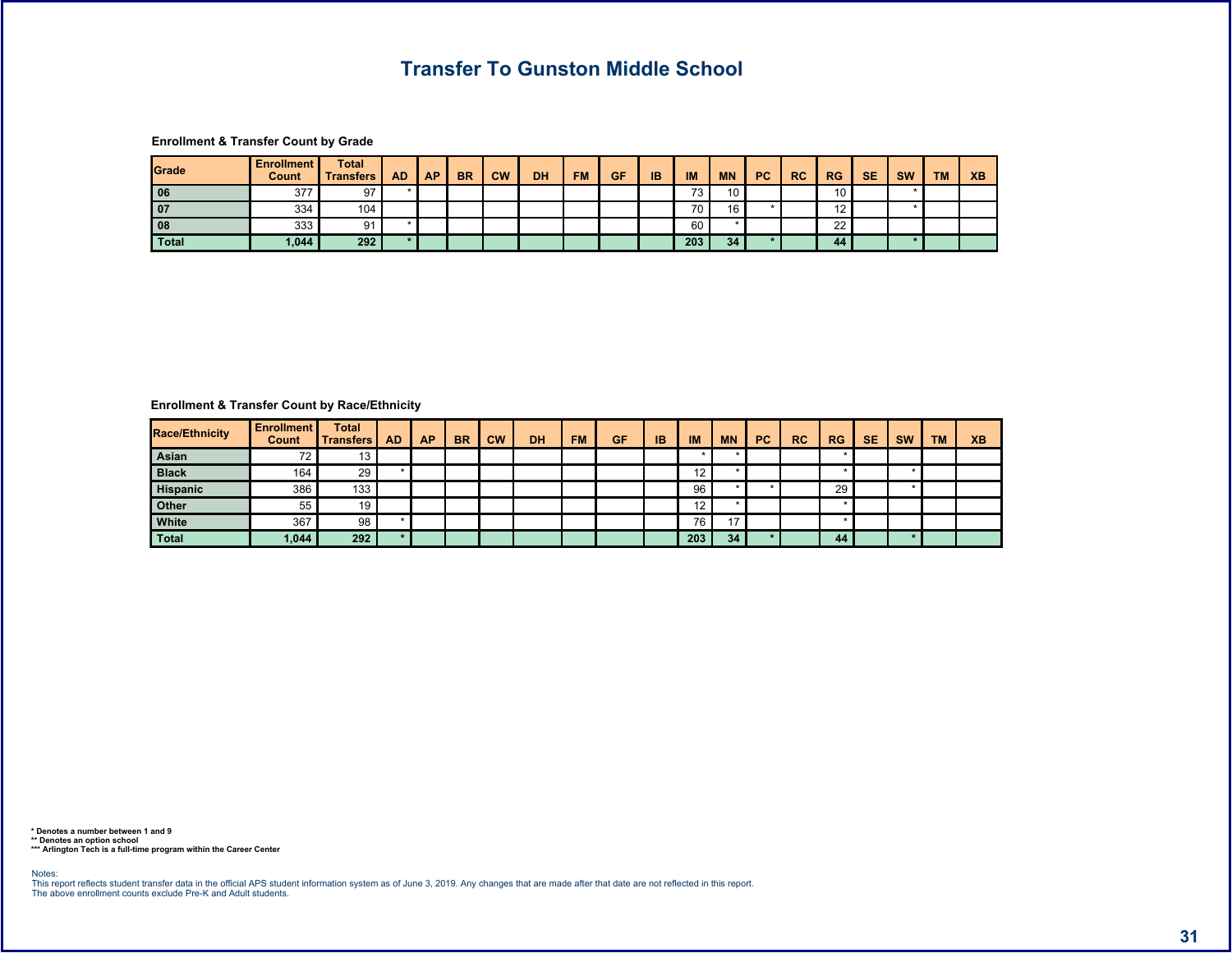# Transfer To Gunston Middle School

### Enrollment & Transfer Count by Grade

| Grade | Enrollment Count | Total Transfers | AD | AP | BR | CW | DH | FM | GF | IB | IM | MN | PC | RC | RG | SE | SW | TM | XB |
|---|---|---|---|---|---|---|---|---|---|---|---|---|---|---|---|---|---|---|---|
| 06 | 377 | 97 | * | | | | | | | | 73 | 10 | | | 10 | | * | | |
| 07 | 334 | 104 | | | | | | | | | 70 | 16 | * | | 12 | | * | | |
| 08 | 333 | 91 | * | | | | | | | | 60 | * | | | 22 | | | | |
| **Total** | **1,044** | **292** | * | | | | | | | | **203** | **34** | * | | **44** | | * | | |

### Enrollment & Transfer Count by Race/Ethnicity

| Race/Ethnicity | Enrollment Count | Total Transfers | AD | AP | BR | CW | DH | FM | GF | IB | IM | MN | PC | RC | RG | SE | SW | TM | XB |
|---|---|---|---|---|---|---|---|---|---|---|---|---|---|---|---|---|---|---|---|
| Asian | 72 | 13 | | | | | | | | | * | * | | | * | | | | |
| Black | 164 | 29 | * | | | | | | | | 12 | * | | | * | | * | | |
| Hispanic | 386 | 133 | | | | | | | | | 96 | * | * | | 29 | | * | | |
| Other | 55 | 19 | | | | | | | | | 12 | * | | | * | | | | |
| White | 367 | 98 | * | | | | | | | | 76 | 17 | | | * | | | | |
| **Total** | **1,044** | **292** | * | | | | | | | | **203** | **34** | * | | **44** | | * | | |

**\* Denotes a number between 1 and 9**
**\*\* Denotes an option school**
**\*\*\* Arlington Tech is a full-time program within the Career Center**

Notes:
This report reflects student transfer data in the official APS student information system as of June 3, 2019. Any changes that are made after that date are not reflected in this report.
The above enrollment counts exclude Pre-K and Adult students.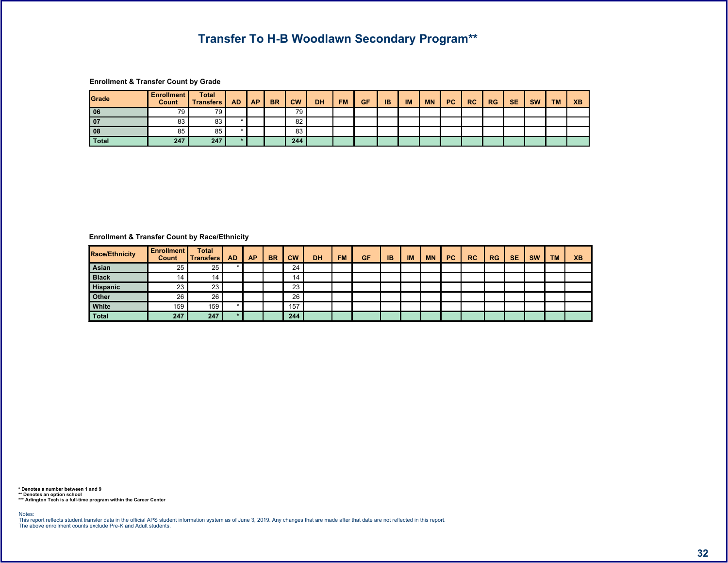# Transfer To H-B Woodlawn Secondary Program**

**Enrollment & Transfer Count by Grade**

| Grade | Enrollment Count | Total Transfers | AD | AP | BR | CW | DH | FM | GF | IB | IM | MN | PC | RC | RG | SE | SW | TM | XB |
|---|---|---|---|---|---|---|---|---|---|---|---|---|---|---|---|---|---|---|---|
| 06 | 79 | 79 | | | | 79 | | | | | | | | | | | | | |
| 07 | 83 | 83 | * | | | 82 | | | | | | | | | | | | | |
| 08 | 85 | 85 | * | | | 83 | | | | | | | | | | | | | |
| Total | 247 | 247 | * | | | 244 | | | | | | | | | | | | | |

**Enrollment & Transfer Count by Race/Ethnicity**

| Race/Ethnicity | Enrollment Count | Total Transfers | AD | AP | BR | CW | DH | FM | GF | IB | IM | MN | PC | RC | RG | SE | SW | TM | XB |
|---|---|---|---|---|---|---|---|---|---|---|---|---|---|---|---|---|---|---|---|
| Asian | 25 | 25 | * | | | 24 | | | | | | | | | | | | | |
| Black | 14 | 14 | | | | 14 | | | | | | | | | | | | | |
| Hispanic | 23 | 23 | | | | 23 | | | | | | | | | | | | | |
| Other | 26 | 26 | | | | 26 | | | | | | | | | | | | | |
| White | 159 | 159 | * | | | 157 | | | | | | | | | | | | | |
| Total | 247 | 247 | * | | | 244 | | | | | | | | | | | | | |

**\* Denotes a number between 1 and 9**
**\*\* Denotes an option school**
**\*\*\* Arlington Tech is a full-time program within the Career Center**

Notes:
This report reflects student transfer data in the official APS student information system as of June 3, 2019. Any changes that are made after that date are not reflected in this report.
The above enrollment counts exclude Pre-K and Adult students.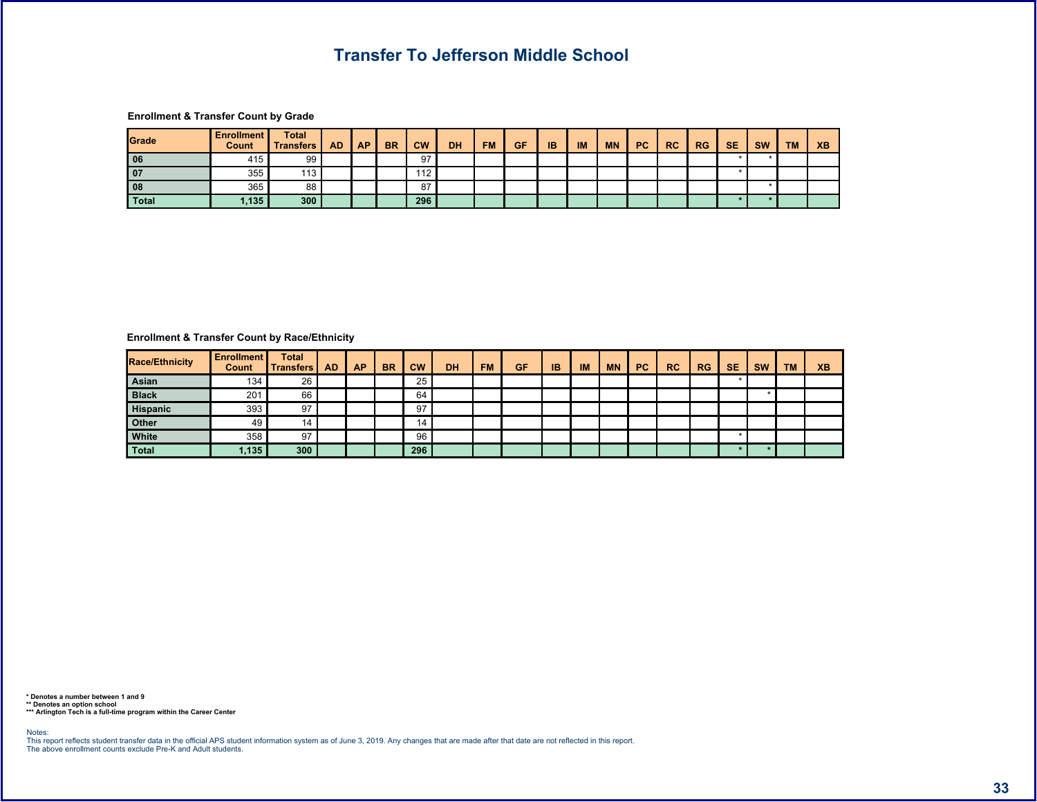# Transfer To Jefferson Middle School

### Enrollment & Transfer Count by Grade

| Grade | Enrollment Count | Total Transfers | AD | AP | BR | CW | DH | FM | GF | IB | IM | MN | PC | RC | RG | SE | SW | TM | XB |
|---|---|---|---|---|---|---|---|---|---|---|---|---|---|---|---|---|---|---|---|
| 06 | 415 | 99 | | | | 97 | | | | | | | | | | * | * | | |
| 07 | 355 | 113 | | | | 112 | | | | | | | | | | * | | | |
| 08 | 365 | 88 | | | | 87 | | | | | | | | | | | * | | |
| **Total** | **1,135** | **300** | | | | **296** | | | | | | | | | | ***** | ***** | | |

### Enrollment & Transfer Count by Race/Ethnicity

| Race/Ethnicity | Enrollment Count | Total Transfers | AD | AP | BR | CW | DH | FM | GF | IB | IM | MN | PC | RC | RG | SE | SW | TM | XB |
|---|---|---|---|---|---|---|---|---|---|---|---|---|---|---|---|---|---|---|---|
| Asian | 134 | 26 | | | | 25 | | | | | | | | | | * | | | |
| Black | 201 | 66 | | | | 64 | | | | | | | | | | | * | | |
| Hispanic | 393 | 97 | | | | 97 | | | | | | | | | | | | | |
| Other | 49 | 14 | | | | 14 | | | | | | | | | | | | | |
| White | 358 | 97 | | | | 96 | | | | | | | | | | * | | | |
| **Total** | **1,135** | **300** | | | | **296** | | | | | | | | | | ***** | ***** | | |

**\* Denotes a number between 1 and 9**
**\*\* Denotes an option school**
**\*\*\* Arlington Tech is a full-time program within the Career Center**

Notes:
This report reflects student transfer data in the official APS student information system as of June 3, 2019. Any changes that are made after that date are not reflected in this report.
The above enrollment counts exclude Pre-K and Adult students.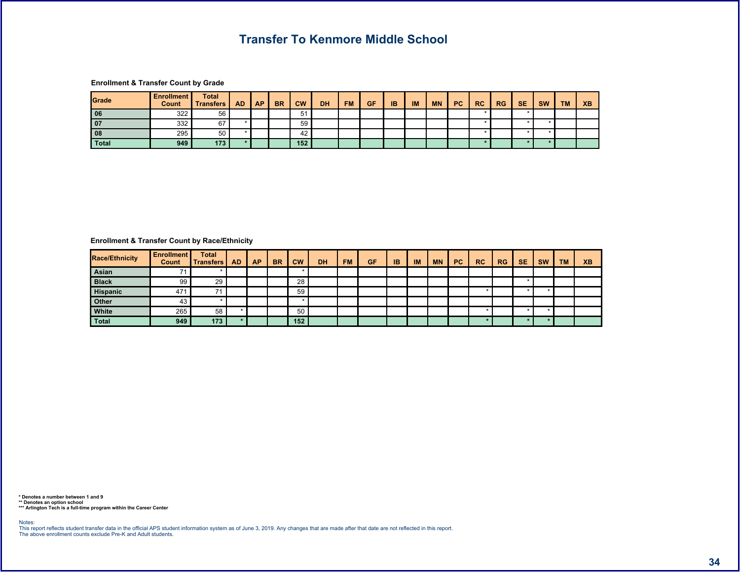# Transfer To Kenmore Middle School

### Enrollment & Transfer Count by Grade

| Grade | Enrollment Count | Total Transfers | AD | AP | BR | CW | DH | FM | GF | IB | IM | MN | PC | RC | RG | SE | SW | TM | XB |
|---|---|---|---|---|---|---|---|---|---|---|---|---|---|---|---|---|---|---|---|
| 06 | 322 | 56 | | | | 51 | | | | | | | | * | | * | | | |
| 07 | 332 | 67 | * | | | 59 | | | | | | | | * | | * | * | | |
| 08 | 295 | 50 | * | | | 42 | | | | | | | | * | | * | * | | |
| **Total** | **949** | **173** | **\*** | | | **152** | | | | | | | | **\*** | | **\*** | **\*** | | |

### Enrollment & Transfer Count by Race/Ethnicity

| Race/Ethnicity | Enrollment Count | Total Transfers | AD | AP | BR | CW | DH | FM | GF | IB | IM | MN | PC | RC | RG | SE | SW | TM | XB |
|---|---|---|---|---|---|---|---|---|---|---|---|---|---|---|---|---|---|---|---|
| Asian | 71 | * | | | | * | | | | | | | | | | | | | |
| Black | 99 | 29 | | | | 28 | | | | | | | | | | * | | | |
| Hispanic | 471 | 71 | | | | 59 | | | | | | | | * | | * | * | | |
| Other | 43 | * | | | | * | | | | | | | | | | | | | |
| White | 265 | 58 | * | | | 50 | | | | | | | | * | | * | * | | |
| **Total** | **949** | **173** | **\*** | | | **152** | | | | | | | | **\*** | | **\*** | **\*** | | |

**\* Denotes a number between 1 and 9**
**\*\* Denotes an option school**
**\*\*\* Arlington Tech is a full-time program within the Career Center**

Notes:
This report reflects student transfer data in the official APS student information system as of June 3, 2019. Any changes that are made after that date are not reflected in this report.
The above enrollment counts exclude Pre-K and Adult students.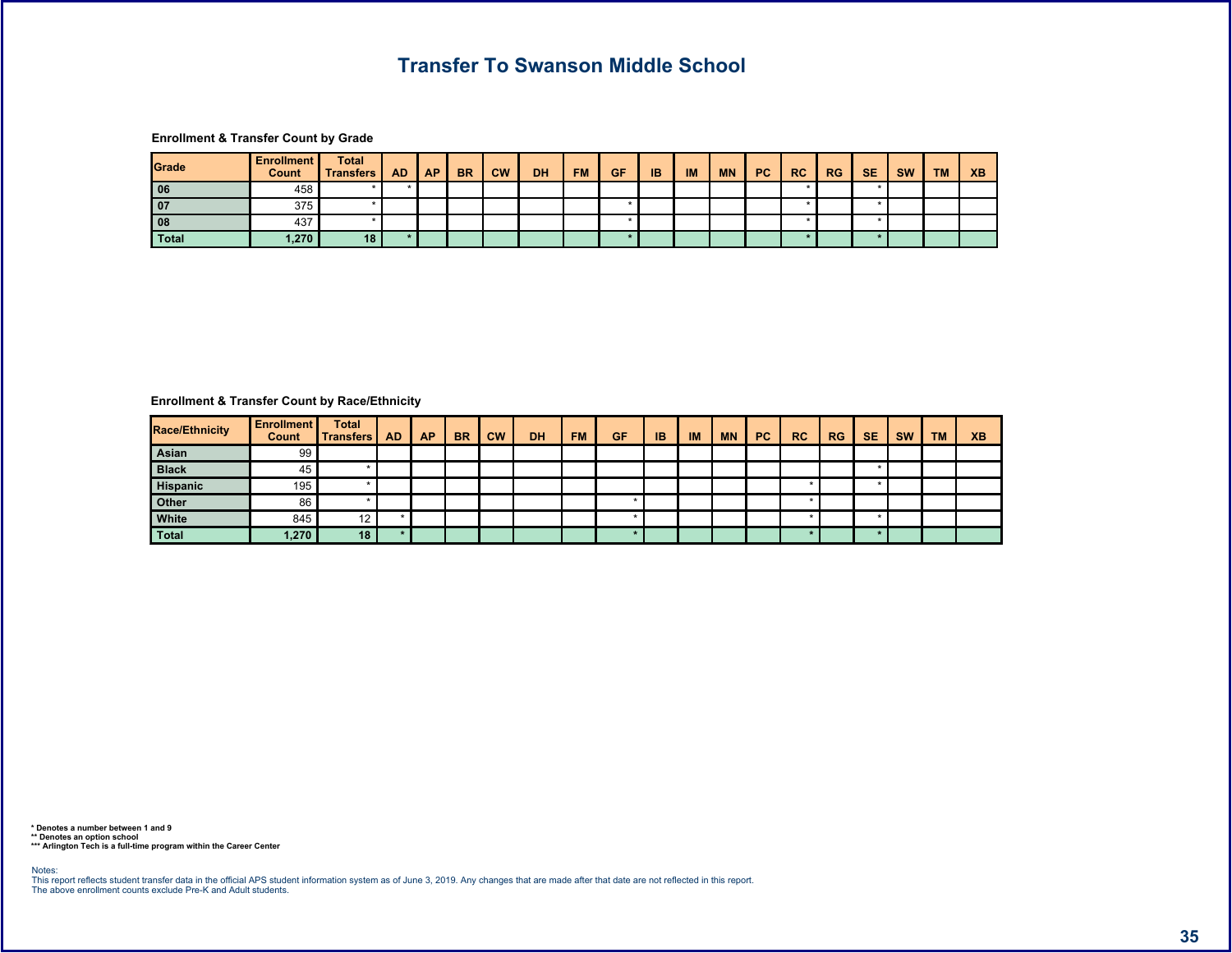# Transfer To Swanson Middle School

### Enrollment & Transfer Count by Grade

| Grade | Enrollment Count | Total Transfers | AD | AP | BR | CW | DH | FM | GF | IB | IM | MN | PC | RC | RG | SE | SW | TM | XB |
|---|---|---|---|---|---|---|---|---|---|---|---|---|---|---|---|---|---|---|---|
| 06 | 458 | * | * | | | | | | | | | | | * | | * | | | |
| 07 | 375 | * | | | | | | | * | | | | | * | | * | | | |
| 08 | 437 | * | | | | | | | * | | | | | * | | * | | | |
| **Total** | **1,270** | **18** | * | | | | | | * | | | | | * | | * | | | |

### Enrollment & Transfer Count by Race/Ethnicity

| Race/Ethnicity | Enrollment Count | Total Transfers | AD | AP | BR | CW | DH | FM | GF | IB | IM | MN | PC | RC | RG | SE | SW | TM | XB |
|---|---|---|---|---|---|---|---|---|---|---|---|---|---|---|---|---|---|---|---|
| Asian | 99 | | | | | | | | | | | | | | | | | | |
| Black | 45 | * | | | | | | | | | | | | | | * | | | |
| Hispanic | 195 | * | | | | | | | | | | | | * | | * | | | |
| Other | 86 | * | | | | | | | * | | | | | * | | | | | |
| White | 845 | 12 | * | | | | | | * | | | | | * | | * | | | |
| **Total** | **1,270** | **18** | * | | | | | | * | | | | | * | | * | | | |

**\* Denotes a number between 1 and 9**
**\*\* Denotes an option school**
**\*\*\* Arlington Tech is a full-time program within the Career Center**

Notes:
This report reflects student transfer data in the official APS student information system as of June 3, 2019. Any changes that are made after that date are not reflected in this report.
The above enrollment counts exclude Pre-K and Adult students.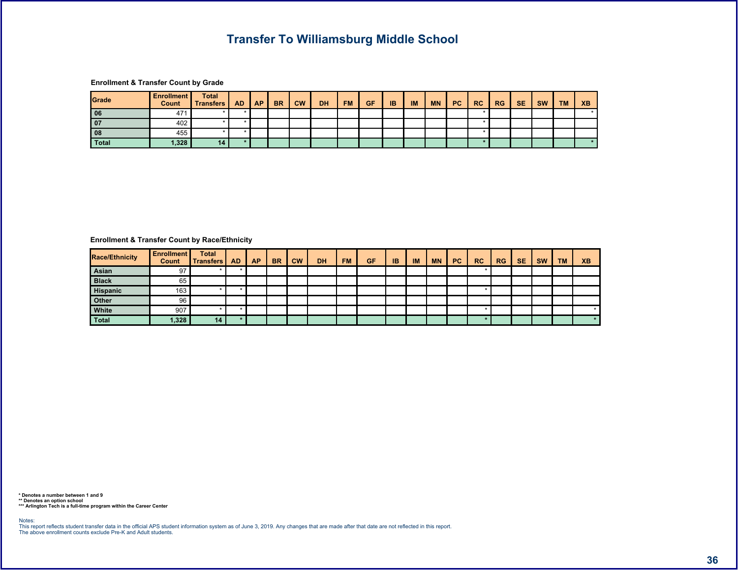# Transfer To Williamsburg Middle School

### Enrollment & Transfer Count by Grade

| Grade | Enrollment Count | Total Transfers | AD | AP | BR | CW | DH | FM | GF | IB | IM | MN | PC | RC | RG | SE | SW | TM | XB |
|---|---|---|---|---|---|---|---|---|---|---|---|---|---|---|---|---|---|---|---|
| 06 | 471 | * | * | | | | | | | | | | | * | | | | | * |
| 07 | 402 | * | * | | | | | | | | | | | * | | | | | |
| 08 | 455 | * | * | | | | | | | | | | | * | | | | | |
| Total | 1,328 | 14 | * | | | | | | | | | | | * | | | | | * |

### Enrollment & Transfer Count by Race/Ethnicity

| Race/Ethnicity | Enrollment Count | Total Transfers | AD | AP | BR | CW | DH | FM | GF | IB | IM | MN | PC | RC | RG | SE | SW | TM | XB |
|---|---|---|---|---|---|---|---|---|---|---|---|---|---|---|---|---|---|---|---|
| Asian | 97 | * | * | | | | | | | | | | | * | | | | | |
| Black | 65 | | | | | | | | | | | | | | | | | | |
| Hispanic | 163 | * | * | | | | | | | | | | | * | | | | | |
| Other | 96 | | | | | | | | | | | | | | | | | | |
| White | 907 | * | * | | | | | | | | | | | * | | | | | * |
| Total | 1,328 | 14 | * | | | | | | | | | | | * | | | | | * |

**\* Denotes a number between 1 and 9**
**\*\* Denotes an option school**
**\*\*\* Arlington Tech is a full-time program within the Career Center**

Notes:
This report reflects student transfer data in the official APS student information system as of June 3, 2019. Any changes that are made after that date are not reflected in this report.
The above enrollment counts exclude Pre-K and Adult students.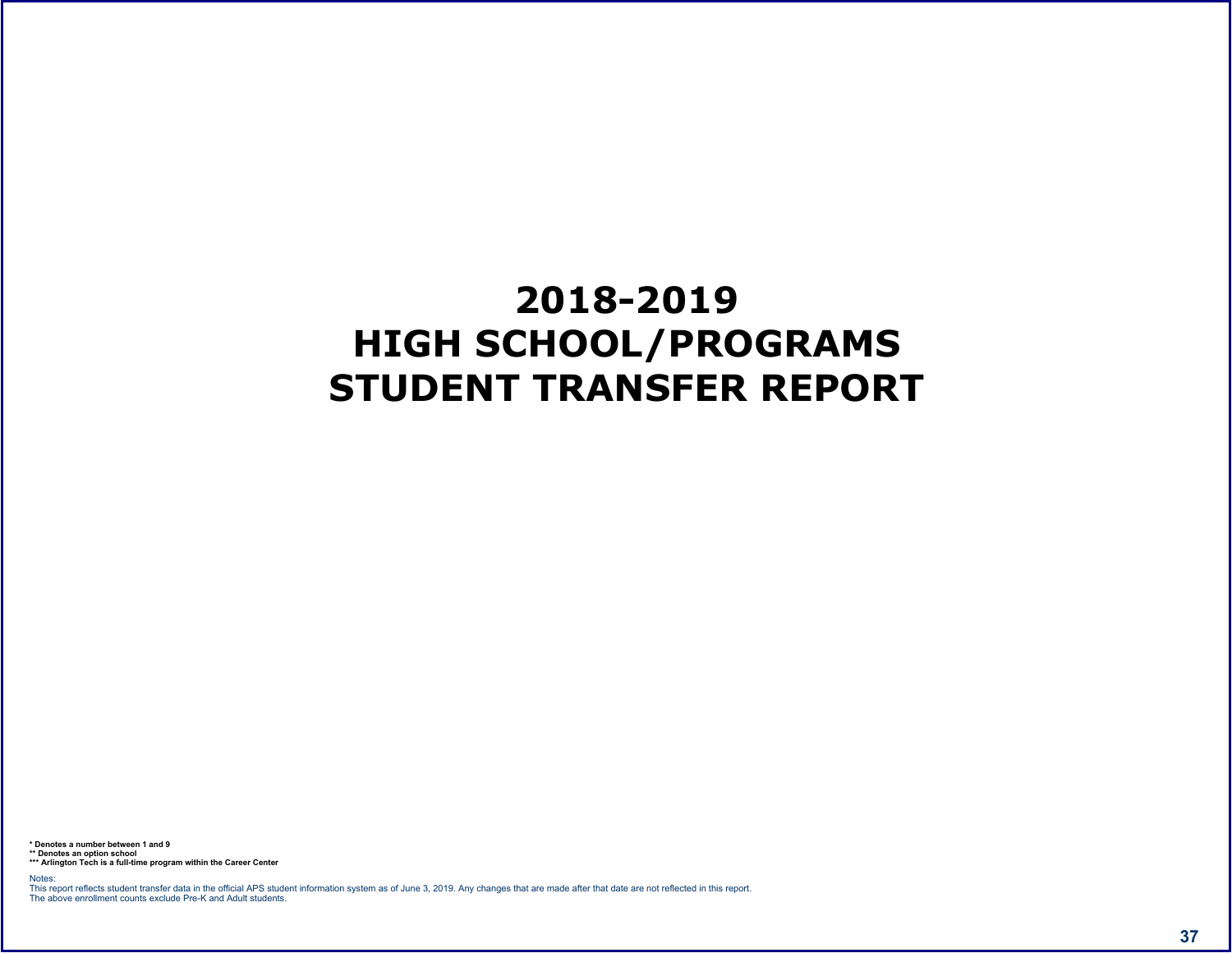# 2018-2019
# HIGH SCHOOL/PROGRAMS
# STUDENT TRANSFER REPORT

**\* Denotes a number between 1 and 9**
**\*\* Denotes an option school**
**\*\*\* Arlington Tech is a full-time program within the Career Center**

Notes:
This report reflects student transfer data in the official APS student information system as of June 3, 2019. Any changes that are made after that date are not reflected in this report.
The above enrollment counts exclude Pre-K and Adult students.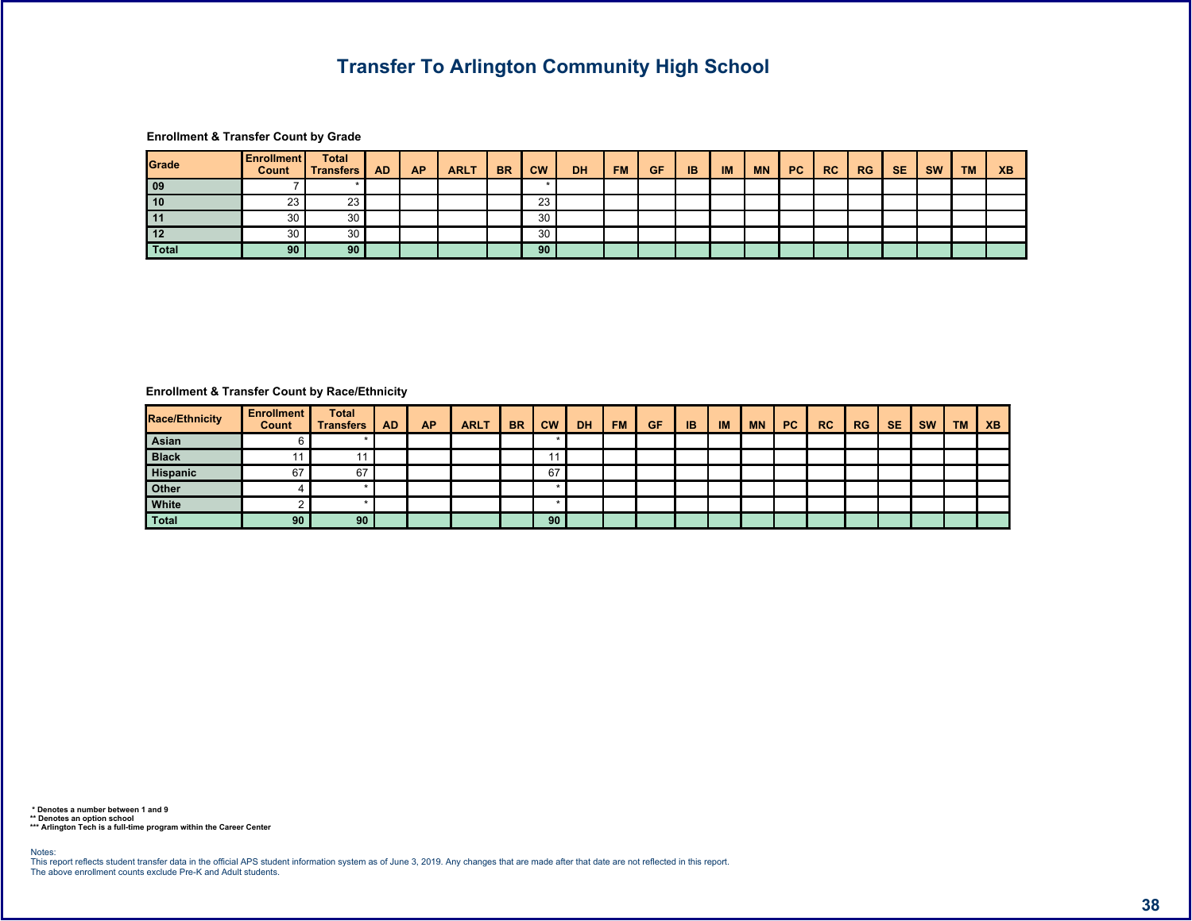# Transfer To Arlington Community High School

**Enrollment & Transfer Count by Grade**

| Grade | Enrollment Count | Total Transfers | AD | AP | ARLT | BR | CW | DH | FM | GF | IB | IM | MN | PC | RC | RG | SE | SW | TM | XB |
|---|---|---|---|---|---|---|---|---|---|---|---|---|---|---|---|---|---|---|---|---|
| 09 | 7 | * | | | | | * | | | | | | | | | | | | | |
| 10 | 23 | 23 | | | | | 23 | | | | | | | | | | | | | |
| 11 | 30 | 30 | | | | | 30 | | | | | | | | | | | | | |
| 12 | 30 | 30 | | | | | 30 | | | | | | | | | | | | | |
| **Total** | **90** | **90** | | | | | **90** | | | | | | | | | | | | | |

**Enrollment & Transfer Count by Race/Ethnicity**

| Race/Ethnicity | Enrollment Count | Total Transfers | AD | AP | ARLT | BR | CW | DH | FM | GF | IB | IM | MN | PC | RC | RG | SE | SW | TM | XB |
|---|---|---|---|---|---|---|---|---|---|---|---|---|---|---|---|---|---|---|---|---|
| Asian | 6 | * | | | | | * | | | | | | | | | | | | | |
| Black | 11 | 11 | | | | | 11 | | | | | | | | | | | | | |
| Hispanic | 67 | 67 | | | | | 67 | | | | | | | | | | | | | |
| Other | 4 | * | | | | | * | | | | | | | | | | | | | |
| White | 2 | * | | | | | * | | | | | | | | | | | | | |
| **Total** | **90** | **90** | | | | | **90** | | | | | | | | | | | | | |

**\* Denotes a number between 1 and 9**
**\*\* Denotes an option school**
**\*\*\* Arlington Tech is a full-time program within the Career Center**

Notes:
This report reflects student transfer data in the official APS student information system as of June 3, 2019. Any changes that are made after that date are not reflected in this report.
The above enrollment counts exclude Pre-K and Adult students.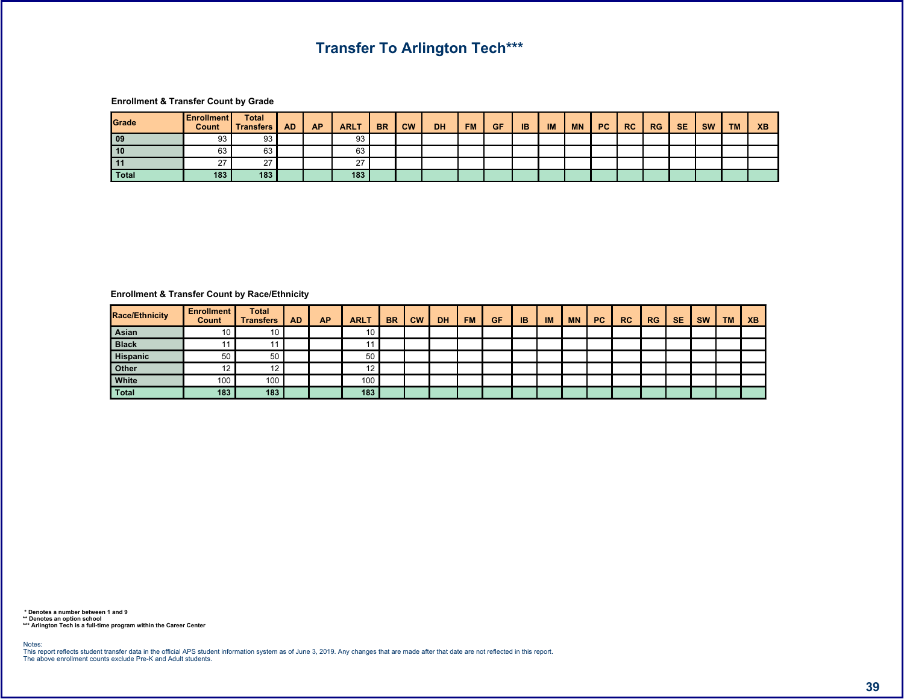# Transfer To Arlington Tech***

### Enrollment & Transfer Count by Grade

| Grade | Enrollment Count | Total Transfers | AD | AP | ARLT | BR | CW | DH | FM | GF | IB | IM | MN | PC | RC | RG | SE | SW | TM | XB |
|---|---|---|---|---|---|---|---|---|---|---|---|---|---|---|---|---|---|---|---|---|
| 09 | 93 | 93 | | | 93 | | | | | | | | | | | | | | | |
| 10 | 63 | 63 | | | 63 | | | | | | | | | | | | | | | |
| 11 | 27 | 27 | | | 27 | | | | | | | | | | | | | | | |
| Total | 183 | 183 | | | 183 | | | | | | | | | | | | | | | |

### Enrollment & Transfer Count by Race/Ethnicity

| Race/Ethnicity | Enrollment Count | Total Transfers | AD | AP | ARLT | BR | CW | DH | FM | GF | IB | IM | MN | PC | RC | RG | SE | SW | TM | XB |
|---|---|---|---|---|---|---|---|---|---|---|---|---|---|---|---|---|---|---|---|---|
| Asian | 10 | 10 | | | 10 | | | | | | | | | | | | | | | |
| Black | 11 | 11 | | | 11 | | | | | | | | | | | | | | | |
| Hispanic | 50 | 50 | | | 50 | | | | | | | | | | | | | | | |
| Other | 12 | 12 | | | 12 | | | | | | | | | | | | | | | |
| White | 100 | 100 | | | 100 | | | | | | | | | | | | | | | |
| Total | 183 | 183 | | | 183 | | | | | | | | | | | | | | | |

\* Denotes a number between 1 and 9
** Denotes an option school
*** Arlington Tech is a full-time program within the Career Center

Notes:
This report reflects student transfer data in the official APS student information system as of June 3, 2019. Any changes that are made after that date are not reflected in this report.
The above enrollment counts exclude Pre-K and Adult students.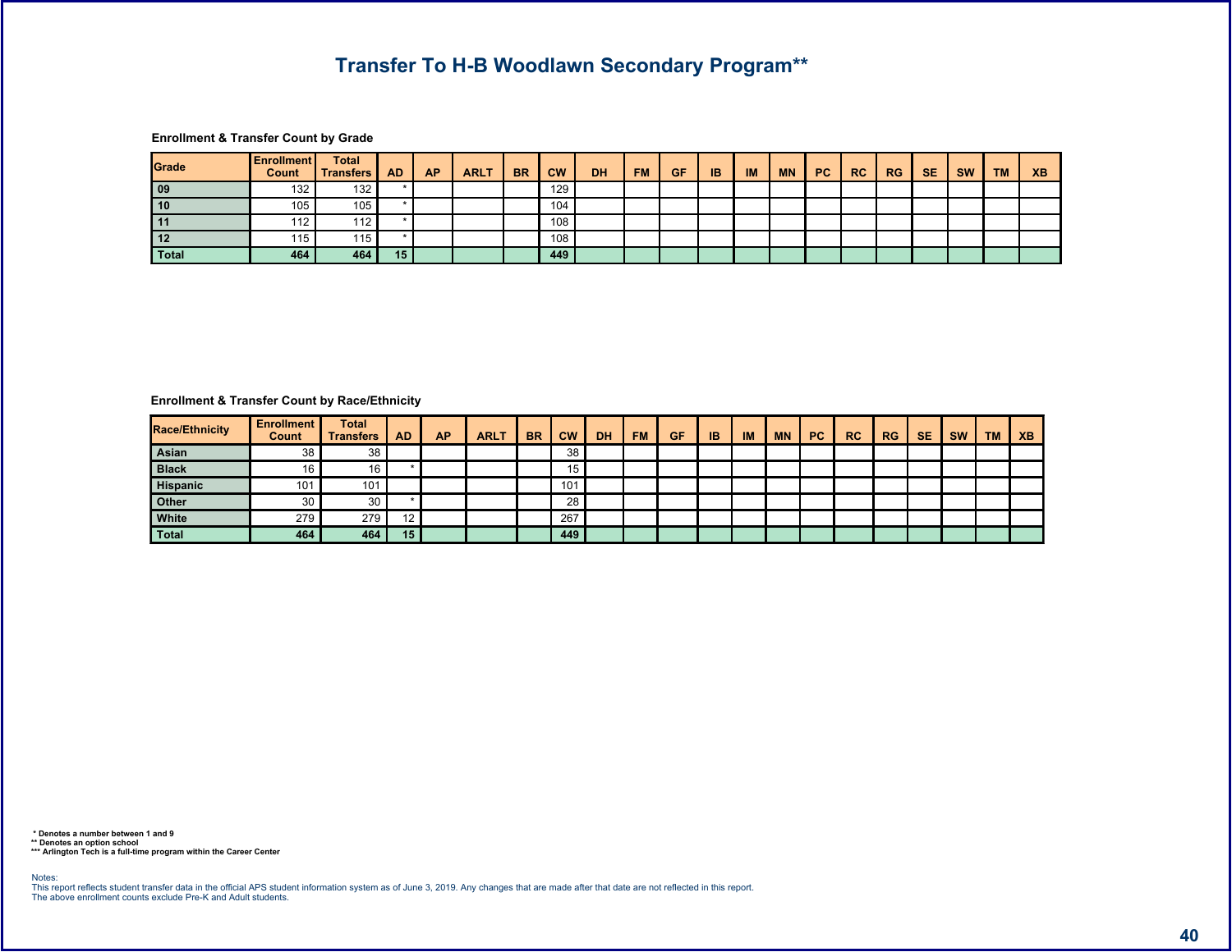# Transfer To H-B Woodlawn Secondary Program**

### Enrollment & Transfer Count by Grade

| Grade | Enrollment Count | Total Transfers | AD | AP | ARLT | BR | CW | DH | FM | GF | IB | IM | MN | PC | RC | RG | SE | SW | TM | XB |
|---|---|---|---|---|---|---|---|---|---|---|---|---|---|---|---|---|---|---|---|---|
| 09 | 132 | 132 | * | | | | 129 | | | | | | | | | | | | | |
| 10 | 105 | 105 | * | | | | 104 | | | | | | | | | | | | | |
| 11 | 112 | 112 | * | | | | 108 | | | | | | | | | | | | | |
| 12 | 115 | 115 | * | | | | 108 | | | | | | | | | | | | | |
| Total | 464 | 464 | 15 | | | | 449 | | | | | | | | | | | | | |

### Enrollment & Transfer Count by Race/Ethnicity

| Race/Ethnicity | Enrollment Count | Total Transfers | AD | AP | ARLT | BR | CW | DH | FM | GF | IB | IM | MN | PC | RC | RG | SE | SW | TM | XB |
|---|---|---|---|---|---|---|---|---|---|---|---|---|---|---|---|---|---|---|---|---|
| Asian | 38 | 38 | | | | | 38 | | | | | | | | | | | | | |
| Black | 16 | 16 | * | | | | 15 | | | | | | | | | | | | | |
| Hispanic | 101 | 101 | | | | | 101 | | | | | | | | | | | | | |
| Other | 30 | 30 | * | | | | 28 | | | | | | | | | | | | | |
| White | 279 | 279 | 12 | | | | 267 | | | | | | | | | | | | | |
| Total | 464 | 464 | 15 | | | | 449 | | | | | | | | | | | | | |

**\* Denotes a number between 1 and 9**
**\*\* Denotes an option school**
**\*\*\* Arlington Tech is a full-time program within the Career Center**

Notes:
This report reflects student transfer data in the official APS student information system as of June 3, 2019. Any changes that are made after that date are not reflected in this report.
The above enrollment counts exclude Pre-K and Adult students.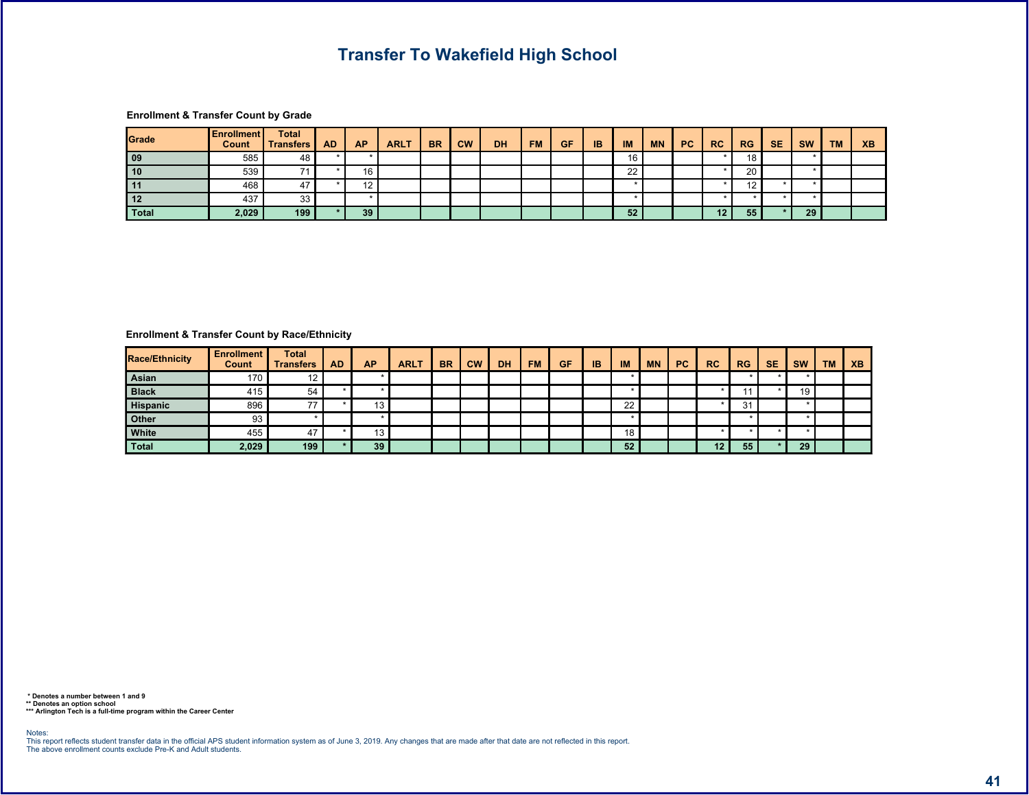# Transfer To Wakefield High School

### Enrollment & Transfer Count by Grade

| Grade | Enrollment Count | Total Transfers | AD | AP | ARLT | BR | CW | DH | FM | GF | IB | IM | MN | PC | RC | RG | SE | SW | TM | XB |
|---|---|---|---|---|---|---|---|---|---|---|---|---|---|---|---|---|---|---|---|---|
| 09 | 585 | 48 | * | * | | | | | | | | 16 | | | * | 18 | | * | | |
| 10 | 539 | 71 | * | 16 | | | | | | | | 22 | | | * | 20 | | * | | |
| 11 | 468 | 47 | * | 12 | | | | | | | | * | | | * | 12 | * | * | | |
| 12 | 437 | 33 | | * | | | | | | | | * | | | * | * | * | * | | |
| **Total** | **2,029** | **199** | **\*** | **39** | | | | | | | | **52** | | | **12** | **55** | **\*** | **29** | | |

### Enrollment & Transfer Count by Race/Ethnicity

| Race/Ethnicity | Enrollment Count | Total Transfers | AD | AP | ARLT | BR | CW | DH | FM | GF | IB | IM | MN | PC | RC | RG | SE | SW | TM | XB |
|---|---|---|---|---|---|---|---|---|---|---|---|---|---|---|---|---|---|---|---|---|
| Asian | 170 | 12 | | * | | | | | | | | * | | | | * | * | * | | |
| Black | 415 | 54 | * | * | | | | | | | | * | | | * | 11 | * | 19 | | |
| Hispanic | 896 | 77 | * | 13 | | | | | | | | 22 | | | * | 31 | | * | | |
| Other | 93 | * | | * | | | | | | | | * | | | | * | | * | | |
| White | 455 | 47 | * | 13 | | | | | | | | 18 | | | * | * | * | * | | |
| **Total** | **2,029** | **199** | **\*** | **39** | | | | | | | | **52** | | | **12** | **55** | **\*** | **29** | | |

**\* Denotes a number between 1 and 9**
**\*\* Denotes an option school**
**\*\*\* Arlington Tech is a full-time program within the Career Center**

Notes:
This report reflects student transfer data in the official APS student information system as of June 3, 2019. Any changes that are made after that date are not reflected in this report.
The above enrollment counts exclude Pre-K and Adult students.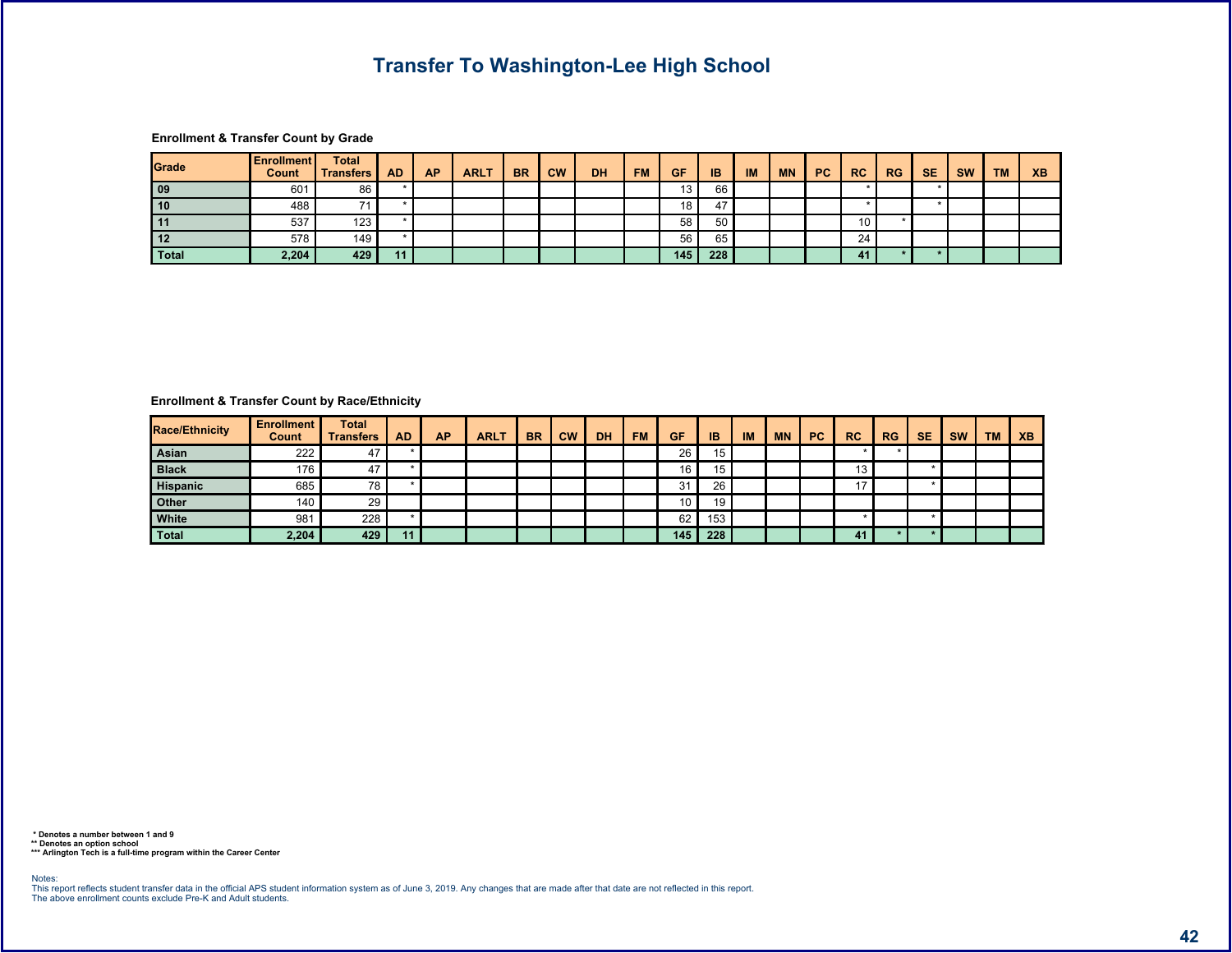# Transfer To Washington-Lee High School

### Enrollment & Transfer Count by Grade

| Grade | Enrollment Count | Total Transfers | AD | AP | ARLT | BR | CW | DH | FM | GF | IB | IM | MN | PC | RC | RG | SE | SW | TM | XB |
|---|---|---|---|---|---|---|---|---|---|---|---|---|---|---|---|---|---|---|---|---|
| 09 | 601 | 86 | * | | | | | | | 13 | 66 | | | | * | | * | | | |
| 10 | 488 | 71 | * | | | | | | | 18 | 47 | | | | * | | * | | | |
| 11 | 537 | 123 | * | | | | | | | 58 | 50 | | | | 10 | * | | | | |
| 12 | 578 | 149 | * | | | | | | | 56 | 65 | | | | 24 | | | | | |
| **Total** | **2,204** | **429** | **11** | | | | | | | **145** | **228** | | | | **41** | **\*** | **\*** | | | |

### Enrollment & Transfer Count by Race/Ethnicity

| Race/Ethnicity | Enrollment Count | Total Transfers | AD | AP | ARLT | BR | CW | DH | FM | GF | IB | IM | MN | PC | RC | RG | SE | SW | TM | XB |
|---|---|---|---|---|---|---|---|---|---|---|---|---|---|---|---|---|---|---|---|---|
| Asian | 222 | 47 | * | | | | | | | 26 | 15 | | | | * | * | | | | |
| Black | 176 | 47 | * | | | | | | | 16 | 15 | | | | 13 | | * | | | |
| Hispanic | 685 | 78 | * | | | | | | | 31 | 26 | | | | 17 | | * | | | |
| Other | 140 | 29 | | | | | | | | 10 | 19 | | | | | | | | | |
| White | 981 | 228 | * | | | | | | | 62 | 153 | | | | * | | * | | | |
| **Total** | **2,204** | **429** | **11** | | | | | | | **145** | **228** | | | | **41** | **\*** | **\*** | | | |

**\* Denotes a number between 1 and 9**
**\*\* Denotes an option school**
**\*\*\* Arlington Tech is a full-time program within the Career Center**

Notes:
This report reflects student transfer data in the official APS student information system as of June 3, 2019. Any changes that are made after that date are not reflected in this report.
The above enrollment counts exclude Pre-K and Adult students.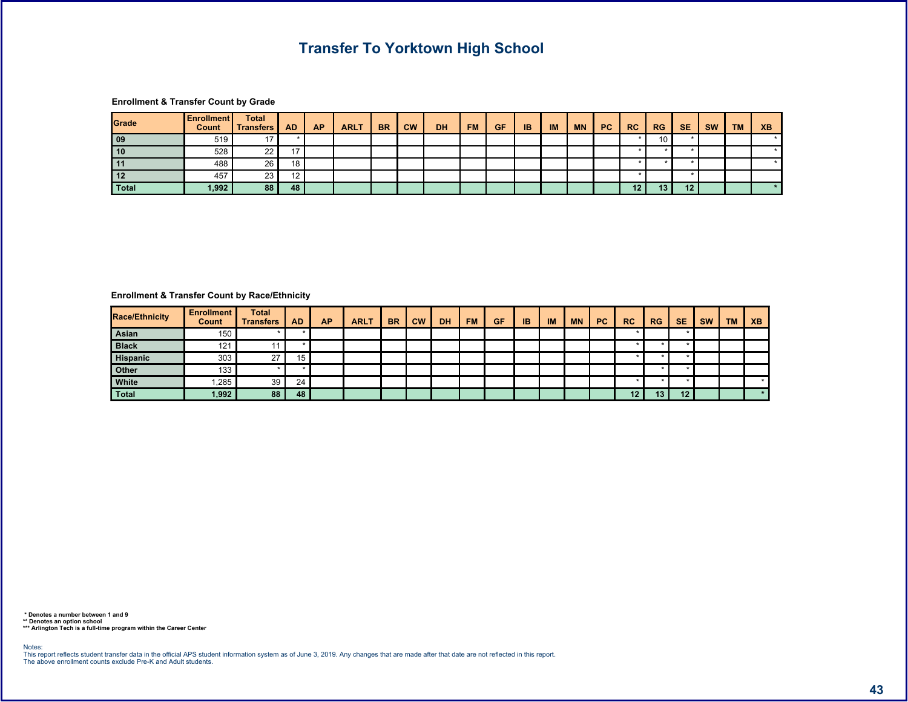# Transfer To Yorktown High School

### Enrollment & Transfer Count by Grade

| Grade | Enrollment Count | Total Transfers | AD | AP | ARLT | BR | CW | DH | FM | GF | IB | IM | MN | PC | RC | RG | SE | SW | TM | XB |
|---|---|---|---|---|---|---|---|---|---|---|---|---|---|---|---|---|---|---|---|---|
| 09 | 519 | 17 | * | | | | | | | | | | | | * | 10 | * | | | * |
| 10 | 528 | 22 | 17 | | | | | | | | | | | | * | * | * | | | * |
| 11 | 488 | 26 | 18 | | | | | | | | | | | | * | * | * | | | * |
| 12 | 457 | 23 | 12 | | | | | | | | | | | | * | | * | | | |
| **Total** | **1,992** | **88** | **48** | | | | | | | | | | | | **12** | **13** | **12** | | | * |

### Enrollment & Transfer Count by Race/Ethnicity

| Race/Ethnicity | Enrollment Count | Total Transfers | AD | AP | ARLT | BR | CW | DH | FM | GF | IB | IM | MN | PC | RC | RG | SE | SW | TM | XB |
|---|---|---|---|---|---|---|---|---|---|---|---|---|---|---|---|---|---|---|---|---|
| Asian | 150 | * | * | | | | | | | | | | | | * | | * | | | |
| Black | 121 | 11 | * | | | | | | | | | | | | * | * | * | | | |
| Hispanic | 303 | 27 | 15 | | | | | | | | | | | | * | * | * | | | |
| Other | 133 | * | * | | | | | | | | | | | | | * | * | | | |
| White | 1,285 | 39 | 24 | | | | | | | | | | | | * | * | * | | | * |
| **Total** | **1,992** | **88** | **48** | | | | | | | | | | | | **12** | **13** | **12** | | | * |

**\* Denotes a number between 1 and 9**
**\*\* Denotes an option school**
**\*\*\* Arlington Tech is a full-time program within the Career Center**

Notes:
This report reflects student transfer data in the official APS student information system as of June 3, 2019. Any changes that are made after that date are not reflected in this report.
The above enrollment counts exclude Pre-K and Adult students.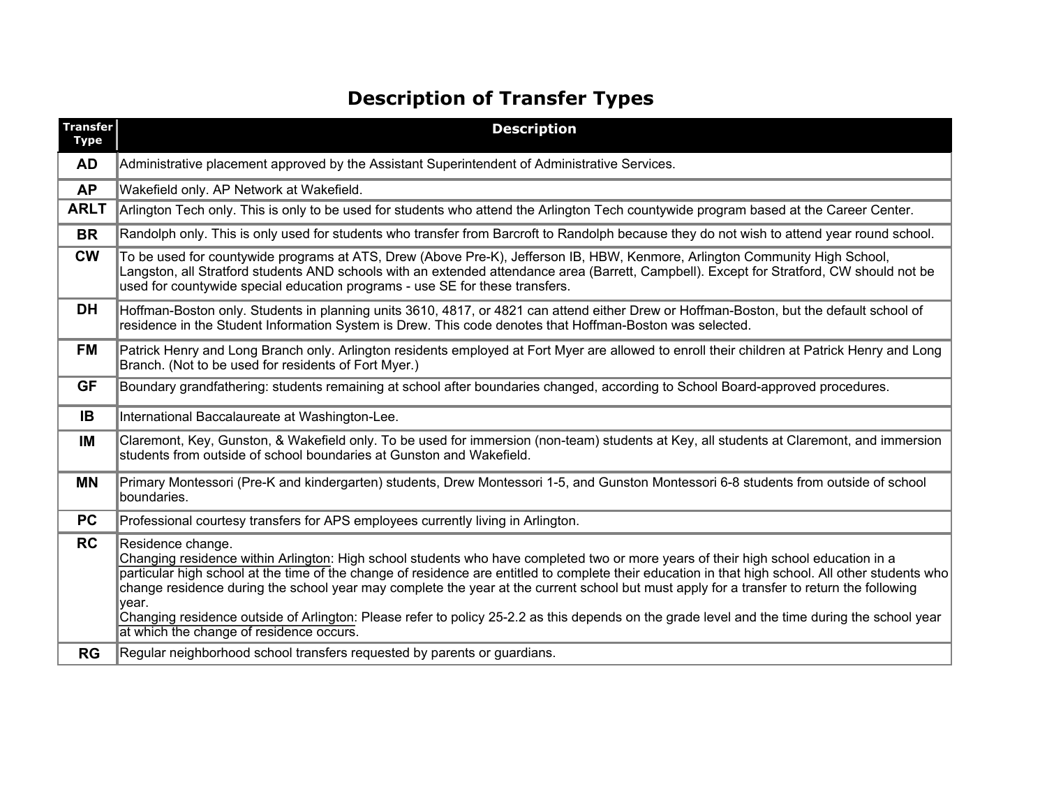# Description of Transfer Types

| Transfer Type | Description |
|---|---|
| **AD** | Administrative placement approved by the Assistant Superintendent of Administrative Services. |
| **AP** | Wakefield only. AP Network at Wakefield. |
| **ARLT** | Arlington Tech only. This is only to be used for students who attend the Arlington Tech countywide program based at the Career Center. |
| **BR** | Randolph only. This is only used for students who transfer from Barcroft to Randolph because they do not wish to attend year round school. |
| **CW** | To be used for countywide programs at ATS, Drew (Above Pre-K), Jefferson IB, HBW, Kenmore, Arlington Community High School, Langston, all Stratford students AND schools with an extended attendance area (Barrett, Campbell). Except for Stratford, CW should not be used for countywide special education programs - use SE for these transfers. |
| **DH** | Hoffman-Boston only. Students in planning units 3610, 4817, or 4821 can attend either Drew or Hoffman-Boston, but the default school of residence in the Student Information System is Drew. This code denotes that Hoffman-Boston was selected. |
| **FM** | Patrick Henry and Long Branch only. Arlington residents employed at Fort Myer are allowed to enroll their children at Patrick Henry and Long Branch. (Not to be used for residents of Fort Myer.) |
| **GF** | Boundary grandfathering: students remaining at school after boundaries changed, according to School Board-approved procedures. |
| **IB** | International Baccalaureate at Washington-Lee. |
| **IM** | Claremont, Key, Gunston, & Wakefield only. To be used for immersion (non-team) students at Key, all students at Claremont, and immersion students from outside of school boundaries at Gunston and Wakefield. |
| **MN** | Primary Montessori (Pre-K and kindergarten) students, Drew Montessori 1-5, and Gunston Montessori 6-8 students from outside of school boundaries. |
| **PC** | Professional courtesy transfers for APS employees currently living in Arlington. |
| **RC** | Residence change.<br>Changing residence within Arlington: High school students who have completed two or more years of their high school education in a particular high school at the time of the change of residence are entitled to complete their education in that high school. All other students who change residence during the school year may complete the year at the current school but must apply for a transfer to return the following year.<br>Changing residence outside of Arlington: Please refer to policy 25-2.2 as this depends on the grade level and the time during the school year at which the change of residence occurs. |
| **RG** | Regular neighborhood school transfers requested by parents or guardians. |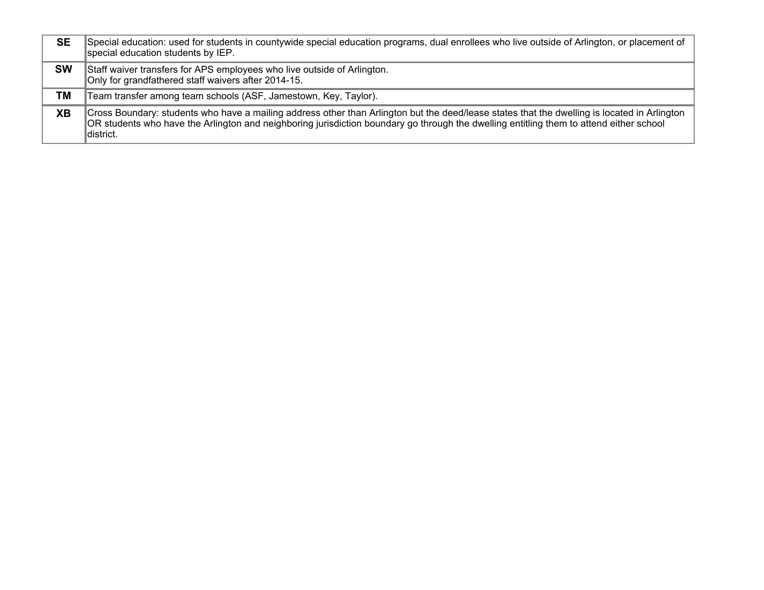| | |
|---|---|
| **SE** | Special education: used for students in countywide special education programs, dual enrollees who live outside of Arlington, or placement of special education students by IEP. |
| **SW** | Staff waiver transfers for APS employees who live outside of Arlington.<br>Only for grandfathered staff waivers after 2014-15. |
| **TM** | Team transfer among team schools (ASF, Jamestown, Key, Taylor). |
| **XB** | Cross Boundary: students who have a mailing address other than Arlington but the deed/lease states that the dwelling is located in Arlington OR students who have the Arlington and neighboring jurisdiction boundary go through the dwelling entitling them to attend either school district. |